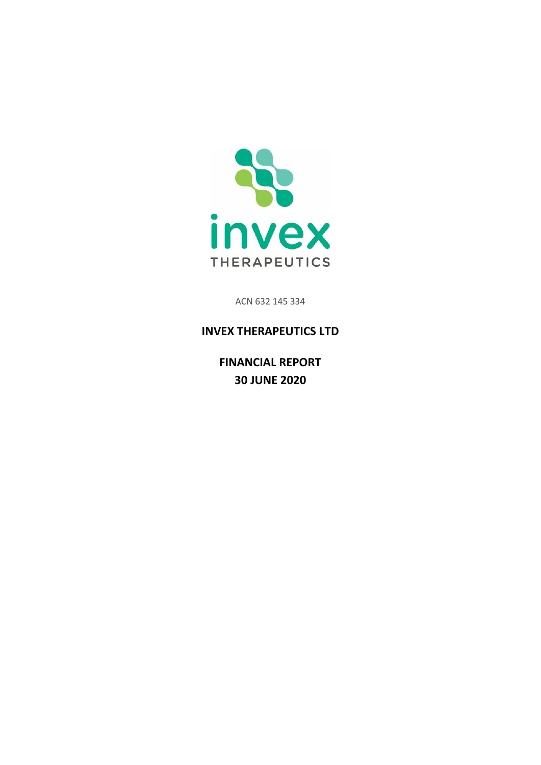invex

THERAPEUTICS

ACN 632 145 334

**INVEX THERAPEUTICS LTD**

**FINANCIAL REPORT**

**30 JUNE 2020**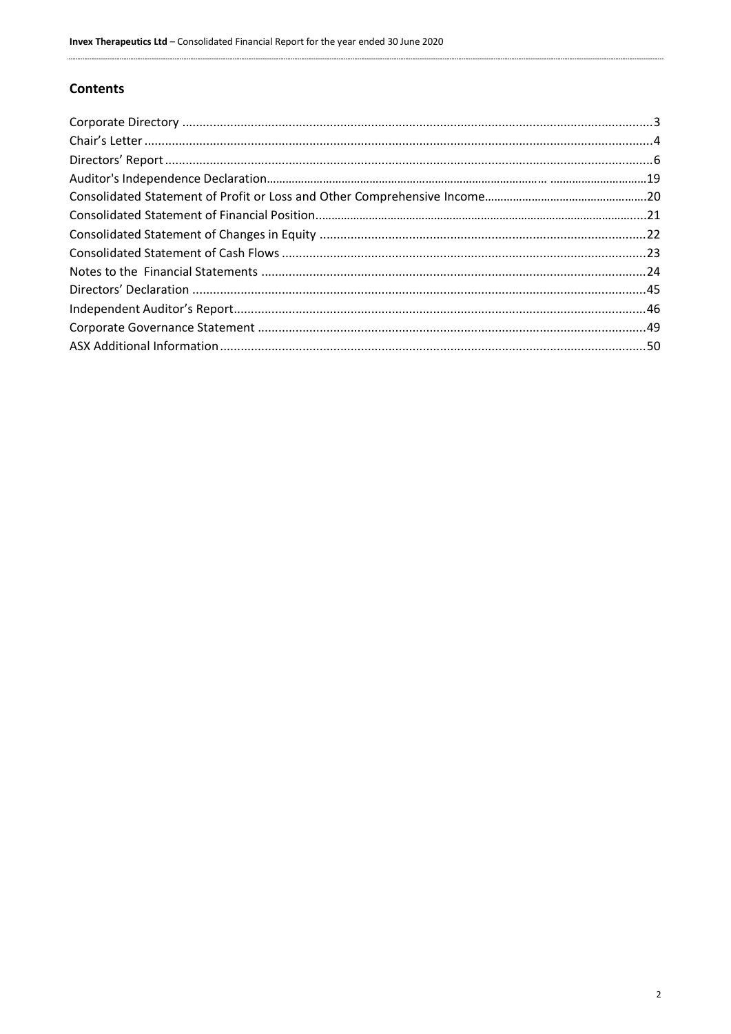## Contents

Corporate Directory ........................................................................................................................................3
Chair's Letter ...................................................................................................................................................4
Directors' Report .............................................................................................................................................6
Auditor's Independence Declaration.........................................................................................................19
Consolidated Statement of Profit or Loss and Other Comprehensive Income...................................................20
Consolidated Statement of Financial Position.................................................................................................21
Consolidated Statement of Changes in Equity ...............................................................................................22
Consolidated Statement of Cash Flows ..........................................................................................................23
Notes to the  Financial Statements ................................................................................................................24
Directors' Declaration ....................................................................................................................................45
Independent Auditor's Report........................................................................................................................46
Corporate Governance Statement .................................................................................................................49
ASX Additional Information ...........................................................................................................................50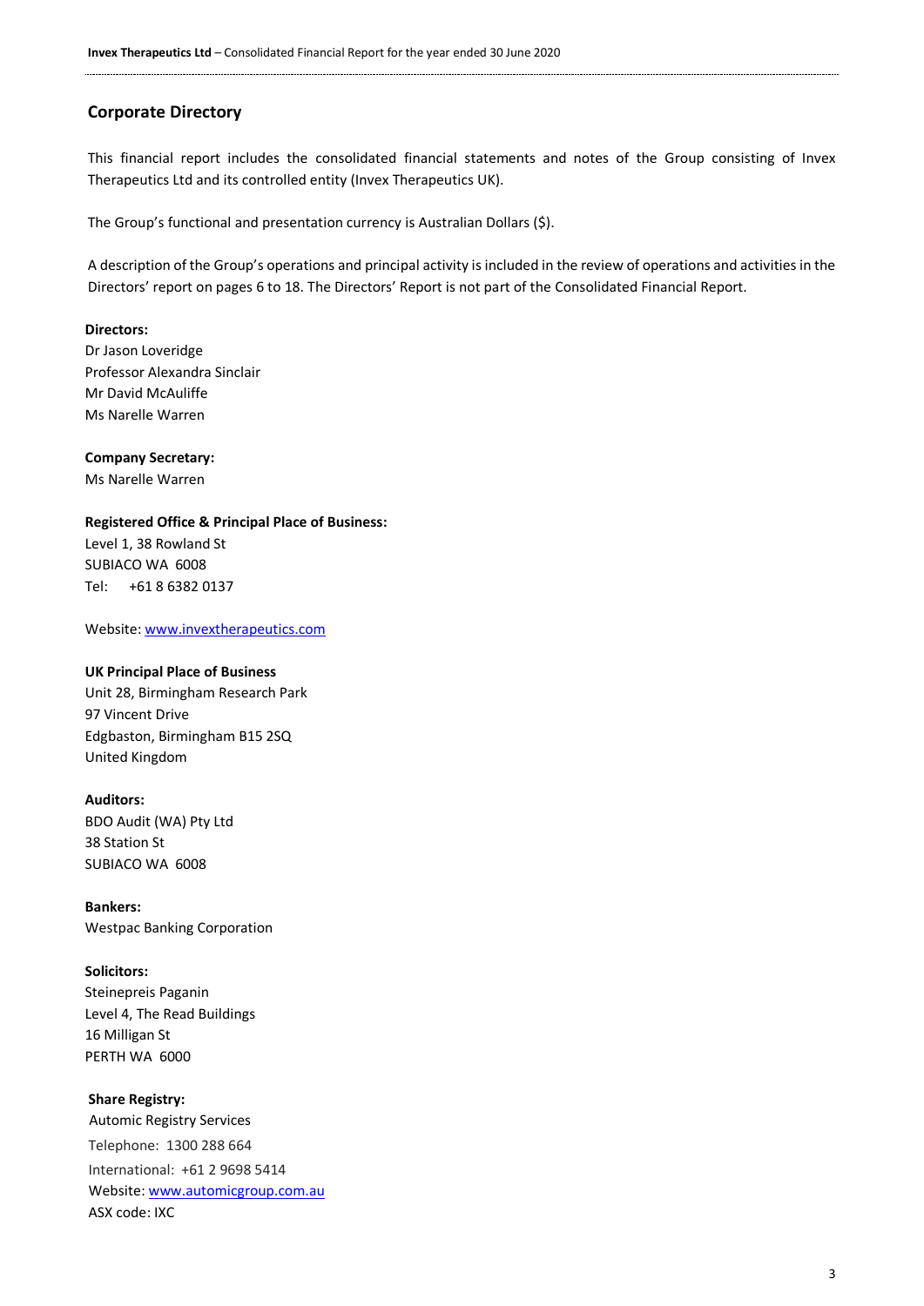## Corporate Directory

This financial report includes the consolidated financial statements and notes of the Group consisting of Invex Therapeutics Ltd and its controlled entity (Invex Therapeutics UK).

The Group's functional and presentation currency is Australian Dollars ($).

A description of the Group's operations and principal activity is included in the review of operations and activities in the Directors' report on pages 6 to 18. The Directors' Report is not part of the Consolidated Financial Report.

**Directors:**
Dr Jason Loveridge
Professor Alexandra Sinclair
Mr David McAuliffe
Ms Narelle Warren

**Company Secretary:**
Ms Narelle Warren

**Registered Office & Principal Place of Business:**
Level 1, 38 Rowland St
SUBIACO WA 6008
Tel: +61 8 6382 0137

Website: www.invextherapeutics.com

**UK Principal Place of Business**
Unit 28, Birmingham Research Park
97 Vincent Drive
Edgbaston, Birmingham B15 2SQ
United Kingdom

**Auditors:**
BDO Audit (WA) Pty Ltd
38 Station St
SUBIACO WA 6008

**Bankers:**
Westpac Banking Corporation

**Solicitors:**
Steinepreis Paganin
Level 4, The Read Buildings
16 Milligan St
PERTH WA 6000

**Share Registry:**
Automic Registry Services
Telephone: 1300 288 664
International: +61 2 9698 5414
Website: www.automicgroup.com.au
ASX code: IXC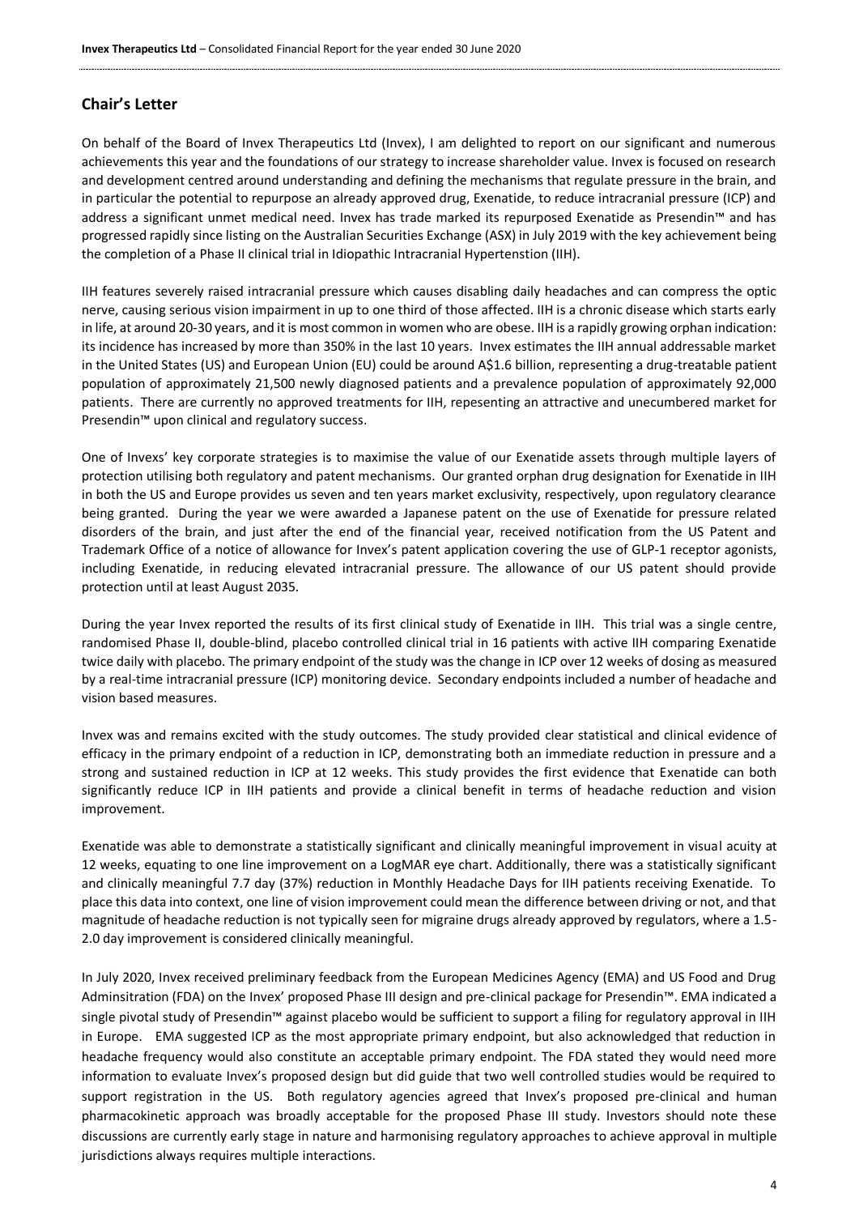## Chair's Letter

On behalf of the Board of Invex Therapeutics Ltd (Invex), I am delighted to report on our significant and numerous achievements this year and the foundations of our strategy to increase shareholder value. Invex is focused on research and development centred around understanding and defining the mechanisms that regulate pressure in the brain, and in particular the potential to repurpose an already approved drug, Exenatide, to reduce intracranial pressure (ICP) and address a significant unmet medical need. Invex has trade marked its repurposed Exenatide as Presendin™ and has progressed rapidly since listing on the Australian Securities Exchange (ASX) in July 2019 with the key achievement being the completion of a Phase II clinical trial in Idiopathic Intracranial Hypertenstion (IIH).

IIH features severely raised intracranial pressure which causes disabling daily headaches and can compress the optic nerve, causing serious vision impairment in up to one third of those affected. IIH is a chronic disease which starts early in life, at around 20-30 years, and it is most common in women who are obese. IIH is a rapidly growing orphan indication: its incidence has increased by more than 350% in the last 10 years. Invex estimates the IIH annual addressable market in the United States (US) and European Union (EU) could be around A$1.6 billion, representing a drug-treatable patient population of approximately 21,500 newly diagnosed patients and a prevalence population of approximately 92,000 patients. There are currently no approved treatments for IIH, repesenting an attractive and unecumbered market for Presendin™ upon clinical and regulatory success.

One of Invexs' key corporate strategies is to maximise the value of our Exenatide assets through multiple layers of protection utilising both regulatory and patent mechanisms. Our granted orphan drug designation for Exenatide in IIH in both the US and Europe provides us seven and ten years market exclusivity, respectively, upon regulatory clearance being granted. During the year we were awarded a Japanese patent on the use of Exenatide for pressure related disorders of the brain, and just after the end of the financial year, received notification from the US Patent and Trademark Office of a notice of allowance for Invex's patent application covering the use of GLP-1 receptor agonists, including Exenatide, in reducing elevated intracranial pressure. The allowance of our US patent should provide protection until at least August 2035.

During the year Invex reported the results of its first clinical study of Exenatide in IIH. This trial was a single centre, randomised Phase II, double-blind, placebo controlled clinical trial in 16 patients with active IIH comparing Exenatide twice daily with placebo. The primary endpoint of the study was the change in ICP over 12 weeks of dosing as measured by a real-time intracranial pressure (ICP) monitoring device. Secondary endpoints included a number of headache and vision based measures.

Invex was and remains excited with the study outcomes. The study provided clear statistical and clinical evidence of efficacy in the primary endpoint of a reduction in ICP, demonstrating both an immediate reduction in pressure and a strong and sustained reduction in ICP at 12 weeks. This study provides the first evidence that Exenatide can both significantly reduce ICP in IIH patients and provide a clinical benefit in terms of headache reduction and vision improvement.

Exenatide was able to demonstrate a statistically significant and clinically meaningful improvement in visual acuity at 12 weeks, equating to one line improvement on a LogMAR eye chart. Additionally, there was a statistically significant and clinically meaningful 7.7 day (37%) reduction in Monthly Headache Days for IIH patients receiving Exenatide. To place this data into context, one line of vision improvement could mean the difference between driving or not, and that magnitude of headache reduction is not typically seen for migraine drugs already approved by regulators, where a 1.5-2.0 day improvement is considered clinically meaningful.

In July 2020, Invex received preliminary feedback from the European Medicines Agency (EMA) and US Food and Drug Adminsitration (FDA) on the Invex' proposed Phase III design and pre-clinical package for Presendin™. EMA indicated a single pivotal study of Presendin™ against placebo would be sufficient to support a filing for regulatory approval in IIH in Europe. EMA suggested ICP as the most appropriate primary endpoint, but also acknowledged that reduction in headache frequency would also constitute an acceptable primary endpoint. The FDA stated they would need more information to evaluate Invex's proposed design but did guide that two well controlled studies would be required to support registration in the US. Both regulatory agencies agreed that Invex's proposed pre-clinical and human pharmacokinetic approach was broadly acceptable for the proposed Phase III study. Investors should note these discussions are currently early stage in nature and harmonising regulatory approaches to achieve approval in multiple jurisdictions always requires multiple interactions.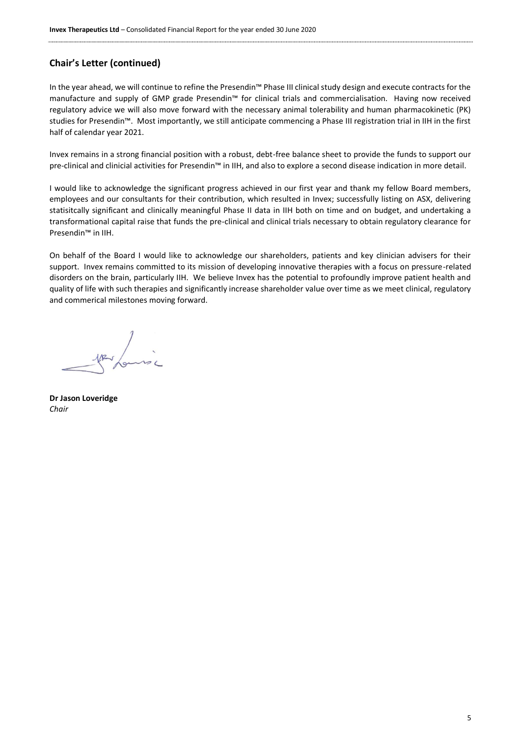## Chair's Letter (continued)

In the year ahead, we will continue to refine the Presendin™ Phase III clinical study design and execute contracts for the manufacture and supply of GMP grade Presendin™ for clinical trials and commercialisation. Having now received regulatory advice we will also move forward with the necessary animal tolerability and human pharmacokinetic (PK) studies for Presendin™. Most importantly, we still anticipate commencing a Phase III registration trial in IIH in the first half of calendar year 2021.

Invex remains in a strong financial position with a robust, debt-free balance sheet to provide the funds to support our pre-clinical and clinicial activities for Presendin™ in IIH, and also to explore a second disease indication in more detail.

I would like to acknowledge the significant progress achieved in our first year and thank my fellow Board members, employees and our consultants for their contribution, which resulted in Invex; successfully listing on ASX, delivering statisitcally significant and clinically meaningful Phase II data in IIH both on time and on budget, and undertaking a transformational capital raise that funds the pre-clinical and clinical trials necessary to obtain regulatory clearance for Presendin™ in IIH.

On behalf of the Board I would like to acknowledge our shareholders, patients and key clinician advisers for their support. Invex remains committed to its mission of developing innovative therapies with a focus on pressure-related disorders on the brain, particularly IIH. We believe Invex has the potential to profoundly improve patient health and quality of life with such therapies and significantly increase shareholder value over time as we meet clinical, regulatory and commerical milestones moving forward.

**Dr Jason Loveridge**
*Chair*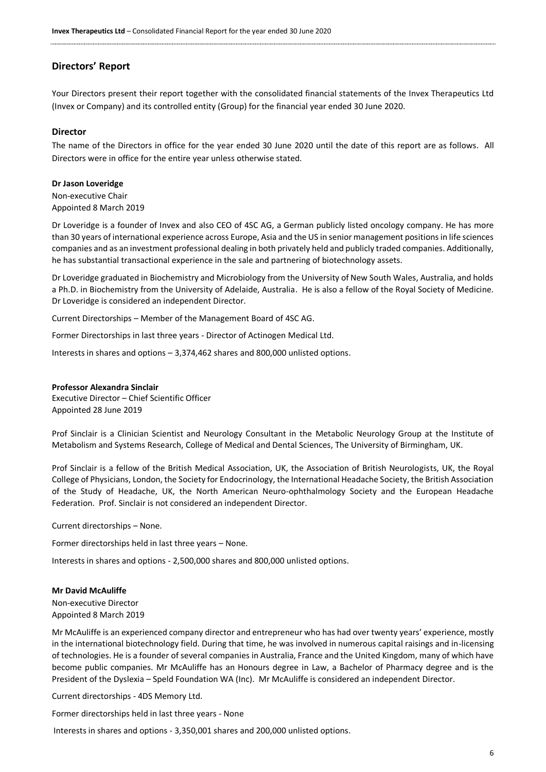## Directors' Report

Your Directors present their report together with the consolidated financial statements of the Invex Therapeutics Ltd (Invex or Company) and its controlled entity (Group) for the financial year ended 30 June 2020.

### Director

The name of the Directors in office for the year ended 30 June 2020 until the date of this report are as follows. All Directors were in office for the entire year unless otherwise stated.

**Dr Jason Loveridge**
Non-executive Chair
Appointed 8 March 2019

Dr Loveridge is a founder of Invex and also CEO of 4SC AG, a German publicly listed oncology company. He has more than 30 years of international experience across Europe, Asia and the US in senior management positions in life sciences companies and as an investment professional dealing in both privately held and publicly traded companies. Additionally, he has substantial transactional experience in the sale and partnering of biotechnology assets.

Dr Loveridge graduated in Biochemistry and Microbiology from the University of New South Wales, Australia, and holds a Ph.D. in Biochemistry from the University of Adelaide, Australia. He is also a fellow of the Royal Society of Medicine. Dr Loveridge is considered an independent Director.

Current Directorships – Member of the Management Board of 4SC AG.

Former Directorships in last three years - Director of Actinogen Medical Ltd.

Interests in shares and options – 3,374,462 shares and 800,000 unlisted options.

**Professor Alexandra Sinclair**
Executive Director – Chief Scientific Officer
Appointed 28 June 2019

Prof Sinclair is a Clinician Scientist and Neurology Consultant in the Metabolic Neurology Group at the Institute of Metabolism and Systems Research, College of Medical and Dental Sciences, The University of Birmingham, UK.

Prof Sinclair is a fellow of the British Medical Association, UK, the Association of British Neurologists, UK, the Royal College of Physicians, London, the Society for Endocrinology, the International Headache Society, the British Association of the Study of Headache, UK, the North American Neuro-ophthalmology Society and the European Headache Federation. Prof. Sinclair is not considered an independent Director.

Current directorships – None.

Former directorships held in last three years – None.

Interests in shares and options - 2,500,000 shares and 800,000 unlisted options.

**Mr David McAuliffe**
Non-executive Director
Appointed 8 March 2019

Mr McAuliffe is an experienced company director and entrepreneur who has had over twenty years' experience, mostly in the international biotechnology field. During that time, he was involved in numerous capital raisings and in-licensing of technologies. He is a founder of several companies in Australia, France and the United Kingdom, many of which have become public companies. Mr McAuliffe has an Honours degree in Law, a Bachelor of Pharmacy degree and is the President of the Dyslexia – Speld Foundation WA (Inc). Mr McAuliffe is considered an independent Director.

Current directorships - 4DS Memory Ltd.

Former directorships held in last three years - None

Interests in shares and options - 3,350,001 shares and 200,000 unlisted options.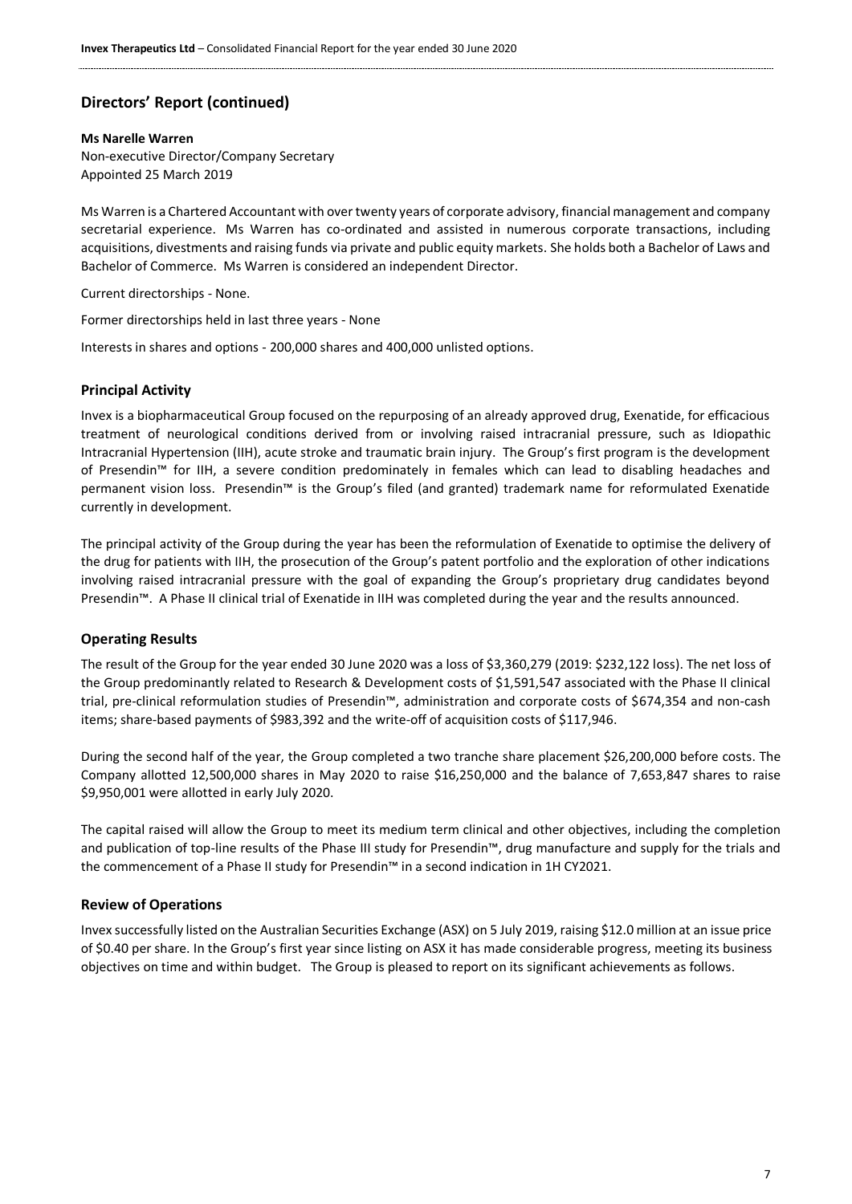## Directors' Report (continued)

**Ms Narelle Warren**
Non-executive Director/Company Secretary
Appointed 25 March 2019

Ms Warren is a Chartered Accountant with over twenty years of corporate advisory, financial management and company secretarial experience. Ms Warren has co-ordinated and assisted in numerous corporate transactions, including acquisitions, divestments and raising funds via private and public equity markets. She holds both a Bachelor of Laws and Bachelor of Commerce. Ms Warren is considered an independent Director.

Current directorships - None.

Former directorships held in last three years - None

Interests in shares and options - 200,000 shares and 400,000 unlisted options.

### Principal Activity

Invex is a biopharmaceutical Group focused on the repurposing of an already approved drug, Exenatide, for efficacious treatment of neurological conditions derived from or involving raised intracranial pressure, such as Idiopathic Intracranial Hypertension (IIH), acute stroke and traumatic brain injury. The Group's first program is the development of Presendin™ for IIH, a severe condition predominately in females which can lead to disabling headaches and permanent vision loss. Presendin™ is the Group's filed (and granted) trademark name for reformulated Exenatide currently in development.

The principal activity of the Group during the year has been the reformulation of Exenatide to optimise the delivery of the drug for patients with IIH, the prosecution of the Group's patent portfolio and the exploration of other indications involving raised intracranial pressure with the goal of expanding the Group's proprietary drug candidates beyond Presendin™. A Phase II clinical trial of Exenatide in IIH was completed during the year and the results announced.

### Operating Results

The result of the Group for the year ended 30 June 2020 was a loss of $3,360,279 (2019: $232,122 loss). The net loss of the Group predominantly related to Research & Development costs of $1,591,547 associated with the Phase II clinical trial, pre-clinical reformulation studies of Presendin™, administration and corporate costs of $674,354 and non-cash items; share-based payments of $983,392 and the write-off of acquisition costs of $117,946.

During the second half of the year, the Group completed a two tranche share placement $26,200,000 before costs. The Company allotted 12,500,000 shares in May 2020 to raise $16,250,000 and the balance of 7,653,847 shares to raise $9,950,001 were allotted in early July 2020.

The capital raised will allow the Group to meet its medium term clinical and other objectives, including the completion and publication of top-line results of the Phase III study for Presendin™, drug manufacture and supply for the trials and the commencement of a Phase II study for Presendin™ in a second indication in 1H CY2021.

### Review of Operations

Invex successfully listed on the Australian Securities Exchange (ASX) on 5 July 2019, raising $12.0 million at an issue price of $0.40 per share. In the Group's first year since listing on ASX it has made considerable progress, meeting its business objectives on time and within budget. The Group is pleased to report on its significant achievements as follows.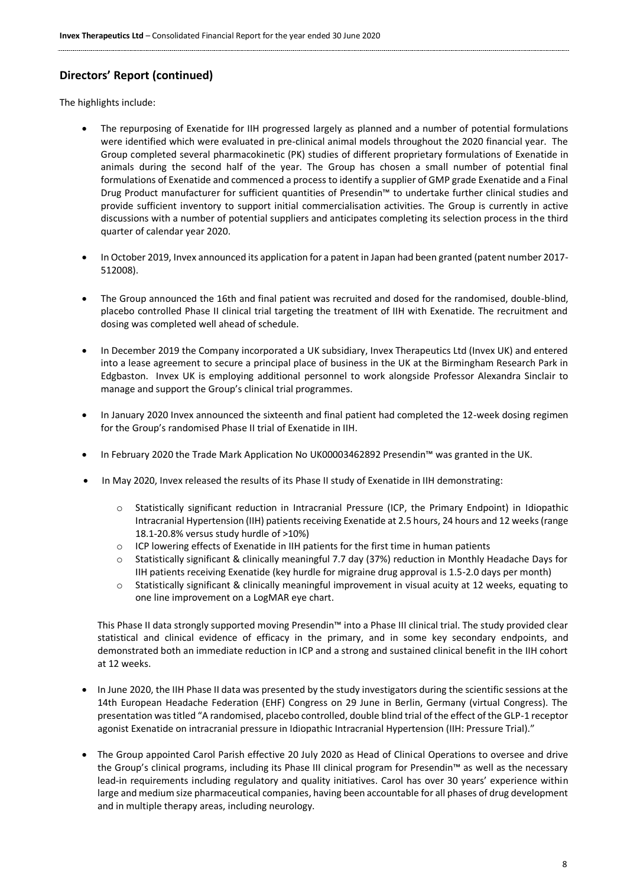## Directors' Report (continued)

The highlights include:

- The repurposing of Exenatide for IIH progressed largely as planned and a number of potential formulations were identified which were evaluated in pre-clinical animal models throughout the 2020 financial year. The Group completed several pharmacokinetic (PK) studies of different proprietary formulations of Exenatide in animals during the second half of the year. The Group has chosen a small number of potential final formulations of Exenatide and commenced a process to identify a supplier of GMP grade Exenatide and a Final Drug Product manufacturer for sufficient quantities of Presendin™ to undertake further clinical studies and provide sufficient inventory to support initial commercialisation activities. The Group is currently in active discussions with a number of potential suppliers and anticipates completing its selection process in the third quarter of calendar year 2020.

- In October 2019, Invex announced its application for a patent in Japan had been granted (patent number 2017-512008).

- The Group announced the 16th and final patient was recruited and dosed for the randomised, double-blind, placebo controlled Phase II clinical trial targeting the treatment of IIH with Exenatide. The recruitment and dosing was completed well ahead of schedule.

- In December 2019 the Company incorporated a UK subsidiary, Invex Therapeutics Ltd (Invex UK) and entered into a lease agreement to secure a principal place of business in the UK at the Birmingham Research Park in Edgbaston. Invex UK is employing additional personnel to work alongside Professor Alexandra Sinclair to manage and support the Group's clinical trial programmes.

- In January 2020 Invex announced the sixteenth and final patient had completed the 12-week dosing regimen for the Group's randomised Phase II trial of Exenatide in IIH.

- In February 2020 the Trade Mark Application No UK00003462892 Presendin™ was granted in the UK.

- In May 2020, Invex released the results of its Phase II study of Exenatide in IIH demonstrating:

  - Statistically significant reduction in Intracranial Pressure (ICP, the Primary Endpoint) in Idiopathic Intracranial Hypertension (IIH) patients receiving Exenatide at 2.5 hours, 24 hours and 12 weeks (range 18.1-20.8% versus study hurdle of >10%)
  - ICP lowering effects of Exenatide in IIH patients for the first time in human patients
  - Statistically significant & clinically meaningful 7.7 day (37%) reduction in Monthly Headache Days for IIH patients receiving Exenatide (key hurdle for migraine drug approval is 1.5-2.0 days per month)
  - Statistically significant & clinically meaningful improvement in visual acuity at 12 weeks, equating to one line improvement on a LogMAR eye chart.

  This Phase II data strongly supported moving Presendin™ into a Phase III clinical trial. The study provided clear statistical and clinical evidence of efficacy in the primary, and in some key secondary endpoints, and demonstrated both an immediate reduction in ICP and a strong and sustained clinical benefit in the IIH cohort at 12 weeks.

- In June 2020, the IIH Phase II data was presented by the study investigators during the scientific sessions at the 14th European Headache Federation (EHF) Congress on 29 June in Berlin, Germany (virtual Congress). The presentation was titled "A randomised, placebo controlled, double blind trial of the effect of the GLP-1 receptor agonist Exenatide on intracranial pressure in Idiopathic Intracranial Hypertension (IIH: Pressure Trial)."

- The Group appointed Carol Parish effective 20 July 2020 as Head of Clinical Operations to oversee and drive the Group's clinical programs, including its Phase III clinical program for Presendin™ as well as the necessary lead-in requirements including regulatory and quality initiatives. Carol has over 30 years' experience within large and medium size pharmaceutical companies, having been accountable for all phases of drug development and in multiple therapy areas, including neurology.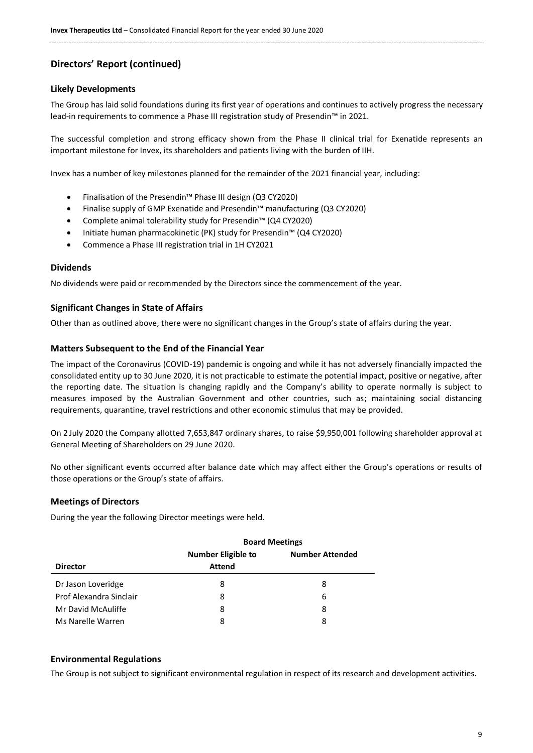## Directors' Report (continued)

### Likely Developments

The Group has laid solid foundations during its first year of operations and continues to actively progress the necessary lead-in requirements to commence a Phase III registration study of Presendin™ in 2021.

The successful completion and strong efficacy shown from the Phase II clinical trial for Exenatide represents an important milestone for Invex, its shareholders and patients living with the burden of IIH.

Invex has a number of key milestones planned for the remainder of the 2021 financial year, including:

- Finalisation of the Presendin™ Phase III design (Q3 CY2020)
- Finalise supply of GMP Exenatide and Presendin™ manufacturing (Q3 CY2020)
- Complete animal tolerability study for Presendin™ (Q4 CY2020)
- Initiate human pharmacokinetic (PK) study for Presendin™ (Q4 CY2020)
- Commence a Phase III registration trial in 1H CY2021

### Dividends

No dividends were paid or recommended by the Directors since the commencement of the year.

### Significant Changes in State of Affairs

Other than as outlined above, there were no significant changes in the Group's state of affairs during the year.

### Matters Subsequent to the End of the Financial Year

The impact of the Coronavirus (COVID-19) pandemic is ongoing and while it has not adversely financially impacted the consolidated entity up to 30 June 2020, it is not practicable to estimate the potential impact, positive or negative, after the reporting date. The situation is changing rapidly and the Company's ability to operate normally is subject to measures imposed by the Australian Government and other countries, such as; maintaining social distancing requirements, quarantine, travel restrictions and other economic stimulus that may be provided.

On 2 July 2020 the Company allotted 7,653,847 ordinary shares, to raise $9,950,001 following shareholder approval at General Meeting of Shareholders on 29 June 2020.

No other significant events occurred after balance date which may affect either the Group's operations or results of those operations or the Group's state of affairs.

### Meetings of Directors

During the year the following Director meetings were held.

| | Board Meetings | |
|---|---|---|
| **Director** | **Number Eligible to Attend** | **Number Attended** |
| Dr Jason Loveridge | 8 | 8 |
| Prof Alexandra Sinclair | 8 | 6 |
| Mr David McAuliffe | 8 | 8 |
| Ms Narelle Warren | 8 | 8 |

### Environmental Regulations

The Group is not subject to significant environmental regulation in respect of its research and development activities.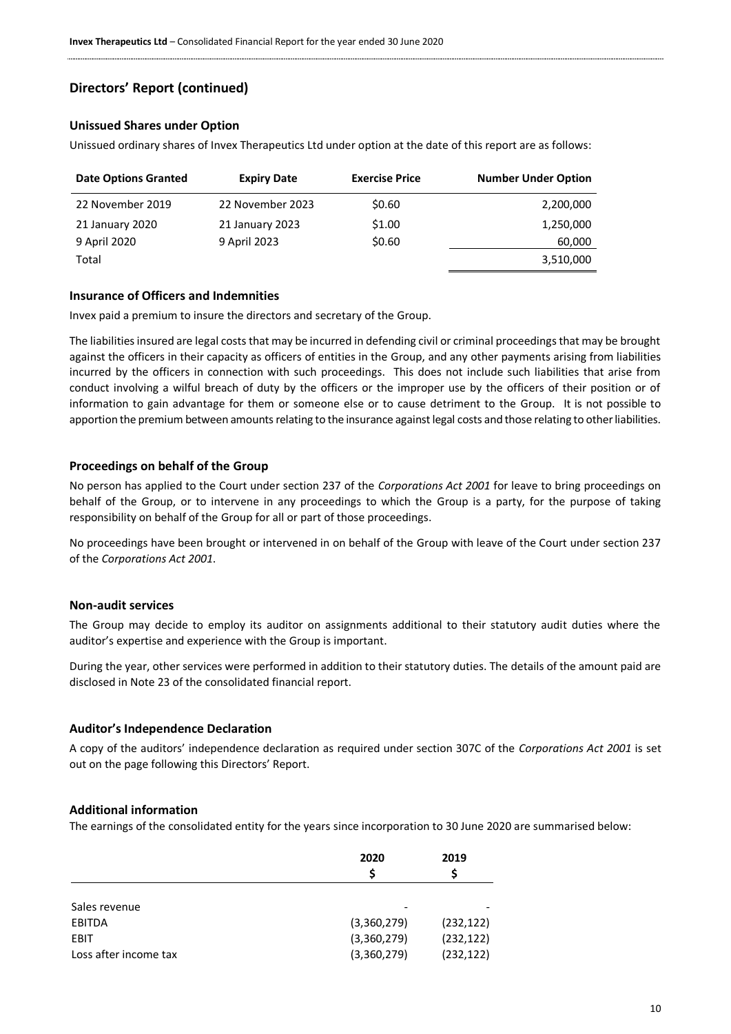## Directors' Report (continued)

### Unissued Shares under Option

Unissued ordinary shares of Invex Therapeutics Ltd under option at the date of this report are as follows:

| Date Options Granted | Expiry Date | Exercise Price | Number Under Option |
|---|---|---|---|
| 22 November 2019 | 22 November 2023 | $0.60 | 2,200,000 |
| 21 January 2020 | 21 January 2023 | $1.00 | 1,250,000 |
| 9 April 2020 | 9 April 2023 | $0.60 | 60,000 |
| Total | | | 3,510,000 |

### Insurance of Officers and Indemnities

Invex paid a premium to insure the directors and secretary of the Group.

The liabilities insured are legal costs that may be incurred in defending civil or criminal proceedings that may be brought against the officers in their capacity as officers of entities in the Group, and any other payments arising from liabilities incurred by the officers in connection with such proceedings. This does not include such liabilities that arise from conduct involving a wilful breach of duty by the officers or the improper use by the officers of their position or of information to gain advantage for them or someone else or to cause detriment to the Group. It is not possible to apportion the premium between amounts relating to the insurance against legal costs and those relating to other liabilities.

### Proceedings on behalf of the Group

No person has applied to the Court under section 237 of the *Corporations Act 2001* for leave to bring proceedings on behalf of the Group, or to intervene in any proceedings to which the Group is a party, for the purpose of taking responsibility on behalf of the Group for all or part of those proceedings.

No proceedings have been brought or intervened in on behalf of the Group with leave of the Court under section 237 of the *Corporations Act 2001*.

### Non-audit services

The Group may decide to employ its auditor on assignments additional to their statutory audit duties where the auditor's expertise and experience with the Group is important.

During the year, other services were performed in addition to their statutory duties. The details of the amount paid are disclosed in Note 23 of the consolidated financial report.

### Auditor's Independence Declaration

A copy of the auditors' independence declaration as required under section 307C of the *Corporations Act 2001* is set out on the page following this Directors' Report.

### Additional information

The earnings of the consolidated entity for the years since incorporation to 30 June 2020 are summarised below:

| | 2020 $ | 2019 $ |
|---|---|---|
| Sales revenue | - | - |
| EBITDA | (3,360,279) | (232,122) |
| EBIT | (3,360,279) | (232,122) |
| Loss after income tax | (3,360,279) | (232,122) |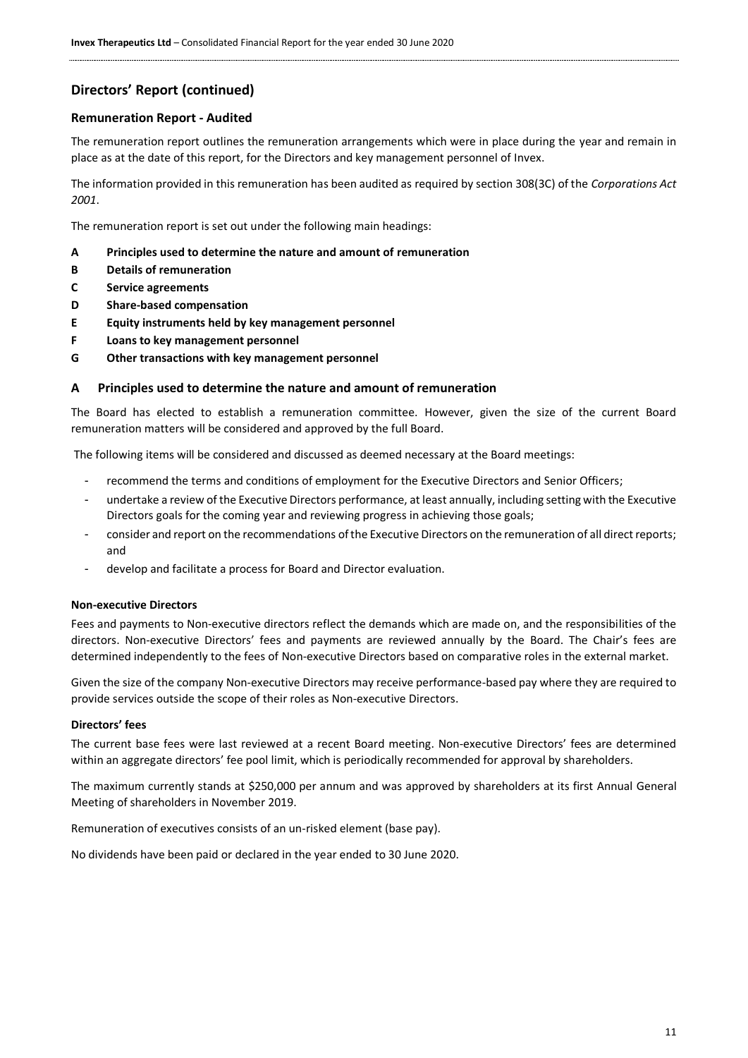## Directors' Report (continued)

### Remuneration Report - Audited

The remuneration report outlines the remuneration arrangements which were in place during the year and remain in place as at the date of this report, for the Directors and key management personnel of Invex.

The information provided in this remuneration has been audited as required by section 308(3C) of the *Corporations Act 2001*.

The remuneration report is set out under the following main headings:

- **A Principles used to determine the nature and amount of remuneration**
- **B Details of remuneration**
- **C Service agreements**
- **D Share-based compensation**
- **E Equity instruments held by key management personnel**
- **F Loans to key management personnel**
- **G Other transactions with key management personnel**

### A Principles used to determine the nature and amount of remuneration

The Board has elected to establish a remuneration committee. However, given the size of the current Board remuneration matters will be considered and approved by the full Board.

The following items will be considered and discussed as deemed necessary at the Board meetings:

- recommend the terms and conditions of employment for the Executive Directors and Senior Officers;
- undertake a review of the Executive Directors performance, at least annually, including setting with the Executive Directors goals for the coming year and reviewing progress in achieving those goals;
- consider and report on the recommendations of the Executive Directors on the remuneration of all direct reports; and
- develop and facilitate a process for Board and Director evaluation.

**Non-executive Directors**

Fees and payments to Non-executive directors reflect the demands which are made on, and the responsibilities of the directors. Non-executive Directors' fees and payments are reviewed annually by the Board. The Chair's fees are determined independently to the fees of Non-executive Directors based on comparative roles in the external market.

Given the size of the company Non-executive Directors may receive performance-based pay where they are required to provide services outside the scope of their roles as Non-executive Directors.

**Directors' fees**

The current base fees were last reviewed at a recent Board meeting. Non-executive Directors' fees are determined within an aggregate directors' fee pool limit, which is periodically recommended for approval by shareholders.

The maximum currently stands at $250,000 per annum and was approved by shareholders at its first Annual General Meeting of shareholders in November 2019.

Remuneration of executives consists of an un-risked element (base pay).

No dividends have been paid or declared in the year ended to 30 June 2020.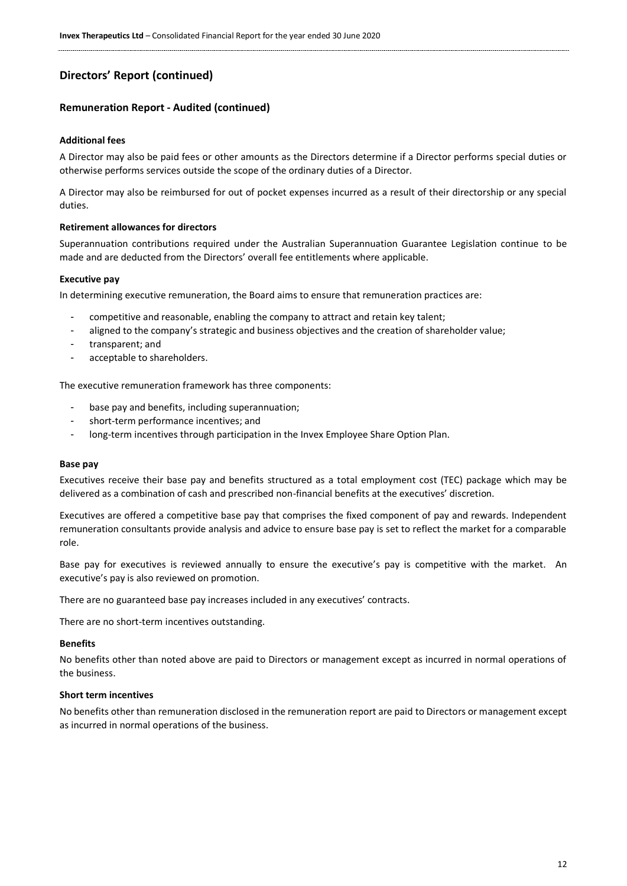## Directors' Report (continued)

### Remuneration Report - Audited (continued)

**Additional fees**

A Director may also be paid fees or other amounts as the Directors determine if a Director performs special duties or otherwise performs services outside the scope of the ordinary duties of a Director.

A Director may also be reimbursed for out of pocket expenses incurred as a result of their directorship or any special duties.

**Retirement allowances for directors**

Superannuation contributions required under the Australian Superannuation Guarantee Legislation continue to be made and are deducted from the Directors' overall fee entitlements where applicable.

**Executive pay**

In determining executive remuneration, the Board aims to ensure that remuneration practices are:

- competitive and reasonable, enabling the company to attract and retain key talent;
- aligned to the company's strategic and business objectives and the creation of shareholder value;
- transparent; and
- acceptable to shareholders.

The executive remuneration framework has three components:

- base pay and benefits, including superannuation;
- short-term performance incentives; and
- long-term incentives through participation in the Invex Employee Share Option Plan.

**Base pay**

Executives receive their base pay and benefits structured as a total employment cost (TEC) package which may be delivered as a combination of cash and prescribed non-financial benefits at the executives' discretion.

Executives are offered a competitive base pay that comprises the fixed component of pay and rewards. Independent remuneration consultants provide analysis and advice to ensure base pay is set to reflect the market for a comparable role.

Base pay for executives is reviewed annually to ensure the executive's pay is competitive with the market. An executive's pay is also reviewed on promotion.

There are no guaranteed base pay increases included in any executives' contracts.

There are no short-term incentives outstanding.

**Benefits**

No benefits other than noted above are paid to Directors or management except as incurred in normal operations of the business.

**Short term incentives**

No benefits other than remuneration disclosed in the remuneration report are paid to Directors or management except as incurred in normal operations of the business.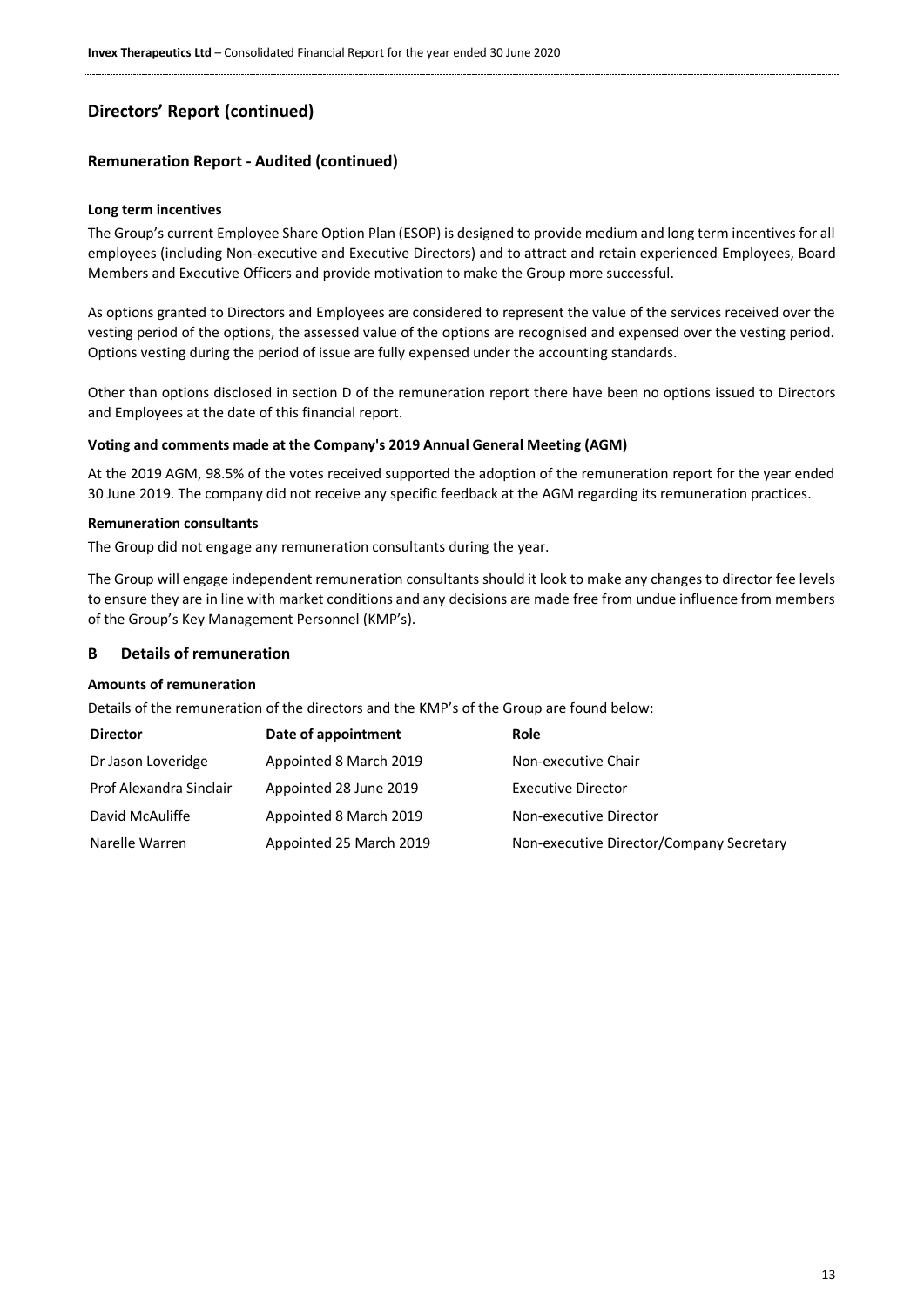## Directors' Report (continued)

### Remuneration Report - Audited (continued)

**Long term incentives**

The Group's current Employee Share Option Plan (ESOP) is designed to provide medium and long term incentives for all employees (including Non-executive and Executive Directors) and to attract and retain experienced Employees, Board Members and Executive Officers and provide motivation to make the Group more successful.

As options granted to Directors and Employees are considered to represent the value of the services received over the vesting period of the options, the assessed value of the options are recognised and expensed over the vesting period. Options vesting during the period of issue are fully expensed under the accounting standards.

Other than options disclosed in section D of the remuneration report there have been no options issued to Directors and Employees at the date of this financial report.

**Voting and comments made at the Company's 2019 Annual General Meeting (AGM)**

At the 2019 AGM, 98.5% of the votes received supported the adoption of the remuneration report for the year ended 30 June 2019. The company did not receive any specific feedback at the AGM regarding its remuneration practices.

**Remuneration consultants**

The Group did not engage any remuneration consultants during the year.

The Group will engage independent remuneration consultants should it look to make any changes to director fee levels to ensure they are in line with market conditions and any decisions are made free from undue influence from members of the Group's Key Management Personnel (KMP's).

### B Details of remuneration

**Amounts of remuneration**

Details of the remuneration of the directors and the KMP's of the Group are found below:

| Director | Date of appointment | Role |
|---|---|---|
| Dr Jason Loveridge | Appointed 8 March 2019 | Non-executive Chair |
| Prof Alexandra Sinclair | Appointed 28 June 2019 | Executive Director |
| David McAuliffe | Appointed 8 March 2019 | Non-executive Director |
| Narelle Warren | Appointed 25 March 2019 | Non-executive Director/Company Secretary |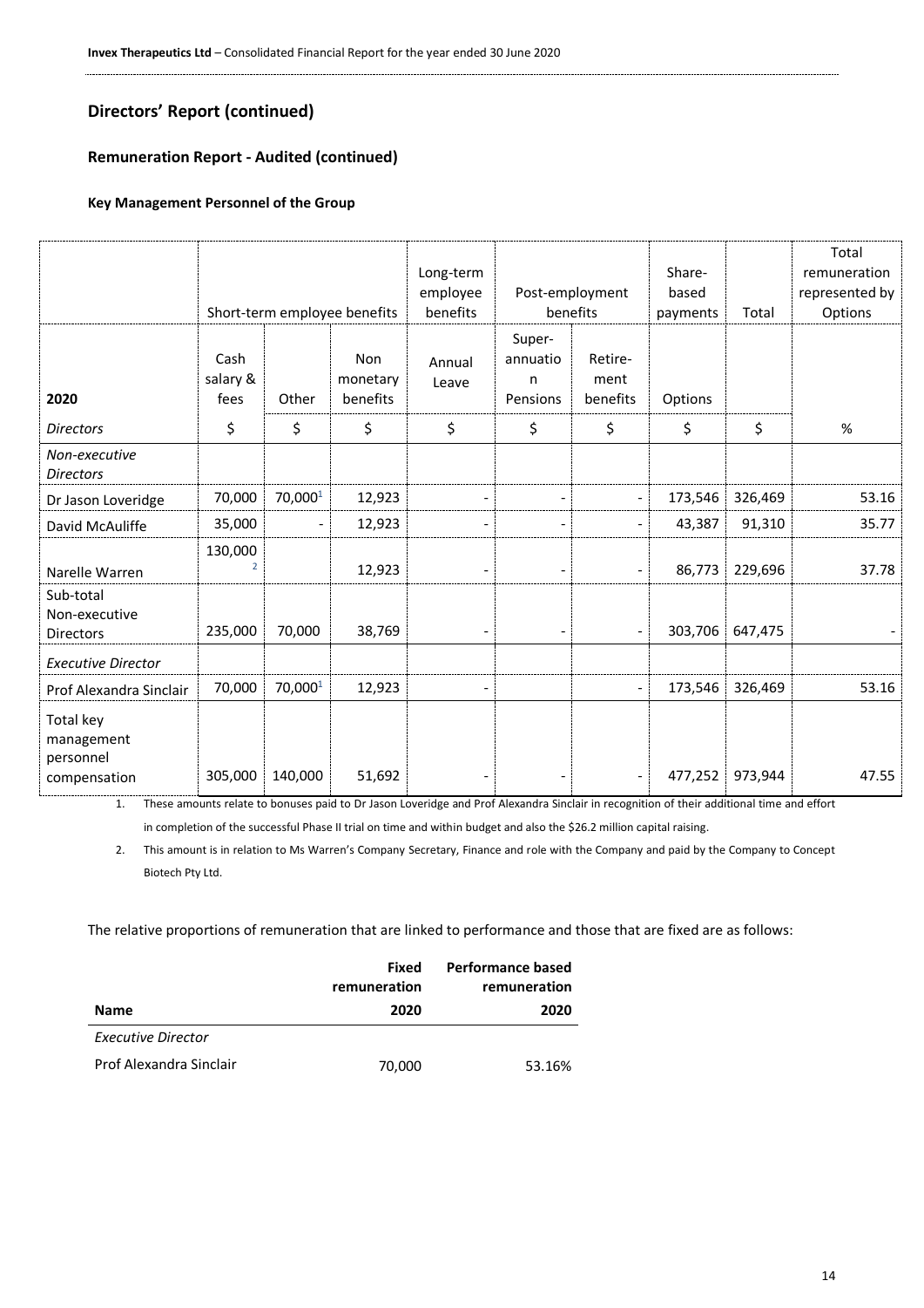## Directors' Report (continued)

### Remuneration Report - Audited (continued)

#### Key Management Personnel of the Group

| | Short-term employee benefits | | | Long-term employee benefits | Post-employment benefits | | Share-based payments | Total | Total remuneration represented by Options |
|---|---|---|---|---|---|---|---|---|---|
| **2020** | Cash salary & fees | Other | Non monetary benefits | Annual Leave | Super-annuation Pensions | Retire-ment benefits | Options | | |
| *Directors* | $ | $ | $ | $ | $ | $ | $ | $ | % |
| *Non-executive Directors* | | | | | | | | | |
| Dr Jason Loveridge | 70,000 | 70,000[1] | 12,923 | - | - | - | 173,546 | 326,469 | 53.16 |
| David McAuliffe | 35,000 | - | 12,923 | - | - | - | 43,387 | 91,310 | 35.77 |
| Narelle Warren | 130,000[2] | | 12,923 | - | - | - | 86,773 | 229,696 | 37.78 |
| Sub-total Non-executive Directors | 235,000 | 70,000 | 38,769 | - | - | - | 303,706 | 647,475 | - |
| *Executive Director* | | | | | | | | | |
| Prof Alexandra Sinclair | 70,000 | 70,000[1] | 12,923 | - | | - | 173,546 | 326,469 | 53.16 |
| Total key management personnel compensation | 305,000 | 140,000 | 51,692 | - | - | - | 477,252 | 973,944 | 47.55 |

1. These amounts relate to bonuses paid to Dr Jason Loveridge and Prof Alexandra Sinclair in recognition of their additional time and effort in completion of the successful Phase II trial on time and within budget and also the $26.2 million capital raising.
2. This amount is in relation to Ms Warren's Company Secretary, Finance and role with the Company and paid by the Company to Concept Biotech Pty Ltd.

The relative proportions of remuneration that are linked to performance and those that are fixed are as follows:

| Name | Fixed remuneration 2020 | Performance based remuneration 2020 |
|---|---|---|
| *Executive Director* | | |
| Prof Alexandra Sinclair | 70,000 | 53.16% |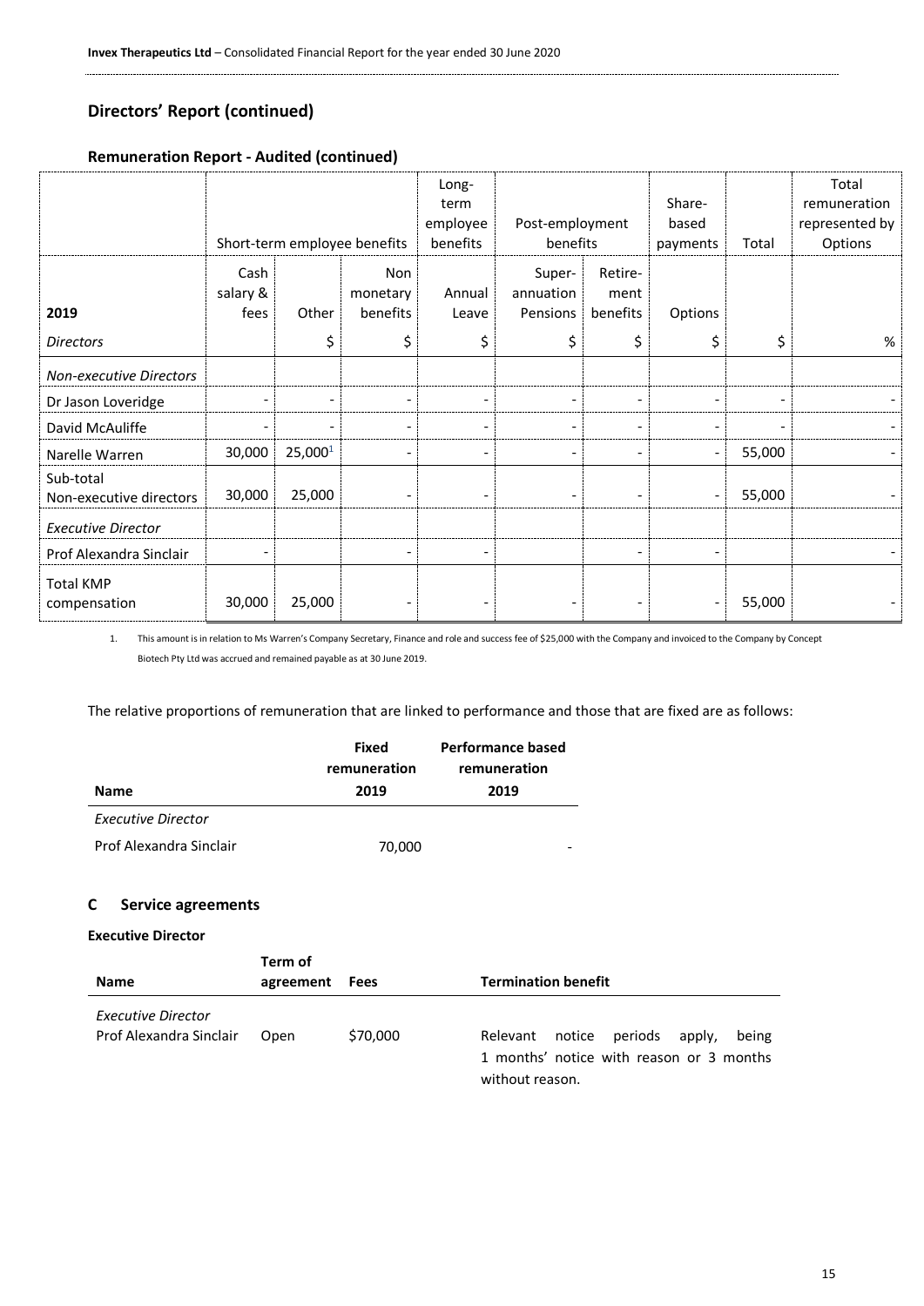## Directors' Report (continued)

### Remuneration Report - Audited (continued)

| | Short-term employee benefits | | | Long-term employee benefits | Post-employment benefits | | Share-based payments | Total | Total remuneration represented by Options |
|---|---|---|---|---|---|---|---|---|---|
| **2019** | Cash salary & fees | Other | Non monetary benefits | Annual Leave | Super-annuation Pensions | Retire-ment benefits | Options | | |
| *Directors* | | \$ | \$ | \$ | \$ | \$ | \$ | \$ | % |
| *Non-executive Directors* | | | | | | | | | |
| Dr Jason Loveridge | - | - | - | - | - | - | - | - | - |
| David McAuliffe | - | - | - | - | - | - | - | - | - |
| Narelle Warren | 30,000 | 25,000[1] | - | - | - | - | - | 55,000 | - |
| Sub-total Non-executive directors | 30,000 | 25,000 | - | - | - | - | - | 55,000 | - |
| *Executive Director* | | | | | | | | | |
| Prof Alexandra Sinclair | - | | - | - | | - | - | | - |
| Total KMP compensation | 30,000 | 25,000 | - | - | - | - | - | 55,000 | - |

1. This amount is in relation to Ms Warren's Company Secretary, Finance and role and success fee of \$25,000 with the Company and invoiced to the Company by Concept Biotech Pty Ltd was accrued and remained payable as at 30 June 2019.

The relative proportions of remuneration that are linked to performance and those that are fixed are as follows:

| Name | Fixed remuneration 2019 | Performance based remuneration 2019 |
|---|---|---|
| *Executive Director* | | |
| Prof Alexandra Sinclair | 70,000 | - |

### C Service agreements

**Executive Director**

| Name | Term of agreement | Fees | Termination benefit |
|---|---|---|---|
| *Executive Director* | | | |
| Prof Alexandra Sinclair | Open | \$70,000 | Relevant notice periods apply, being 1 months' notice with reason or 3 months without reason. |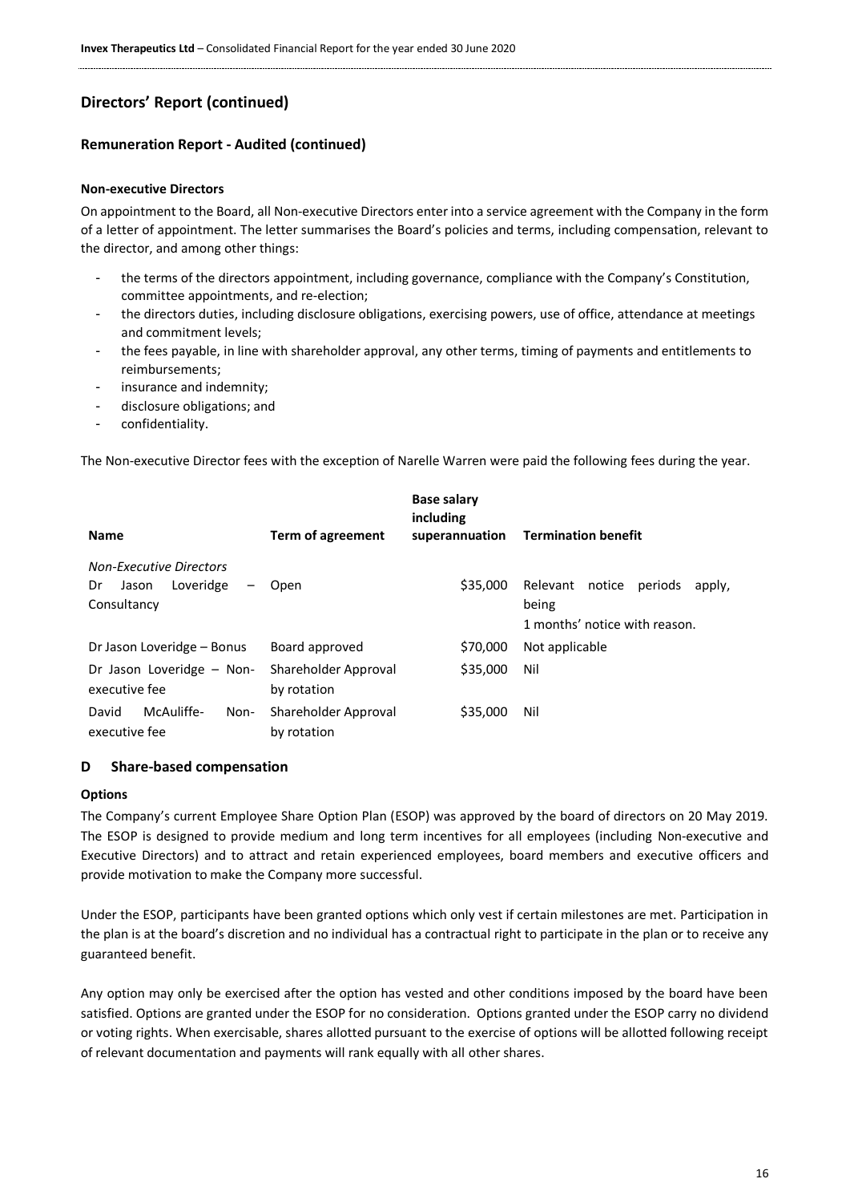## Directors' Report (continued)

### Remuneration Report - Audited (continued)

#### Non-executive Directors

On appointment to the Board, all Non-executive Directors enter into a service agreement with the Company in the form of a letter of appointment. The letter summarises the Board's policies and terms, including compensation, relevant to the director, and among other things:

- the terms of the directors appointment, including governance, compliance with the Company's Constitution, committee appointments, and re-election;
- the directors duties, including disclosure obligations, exercising powers, use of office, attendance at meetings and commitment levels;
- the fees payable, in line with shareholder approval, any other terms, timing of payments and entitlements to reimbursements;
- insurance and indemnity;
- disclosure obligations; and
- confidentiality.

The Non-executive Director fees with the exception of Narelle Warren were paid the following fees during the year.

| Name | Term of agreement | Base salary including superannuation | Termination benefit |
|---|---|---|---|
| *Non-Executive Directors* | | | |
| Dr Jason Loveridge – Consultancy | Open | $35,000 | Relevant notice periods apply, being 1 months' notice with reason. |
| Dr Jason Loveridge – Bonus | Board approved | $70,000 | Not applicable |
| Dr Jason Loveridge – Non-executive fee | Shareholder Approval by rotation | $35,000 | Nil |
| David McAuliffe- Non-executive fee | Shareholder Approval by rotation | $35,000 | Nil |

## D Share-based compensation

#### Options

The Company's current Employee Share Option Plan (ESOP) was approved by the board of directors on 20 May 2019. The ESOP is designed to provide medium and long term incentives for all employees (including Non-executive and Executive Directors) and to attract and retain experienced employees, board members and executive officers and provide motivation to make the Company more successful.

Under the ESOP, participants have been granted options which only vest if certain milestones are met. Participation in the plan is at the board's discretion and no individual has a contractual right to participate in the plan or to receive any guaranteed benefit.

Any option may only be exercised after the option has vested and other conditions imposed by the board have been satisfied. Options are granted under the ESOP for no consideration. Options granted under the ESOP carry no dividend or voting rights. When exercisable, shares allotted pursuant to the exercise of options will be allotted following receipt of relevant documentation and payments will rank equally with all other shares.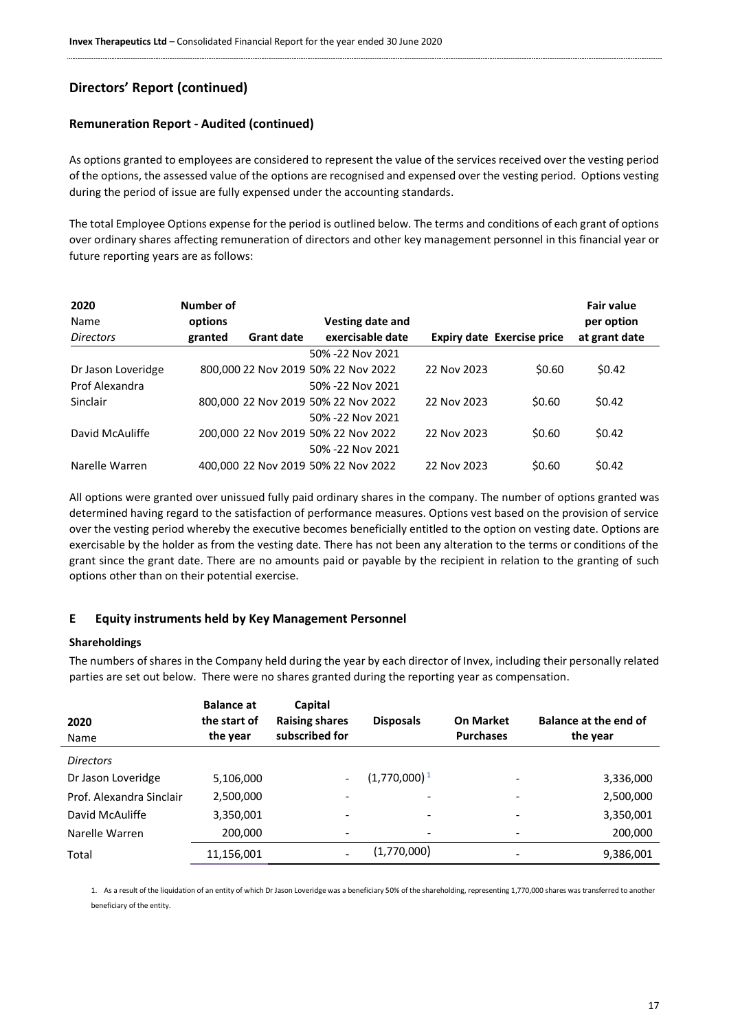## Directors' Report (continued)

### Remuneration Report - Audited (continued)

As options granted to employees are considered to represent the value of the services received over the vesting period of the options, the assessed value of the options are recognised and expensed over the vesting period. Options vesting during the period of issue are fully expensed under the accounting standards.

The total Employee Options expense for the period is outlined below. The terms and conditions of each grant of options over ordinary shares affecting remuneration of directors and other key management personnel in this financial year or future reporting years are as follows:

| 2020<br>Name<br>*Directors* | Number of options granted | Grant date | Vesting date and exercisable date | Expiry date | Exercise price | Fair value per option at grant date |
|---|---|---|---|---|---|---|
| Dr Jason Loveridge | 800,000 | 22 Nov 2019 | 50% -22 Nov 2021<br>50% 22 Nov 2022 | 22 Nov 2023 | $0.60 | $0.42 |
| Prof Alexandra Sinclair | 800,000 | 22 Nov 2019 | 50% -22 Nov 2021<br>50% 22 Nov 2022 | 22 Nov 2023 | $0.60 | $0.42 |
| David McAuliffe | 200,000 | 22 Nov 2019 | 50% -22 Nov 2021<br>50% 22 Nov 2022 | 22 Nov 2023 | $0.60 | $0.42 |
| Narelle Warren | 400,000 | 22 Nov 2019 | 50% -22 Nov 2021<br>50% 22 Nov 2022 | 22 Nov 2023 | $0.60 | $0.42 |

All options were granted over unissued fully paid ordinary shares in the company. The number of options granted was determined having regard to the satisfaction of performance measures. Options vest based on the provision of service over the vesting period whereby the executive becomes beneficially entitled to the option on vesting date. Options are exercisable by the holder as from the vesting date. There has not been any alteration to the terms or conditions of the grant since the grant date. There are no amounts paid or payable by the recipient in relation to the granting of such options other than on their potential exercise.

### E Equity instruments held by Key Management Personnel

**Shareholdings**

The numbers of shares in the Company held during the year by each director of Invex, including their personally related parties are set out below. There were no shares granted during the reporting year as compensation.

| 2020<br>Name | Balance at the start of the year | Capital Raising shares subscribed for | Disposals | On Market Purchases | Balance at the end of the year |
|---|---|---|---|---|---|
| *Directors* | | | | | |
| Dr Jason Loveridge | 5,106,000 | - | (1,770,000) [1] | - | 3,336,000 |
| Prof. Alexandra Sinclair | 2,500,000 | - | - | - | 2,500,000 |
| David McAuliffe | 3,350,001 | - | - | - | 3,350,001 |
| Narelle Warren | 200,000 | - | - | - | 200,000 |
| Total | 11,156,001 | - | (1,770,000) | - | 9,386,001 |

1. As a result of the liquidation of an entity of which Dr Jason Loveridge was a beneficiary 50% of the shareholding, representing 1,770,000 shares was transferred to another beneficiary of the entity.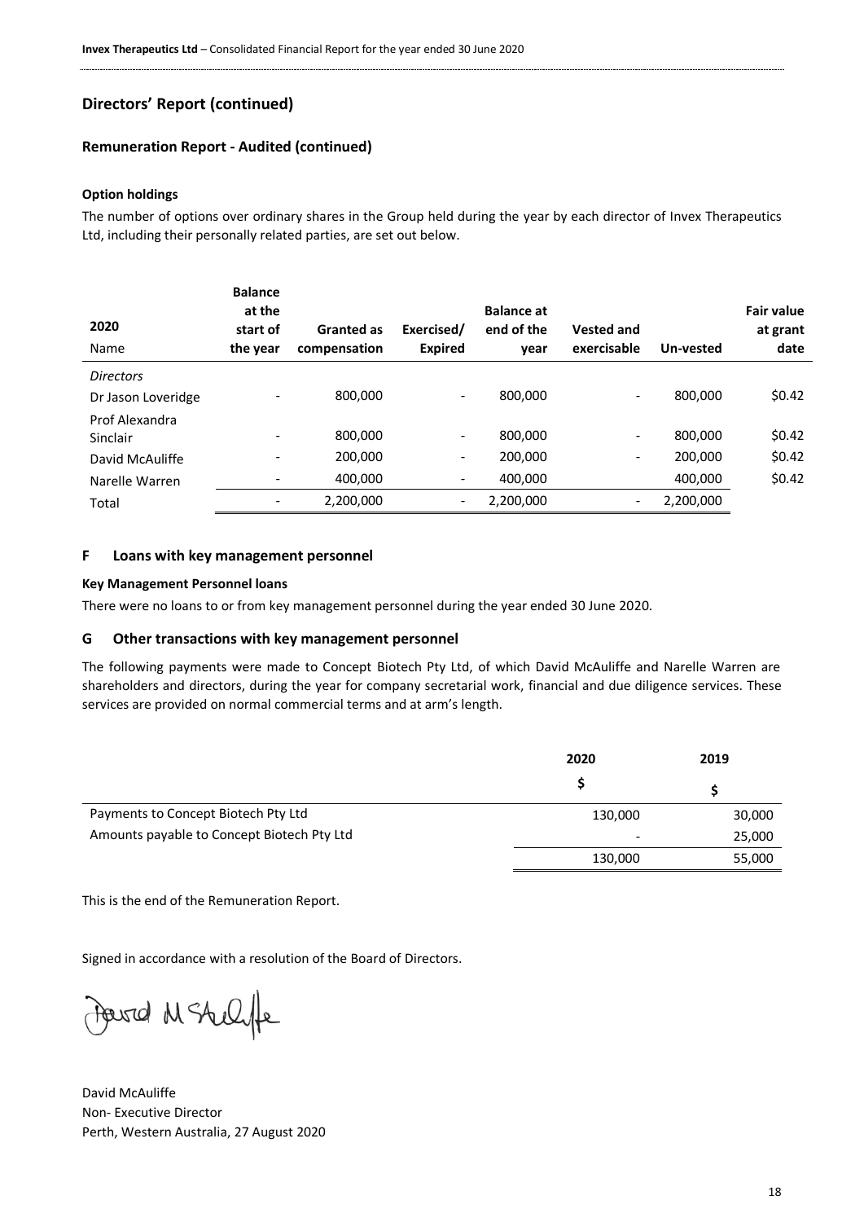## Directors' Report (continued)

### Remuneration Report - Audited (continued)

#### Option holdings

The number of options over ordinary shares in the Group held during the year by each director of Invex Therapeutics Ltd, including their personally related parties, are set out below.

| 2020<br>Name | Balance at the start of the year | Granted as compensation | Exercised/ Expired | Balance at end of the year | Vested and exercisable | Un-vested | Fair value at grant date |
|---|---|---|---|---|---|---|---|
| *Directors* | | | | | | | |
| Dr Jason Loveridge | - | 800,000 | - | 800,000 | - | 800,000 | $0.42 |
| Prof Alexandra Sinclair | - | 800,000 | - | 800,000 | - | 800,000 | $0.42 |
| David McAuliffe | - | 200,000 | - | 200,000 | - | 200,000 | $0.42 |
| Narelle Warren | - | 400,000 | - | 400,000 | | 400,000 | $0.42 |
| Total | - | 2,200,000 | - | 2,200,000 | - | 2,200,000 | |

### F Loans with key management personnel

#### Key Management Personnel loans

There were no loans to or from key management personnel during the year ended 30 June 2020.

### G Other transactions with key management personnel

The following payments were made to Concept Biotech Pty Ltd, of which David McAuliffe and Narelle Warren are shareholders and directors, during the year for company secretarial work, financial and due diligence services. These services are provided on normal commercial terms and at arm's length.

| | 2020 | 2019 |
|---|---|---|
| | $ | $ |
| Payments to Concept Biotech Pty Ltd | 130,000 | 30,000 |
| Amounts payable to Concept Biotech Pty Ltd | - | 25,000 |
| | 130,000 | 55,000 |

This is the end of the Remuneration Report.

Signed in accordance with a resolution of the Board of Directors.

David McAuliffe
Non- Executive Director
Perth, Western Australia, 27 August 2020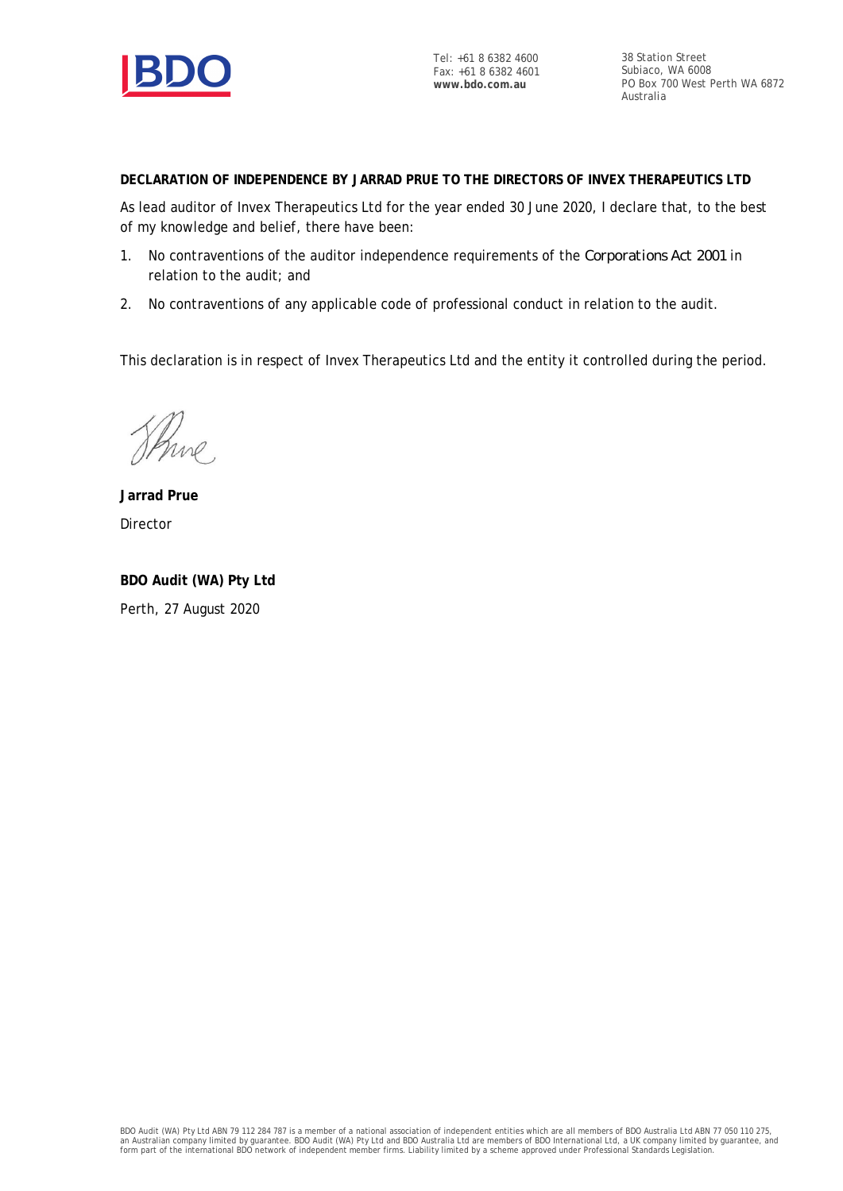Tel: +61 8 6382 4600
Fax: +61 8 6382 4601
**www.bdo.com.au**

38 Station Street
Subiaco, WA 6008
PO Box 700 West Perth WA 6872
Australia

**DECLARATION OF INDEPENDENCE BY JARRAD PRUE TO THE DIRECTORS OF INVEX THERAPEUTICS LTD**

As lead auditor of Invex Therapeutics Ltd for the year ended 30 June 2020, I declare that, to the best of my knowledge and belief, there have been:

1. No contraventions of the auditor independence requirements of the *Corporations Act 2001* in relation to the audit; and
2. No contraventions of any applicable code of professional conduct in relation to the audit.

This declaration is in respect of Invex Therapeutics Ltd and the entity it controlled during the period.

**Jarrad Prue**
Director

**BDO Audit (WA) Pty Ltd**
Perth, 27 August 2020

BDO Audit (WA) Pty Ltd ABN 79 112 284 787 is a member of a national association of independent entities which are all members of BDO Australia Ltd ABN 77 050 110 275, an Australian company limited by guarantee. BDO Audit (WA) Pty Ltd and BDO Australia Ltd are members of BDO International Ltd, a UK company limited by guarantee, and form part of the international BDO network of independent member firms. Liability limited by a scheme approved under Professional Standards Legislation.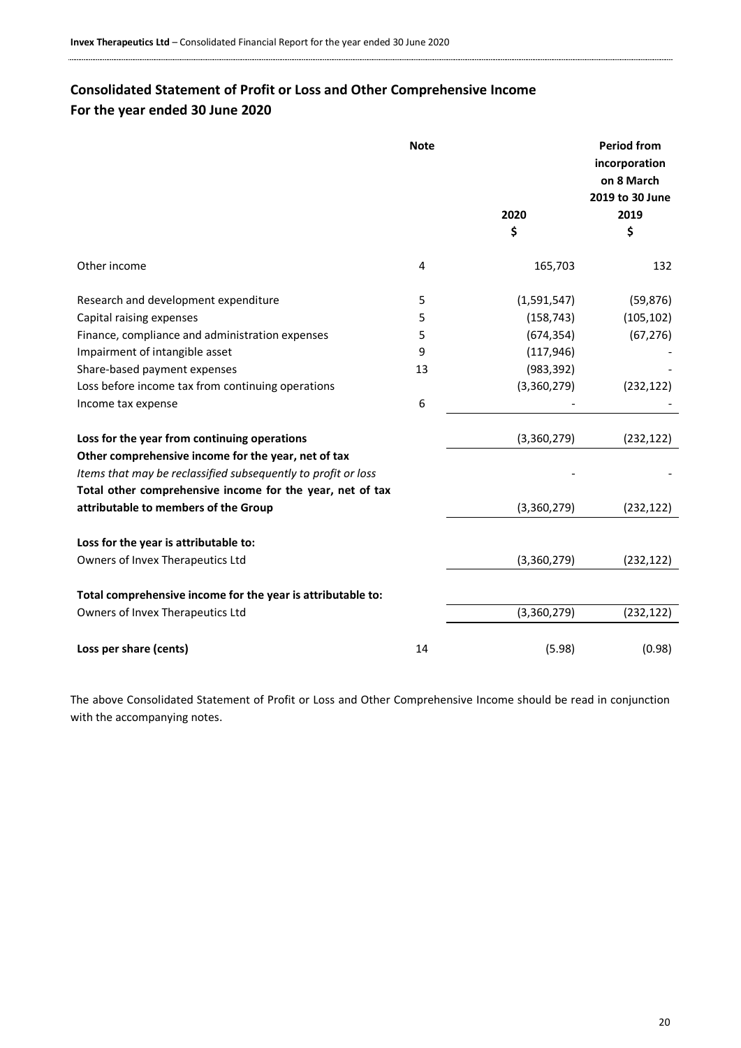## Consolidated Statement of Profit or Loss and Other Comprehensive Income
## For the year ended 30 June 2020

| | Note | 2020<br>$ | Period from incorporation on 8 March 2019 to 30 June 2019<br>$ |
|---|---|---|---|
| Other income | 4 | 165,703 | 132 |
| Research and development expenditure | 5 | (1,591,547) | (59,876) |
| Capital raising expenses | 5 | (158,743) | (105,102) |
| Finance, compliance and administration expenses | 5 | (674,354) | (67,276) |
| Impairment of intangible asset | 9 | (117,946) | - |
| Share-based payment expenses | 13 | (983,392) | - |
| Loss before income tax from continuing operations | | (3,360,279) | (232,122) |
| Income tax expense | 6 | - | - |
| **Loss for the year from continuing operations** | | (3,360,279) | (232,122) |
| **Other comprehensive income for the year, net of tax** | | | |
| *Items that may be reclassified subsequently to profit or loss* | | - | - |
| **Total other comprehensive income for the year, net of tax attributable to members of the Group** | | (3,360,279) | (232,122) |
| **Loss for the year is attributable to:** | | | |
| Owners of Invex Therapeutics Ltd | | (3,360,279) | (232,122) |
| **Total comprehensive income for the year is attributable to:** | | | |
| Owners of Invex Therapeutics Ltd | | (3,360,279) | (232,122) |
| **Loss per share (cents)** | 14 | (5.98) | (0.98) |

The above Consolidated Statement of Profit or Loss and Other Comprehensive Income should be read in conjunction with the accompanying notes.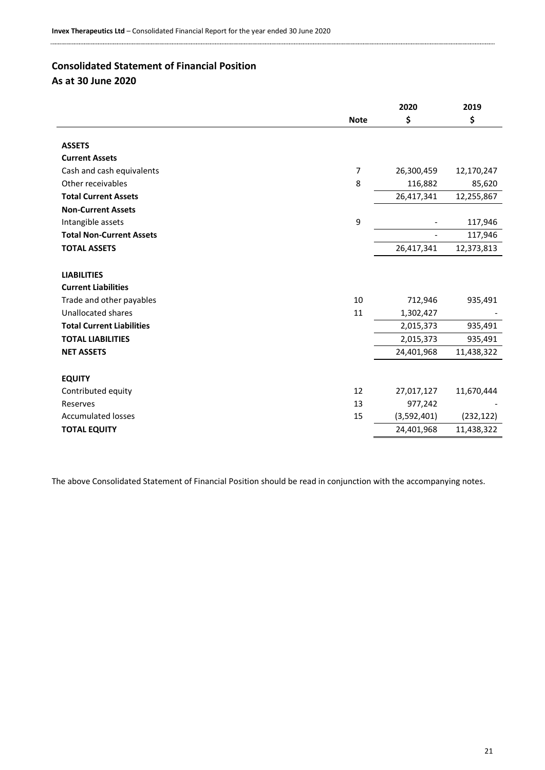## Consolidated Statement of Financial Position
## As at 30 June 2020

| | Note | 2020 | 2019 |
|---|---|---|---|
| | | $ | $ |
| **ASSETS** | | | |
| **Current Assets** | | | |
| Cash and cash equivalents | 7 | 26,300,459 | 12,170,247 |
| Other receivables | 8 | 116,882 | 85,620 |
| **Total Current Assets** | | 26,417,341 | 12,255,867 |
| **Non-Current Assets** | | | |
| Intangible assets | 9 | - | 117,946 |
| **Total Non-Current Assets** | | - | 117,946 |
| **TOTAL ASSETS** | | 26,417,341 | 12,373,813 |
| **LIABILITIES** | | | |
| **Current Liabilities** | | | |
| Trade and other payables | 10 | 712,946 | 935,491 |
| Unallocated shares | 11 | 1,302,427 | - |
| **Total Current Liabilities** | | 2,015,373 | 935,491 |
| **TOTAL LIABILITIES** | | 2,015,373 | 935,491 |
| **NET ASSETS** | | 24,401,968 | 11,438,322 |
| **EQUITY** | | | |
| Contributed equity | 12 | 27,017,127 | 11,670,444 |
| Reserves | 13 | 977,242 | - |
| Accumulated losses | 15 | (3,592,401) | (232,122) |
| **TOTAL EQUITY** | | 24,401,968 | 11,438,322 |

The above Consolidated Statement of Financial Position should be read in conjunction with the accompanying notes.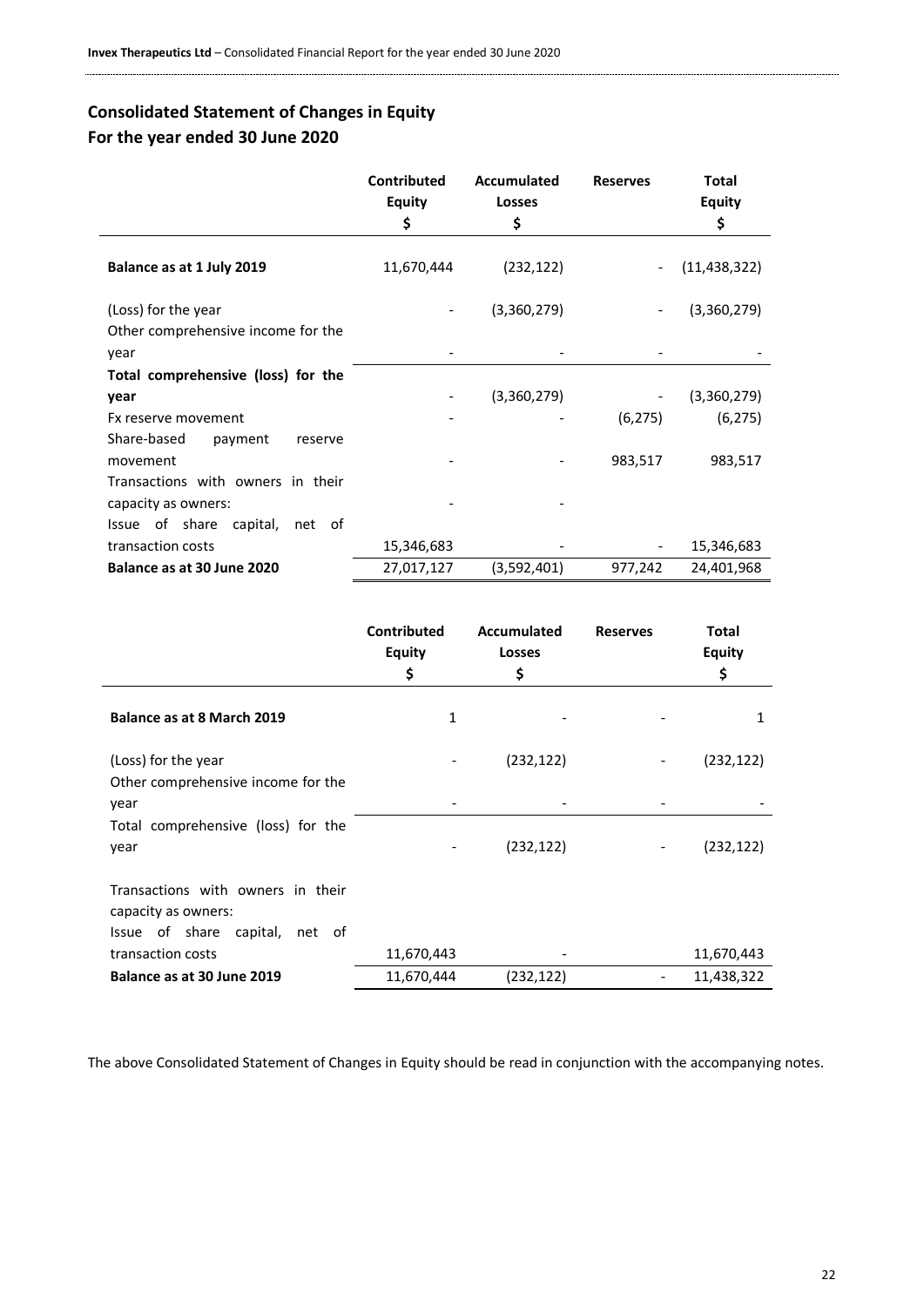# Consolidated Statement of Changes in Equity
## For the year ended 30 June 2020

| | Contributed Equity $ | Accumulated Losses $ | Reserves | Total Equity $ |
|---|---|---|---|---|
| **Balance as at 1 July 2019** | 11,670,444 | (232,122) | - | (11,438,322) |
| (Loss) for the year | - | (3,360,279) | - | (3,360,279) |
| Other comprehensive income for the year | - | - | - | - |
| **Total comprehensive (loss) for the year** | - | (3,360,279) | - | (3,360,279) |
| Fx reserve movement | - | - | (6,275) | (6,275) |
| Share-based payment reserve movement | - | - | 983,517 | 983,517 |
| Transactions with owners in their capacity as owners: | - | - | | |
| Issue of share capital, net of transaction costs | 15,346,683 | - | - | 15,346,683 |
| **Balance as at 30 June 2020** | 27,017,127 | (3,592,401) | 977,242 | 24,401,968 |

| | Contributed Equity $ | Accumulated Losses $ | Reserves | Total Equity $ |
|---|---|---|---|---|
| **Balance as at 8 March 2019** | 1 | - | - | 1 |
| (Loss) for the year | - | (232,122) | - | (232,122) |
| Other comprehensive income for the year | - | - | - | - |
| Total comprehensive (loss) for the year | - | (232,122) | - | (232,122) |
| Transactions with owners in their capacity as owners: | | | | |
| Issue of share capital, net of transaction costs | 11,670,443 | - | | 11,670,443 |
| **Balance as at 30 June 2019** | 11,670,444 | (232,122) | - | 11,438,322 |

The above Consolidated Statement of Changes in Equity should be read in conjunction with the accompanying notes.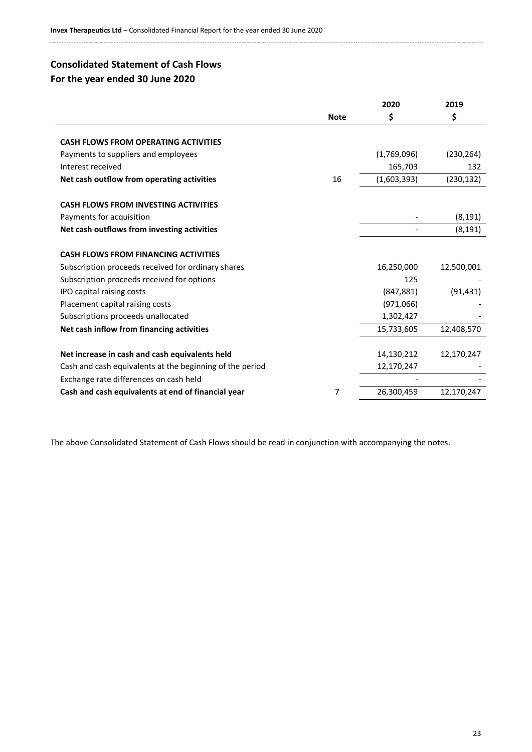## Consolidated Statement of Cash Flows

## For the year ended 30 June 2020

| | Note | 2020 $ | 2019 $ |
|---|---|---|---|
| **CASH FLOWS FROM OPERATING ACTIVITIES** | | | |
| Payments to suppliers and employees | | (1,769,096) | (230,264) |
| Interest received | | 165,703 | 132 |
| **Net cash outflow from operating activities** | 16 | (1,603,393) | (230,132) |
| **CASH FLOWS FROM INVESTING ACTIVITIES** | | | |
| Payments for acquisition | | - | (8,191) |
| **Net cash outflows from investing activities** | | - | (8,191) |
| **CASH FLOWS FROM FINANCING ACTIVITIES** | | | |
| Subscription proceeds received for ordinary shares | | 16,250,000 | 12,500,001 |
| Subscription proceeds received for options | | 125 | - |
| IPO capital raising costs | | (847,881) | (91,431) |
| Placement capital raising costs | | (971,066) | - |
| Subscriptions proceeds unallocated | | 1,302,427 | - |
| **Net cash inflow from financing activities** | | 15,733,605 | 12,408,570 |
| **Net increase in cash and cash equivalents held** | | 14,130,212 | 12,170,247 |
| Cash and cash equivalents at the beginning of the period | | 12,170,247 | - |
| Exchange rate differences on cash held | | - | - |
| **Cash and cash equivalents at end of financial year** | 7 | 26,300,459 | 12,170,247 |

The above Consolidated Statement of Cash Flows should be read in conjunction with accompanying the notes.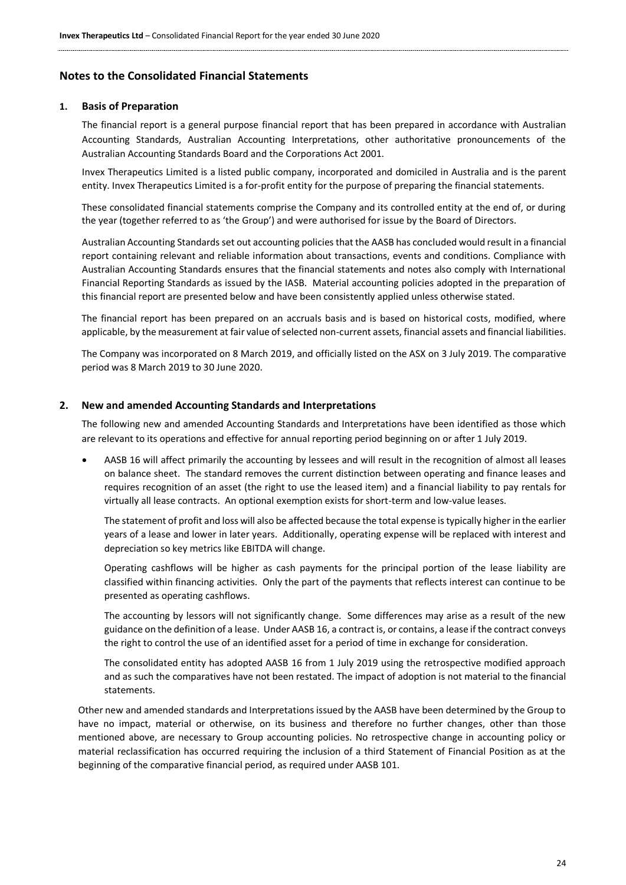## Notes to the Consolidated Financial Statements

### 1. Basis of Preparation

The financial report is a general purpose financial report that has been prepared in accordance with Australian Accounting Standards, Australian Accounting Interpretations, other authoritative pronouncements of the Australian Accounting Standards Board and the Corporations Act 2001.

Invex Therapeutics Limited is a listed public company, incorporated and domiciled in Australia and is the parent entity. Invex Therapeutics Limited is a for-profit entity for the purpose of preparing the financial statements.

These consolidated financial statements comprise the Company and its controlled entity at the end of, or during the year (together referred to as 'the Group') and were authorised for issue by the Board of Directors.

Australian Accounting Standards set out accounting policies that the AASB has concluded would result in a financial report containing relevant and reliable information about transactions, events and conditions. Compliance with Australian Accounting Standards ensures that the financial statements and notes also comply with International Financial Reporting Standards as issued by the IASB. Material accounting policies adopted in the preparation of this financial report are presented below and have been consistently applied unless otherwise stated.

The financial report has been prepared on an accruals basis and is based on historical costs, modified, where applicable, by the measurement at fair value of selected non-current assets, financial assets and financial liabilities.

The Company was incorporated on 8 March 2019, and officially listed on the ASX on 3 July 2019. The comparative period was 8 March 2019 to 30 June 2020.

### 2. New and amended Accounting Standards and Interpretations

The following new and amended Accounting Standards and Interpretations have been identified as those which are relevant to its operations and effective for annual reporting period beginning on or after 1 July 2019.

- AASB 16 will affect primarily the accounting by lessees and will result in the recognition of almost all leases on balance sheet. The standard removes the current distinction between operating and finance leases and requires recognition of an asset (the right to use the leased item) and a financial liability to pay rentals for virtually all lease contracts. An optional exemption exists for short-term and low-value leases.

  The statement of profit and loss will also be affected because the total expense is typically higher in the earlier years of a lease and lower in later years. Additionally, operating expense will be replaced with interest and depreciation so key metrics like EBITDA will change.

  Operating cashflows will be higher as cash payments for the principal portion of the lease liability are classified within financing activities. Only the part of the payments that reflects interest can continue to be presented as operating cashflows.

  The accounting by lessors will not significantly change. Some differences may arise as a result of the new guidance on the definition of a lease. Under AASB 16, a contract is, or contains, a lease if the contract conveys the right to control the use of an identified asset for a period of time in exchange for consideration.

  The consolidated entity has adopted AASB 16 from 1 July 2019 using the retrospective modified approach and as such the comparatives have not been restated. The impact of adoption is not material to the financial statements.

Other new and amended standards and Interpretations issued by the AASB have been determined by the Group to have no impact, material or otherwise, on its business and therefore no further changes, other than those mentioned above, are necessary to Group accounting policies. No retrospective change in accounting policy or material reclassification has occurred requiring the inclusion of a third Statement of Financial Position as at the beginning of the comparative financial period, as required under AASB 101.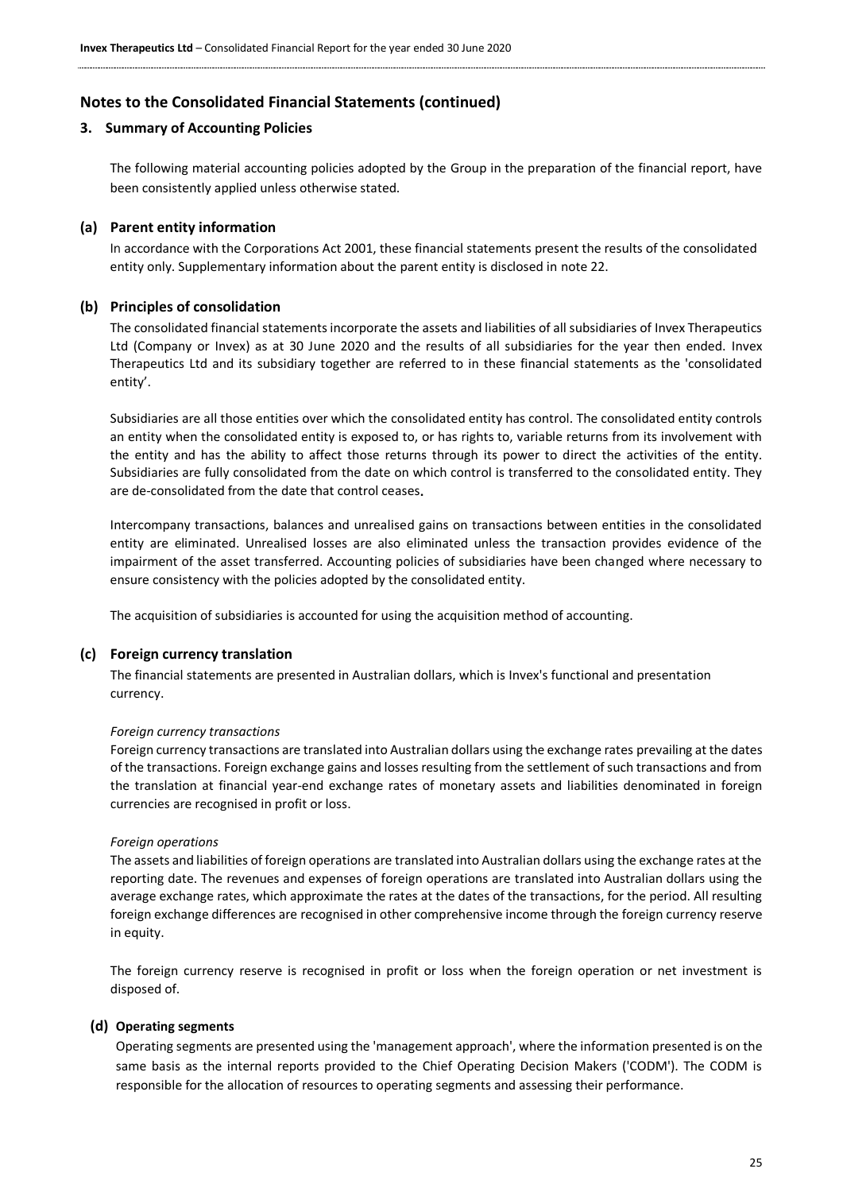## Notes to the Consolidated Financial Statements (continued)

### 3. Summary of Accounting Policies

The following material accounting policies adopted by the Group in the preparation of the financial report, have been consistently applied unless otherwise stated.

#### (a) Parent entity information

In accordance with the Corporations Act 2001, these financial statements present the results of the consolidated entity only. Supplementary information about the parent entity is disclosed in note 22.

#### (b) Principles of consolidation

The consolidated financial statements incorporate the assets and liabilities of all subsidiaries of Invex Therapeutics Ltd (Company or Invex) as at 30 June 2020 and the results of all subsidiaries for the year then ended. Invex Therapeutics Ltd and its subsidiary together are referred to in these financial statements as the 'consolidated entity'.

Subsidiaries are all those entities over which the consolidated entity has control. The consolidated entity controls an entity when the consolidated entity is exposed to, or has rights to, variable returns from its involvement with the entity and has the ability to affect those returns through its power to direct the activities of the entity. Subsidiaries are fully consolidated from the date on which control is transferred to the consolidated entity. They are de-consolidated from the date that control ceases.

Intercompany transactions, balances and unrealised gains on transactions between entities in the consolidated entity are eliminated. Unrealised losses are also eliminated unless the transaction provides evidence of the impairment of the asset transferred. Accounting policies of subsidiaries have been changed where necessary to ensure consistency with the policies adopted by the consolidated entity.

The acquisition of subsidiaries is accounted for using the acquisition method of accounting.

#### (c) Foreign currency translation

The financial statements are presented in Australian dollars, which is Invex's functional and presentation currency.

*Foreign currency transactions*

Foreign currency transactions are translated into Australian dollars using the exchange rates prevailing at the dates of the transactions. Foreign exchange gains and losses resulting from the settlement of such transactions and from the translation at financial year-end exchange rates of monetary assets and liabilities denominated in foreign currencies are recognised in profit or loss.

*Foreign operations*

The assets and liabilities of foreign operations are translated into Australian dollars using the exchange rates at the reporting date. The revenues and expenses of foreign operations are translated into Australian dollars using the average exchange rates, which approximate the rates at the dates of the transactions, for the period. All resulting foreign exchange differences are recognised in other comprehensive income through the foreign currency reserve in equity.

The foreign currency reserve is recognised in profit or loss when the foreign operation or net investment is disposed of.

#### (d) Operating segments

Operating segments are presented using the 'management approach', where the information presented is on the same basis as the internal reports provided to the Chief Operating Decision Makers ('CODM'). The CODM is responsible for the allocation of resources to operating segments and assessing their performance.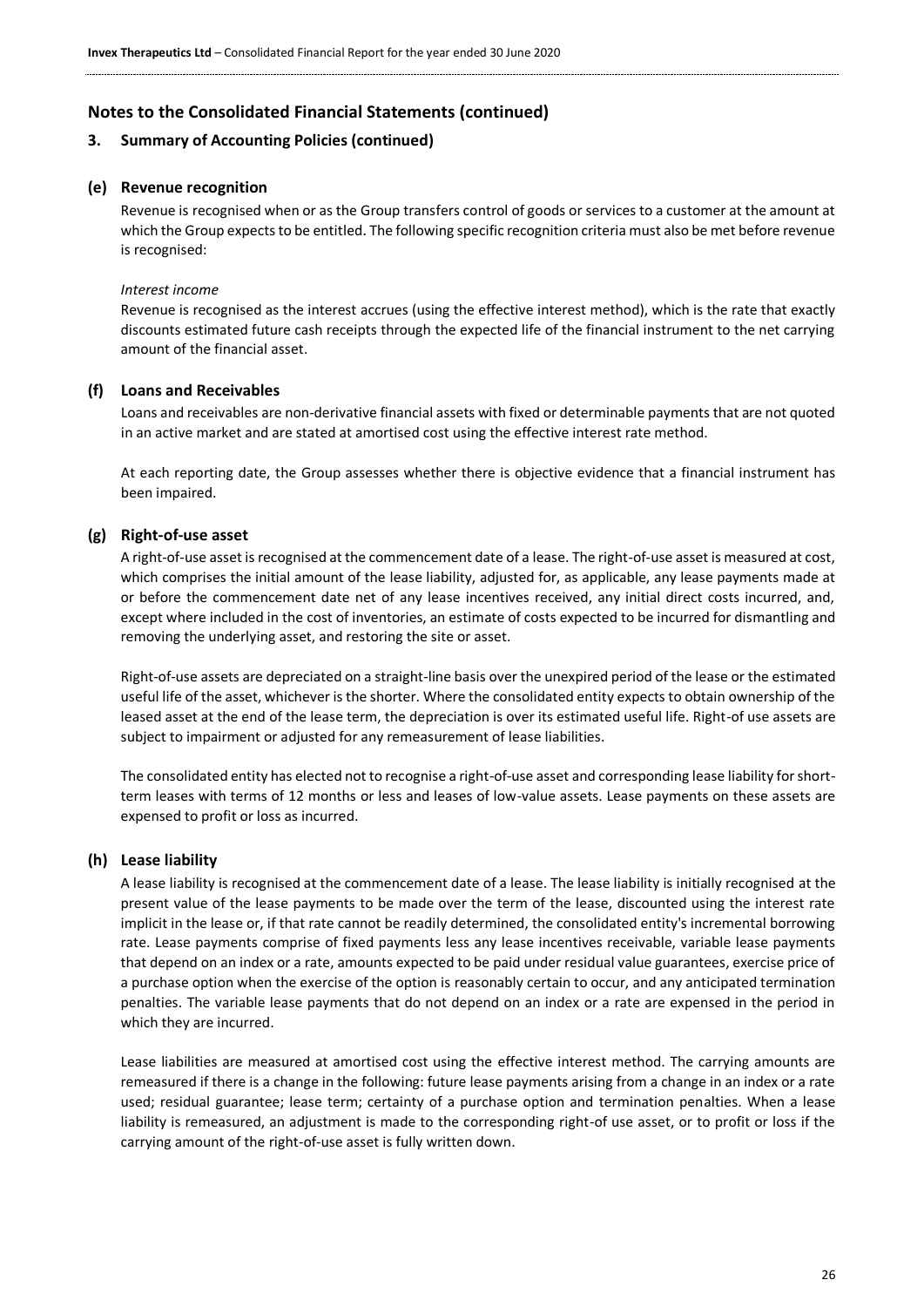## Notes to the Consolidated Financial Statements (continued)

### 3. Summary of Accounting Policies (continued)

#### (e) Revenue recognition

Revenue is recognised when or as the Group transfers control of goods or services to a customer at the amount at which the Group expects to be entitled. The following specific recognition criteria must also be met before revenue is recognised:

*Interest income*

Revenue is recognised as the interest accrues (using the effective interest method), which is the rate that exactly discounts estimated future cash receipts through the expected life of the financial instrument to the net carrying amount of the financial asset.

#### (f) Loans and Receivables

Loans and receivables are non-derivative financial assets with fixed or determinable payments that are not quoted in an active market and are stated at amortised cost using the effective interest rate method.

At each reporting date, the Group assesses whether there is objective evidence that a financial instrument has been impaired.

#### (g) Right-of-use asset

A right-of-use asset is recognised at the commencement date of a lease. The right-of-use asset is measured at cost, which comprises the initial amount of the lease liability, adjusted for, as applicable, any lease payments made at or before the commencement date net of any lease incentives received, any initial direct costs incurred, and, except where included in the cost of inventories, an estimate of costs expected to be incurred for dismantling and removing the underlying asset, and restoring the site or asset.

Right-of-use assets are depreciated on a straight-line basis over the unexpired period of the lease or the estimated useful life of the asset, whichever is the shorter. Where the consolidated entity expects to obtain ownership of the leased asset at the end of the lease term, the depreciation is over its estimated useful life. Right-of use assets are subject to impairment or adjusted for any remeasurement of lease liabilities.

The consolidated entity has elected not to recognise a right-of-use asset and corresponding lease liability for short-term leases with terms of 12 months or less and leases of low-value assets. Lease payments on these assets are expensed to profit or loss as incurred.

#### (h) Lease liability

A lease liability is recognised at the commencement date of a lease. The lease liability is initially recognised at the present value of the lease payments to be made over the term of the lease, discounted using the interest rate implicit in the lease or, if that rate cannot be readily determined, the consolidated entity's incremental borrowing rate. Lease payments comprise of fixed payments less any lease incentives receivable, variable lease payments that depend on an index or a rate, amounts expected to be paid under residual value guarantees, exercise price of a purchase option when the exercise of the option is reasonably certain to occur, and any anticipated termination penalties. The variable lease payments that do not depend on an index or a rate are expensed in the period in which they are incurred.

Lease liabilities are measured at amortised cost using the effective interest method. The carrying amounts are remeasured if there is a change in the following: future lease payments arising from a change in an index or a rate used; residual guarantee; lease term; certainty of a purchase option and termination penalties. When a lease liability is remeasured, an adjustment is made to the corresponding right-of use asset, or to profit or loss if the carrying amount of the right-of-use asset is fully written down.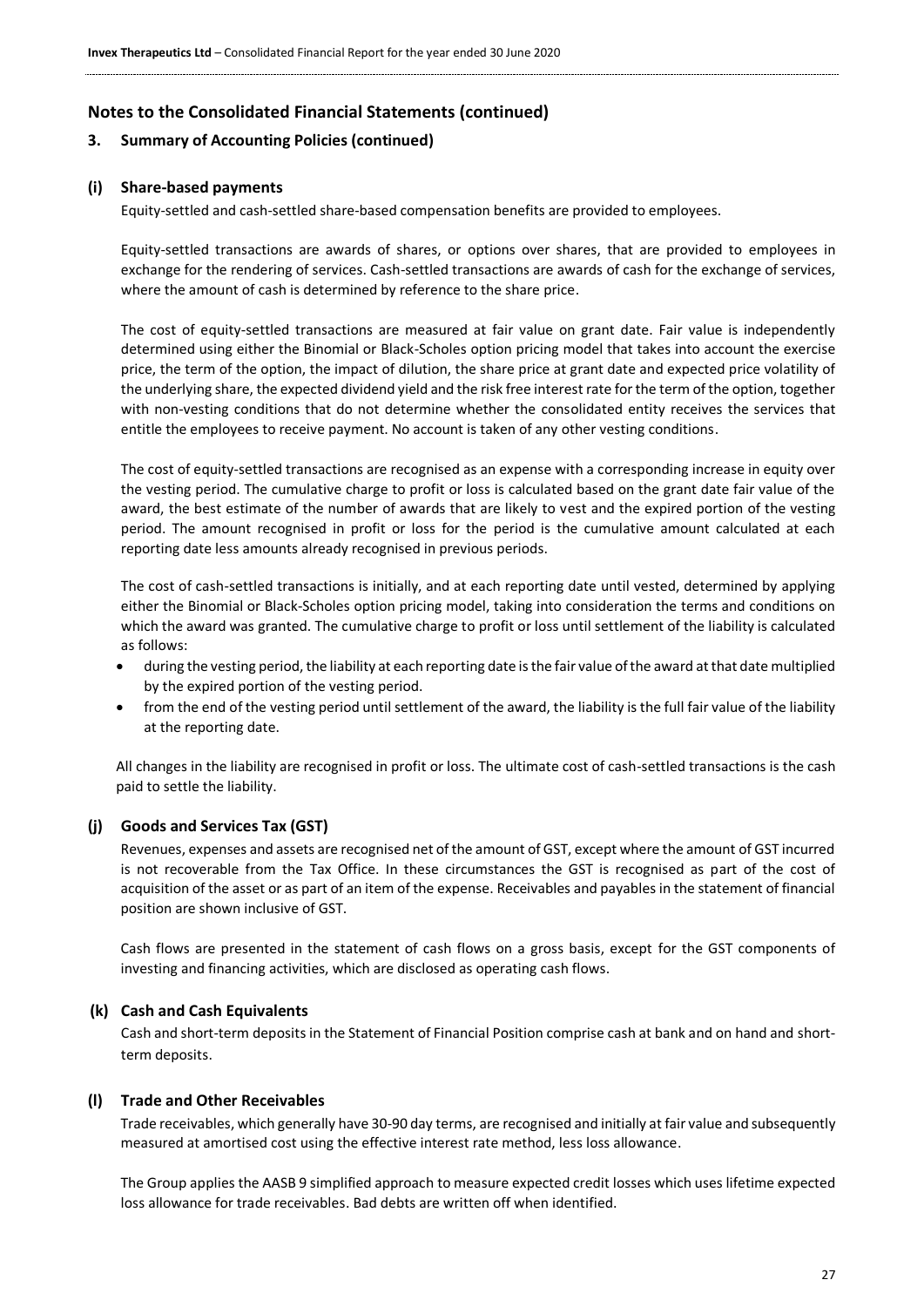## Notes to the Consolidated Financial Statements (continued)

### 3. Summary of Accounting Policies (continued)

#### (i) Share-based payments

Equity-settled and cash-settled share-based compensation benefits are provided to employees.

Equity-settled transactions are awards of shares, or options over shares, that are provided to employees in exchange for the rendering of services. Cash-settled transactions are awards of cash for the exchange of services, where the amount of cash is determined by reference to the share price.

The cost of equity-settled transactions are measured at fair value on grant date. Fair value is independently determined using either the Binomial or Black-Scholes option pricing model that takes into account the exercise price, the term of the option, the impact of dilution, the share price at grant date and expected price volatility of the underlying share, the expected dividend yield and the risk free interest rate for the term of the option, together with non-vesting conditions that do not determine whether the consolidated entity receives the services that entitle the employees to receive payment. No account is taken of any other vesting conditions.

The cost of equity-settled transactions are recognised as an expense with a corresponding increase in equity over the vesting period. The cumulative charge to profit or loss is calculated based on the grant date fair value of the award, the best estimate of the number of awards that are likely to vest and the expired portion of the vesting period. The amount recognised in profit or loss for the period is the cumulative amount calculated at each reporting date less amounts already recognised in previous periods.

The cost of cash-settled transactions is initially, and at each reporting date until vested, determined by applying either the Binomial or Black-Scholes option pricing model, taking into consideration the terms and conditions on which the award was granted. The cumulative charge to profit or loss until settlement of the liability is calculated as follows:

- during the vesting period, the liability at each reporting date is the fair value of the award at that date multiplied by the expired portion of the vesting period.
- from the end of the vesting period until settlement of the award, the liability is the full fair value of the liability at the reporting date.

All changes in the liability are recognised in profit or loss. The ultimate cost of cash-settled transactions is the cash paid to settle the liability.

#### (j) Goods and Services Tax (GST)

Revenues, expenses and assets are recognised net of the amount of GST, except where the amount of GST incurred is not recoverable from the Tax Office. In these circumstances the GST is recognised as part of the cost of acquisition of the asset or as part of an item of the expense. Receivables and payables in the statement of financial position are shown inclusive of GST.

Cash flows are presented in the statement of cash flows on a gross basis, except for the GST components of investing and financing activities, which are disclosed as operating cash flows.

#### (k) Cash and Cash Equivalents

Cash and short-term deposits in the Statement of Financial Position comprise cash at bank and on hand and short-term deposits.

#### (l) Trade and Other Receivables

Trade receivables, which generally have 30-90 day terms, are recognised and initially at fair value and subsequently measured at amortised cost using the effective interest rate method, less loss allowance.

The Group applies the AASB 9 simplified approach to measure expected credit losses which uses lifetime expected loss allowance for trade receivables. Bad debts are written off when identified.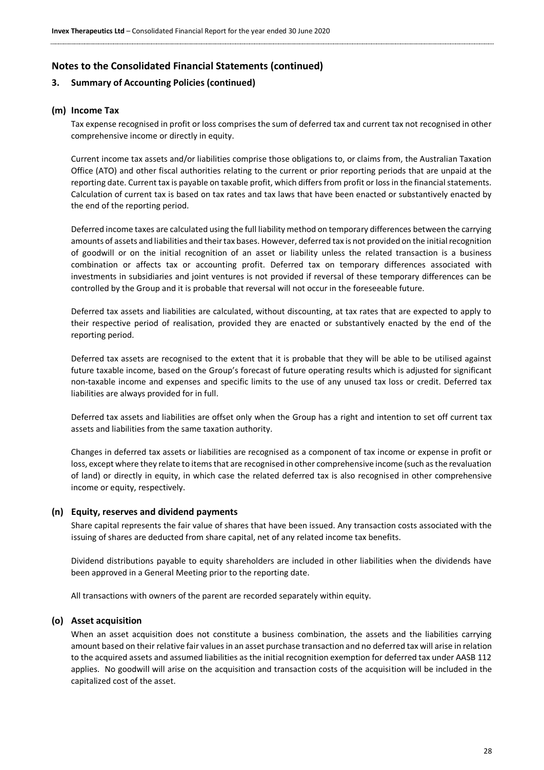## Notes to the Consolidated Financial Statements (continued)

### 3. Summary of Accounting Policies (continued)

#### (m) Income Tax

Tax expense recognised in profit or loss comprises the sum of deferred tax and current tax not recognised in other comprehensive income or directly in equity.

Current income tax assets and/or liabilities comprise those obligations to, or claims from, the Australian Taxation Office (ATO) and other fiscal authorities relating to the current or prior reporting periods that are unpaid at the reporting date. Current tax is payable on taxable profit, which differs from profit or loss in the financial statements. Calculation of current tax is based on tax rates and tax laws that have been enacted or substantively enacted by the end of the reporting period.

Deferred income taxes are calculated using the full liability method on temporary differences between the carrying amounts of assets and liabilities and their tax bases. However, deferred tax is not provided on the initial recognition of goodwill or on the initial recognition of an asset or liability unless the related transaction is a business combination or affects tax or accounting profit. Deferred tax on temporary differences associated with investments in subsidiaries and joint ventures is not provided if reversal of these temporary differences can be controlled by the Group and it is probable that reversal will not occur in the foreseeable future.

Deferred tax assets and liabilities are calculated, without discounting, at tax rates that are expected to apply to their respective period of realisation, provided they are enacted or substantively enacted by the end of the reporting period.

Deferred tax assets are recognised to the extent that it is probable that they will be able to be utilised against future taxable income, based on the Group's forecast of future operating results which is adjusted for significant non-taxable income and expenses and specific limits to the use of any unused tax loss or credit. Deferred tax liabilities are always provided for in full.

Deferred tax assets and liabilities are offset only when the Group has a right and intention to set off current tax assets and liabilities from the same taxation authority.

Changes in deferred tax assets or liabilities are recognised as a component of tax income or expense in profit or loss, except where they relate to items that are recognised in other comprehensive income (such as the revaluation of land) or directly in equity, in which case the related deferred tax is also recognised in other comprehensive income or equity, respectively.

#### (n) Equity, reserves and dividend payments

Share capital represents the fair value of shares that have been issued. Any transaction costs associated with the issuing of shares are deducted from share capital, net of any related income tax benefits.

Dividend distributions payable to equity shareholders are included in other liabilities when the dividends have been approved in a General Meeting prior to the reporting date.

All transactions with owners of the parent are recorded separately within equity.

#### (o) Asset acquisition

When an asset acquisition does not constitute a business combination, the assets and the liabilities carrying amount based on their relative fair values in an asset purchase transaction and no deferred tax will arise in relation to the acquired assets and assumed liabilities as the initial recognition exemption for deferred tax under AASB 112 applies. No goodwill will arise on the acquisition and transaction costs of the acquisition will be included in the capitalized cost of the asset.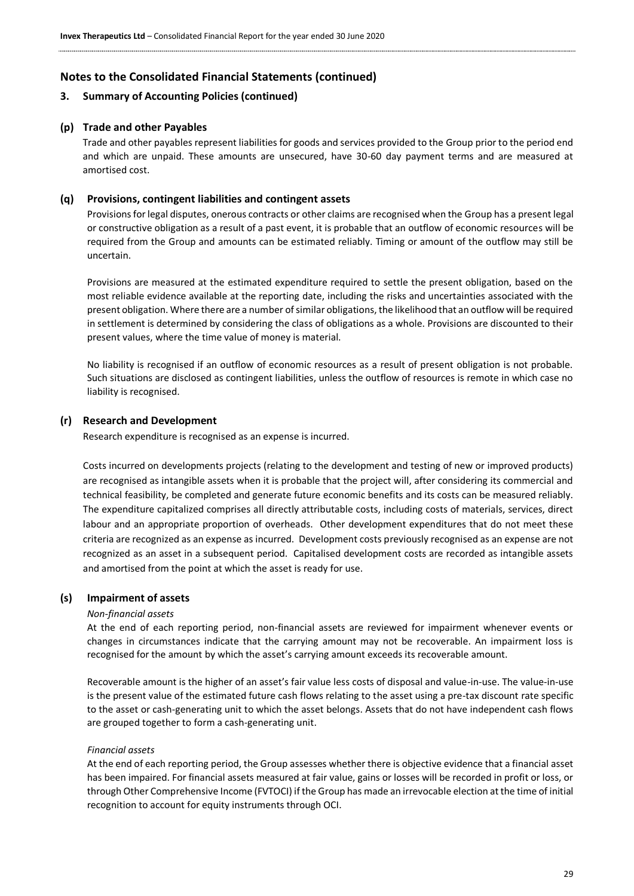## Notes to the Consolidated Financial Statements (continued)

### 3. Summary of Accounting Policies (continued)

#### (p) Trade and other Payables

Trade and other payables represent liabilities for goods and services provided to the Group prior to the period end and which are unpaid. These amounts are unsecured, have 30-60 day payment terms and are measured at amortised cost.

#### (q) Provisions, contingent liabilities and contingent assets

Provisions for legal disputes, onerous contracts or other claims are recognised when the Group has a present legal or constructive obligation as a result of a past event, it is probable that an outflow of economic resources will be required from the Group and amounts can be estimated reliably. Timing or amount of the outflow may still be uncertain.

Provisions are measured at the estimated expenditure required to settle the present obligation, based on the most reliable evidence available at the reporting date, including the risks and uncertainties associated with the present obligation. Where there are a number of similar obligations, the likelihood that an outflow will be required in settlement is determined by considering the class of obligations as a whole. Provisions are discounted to their present values, where the time value of money is material.

No liability is recognised if an outflow of economic resources as a result of present obligation is not probable. Such situations are disclosed as contingent liabilities, unless the outflow of resources is remote in which case no liability is recognised.

#### (r) Research and Development

Research expenditure is recognised as an expense is incurred.

Costs incurred on developments projects (relating to the development and testing of new or improved products) are recognised as intangible assets when it is probable that the project will, after considering its commercial and technical feasibility, be completed and generate future economic benefits and its costs can be measured reliably. The expenditure capitalized comprises all directly attributable costs, including costs of materials, services, direct labour and an appropriate proportion of overheads. Other development expenditures that do not meet these criteria are recognized as an expense as incurred. Development costs previously recognised as an expense are not recognized as an asset in a subsequent period. Capitalised development costs are recorded as intangible assets and amortised from the point at which the asset is ready for use.

#### (s) Impairment of assets

*Non-financial assets*

At the end of each reporting period, non-financial assets are reviewed for impairment whenever events or changes in circumstances indicate that the carrying amount may not be recoverable. An impairment loss is recognised for the amount by which the asset's carrying amount exceeds its recoverable amount.

Recoverable amount is the higher of an asset's fair value less costs of disposal and value-in-use. The value-in-use is the present value of the estimated future cash flows relating to the asset using a pre-tax discount rate specific to the asset or cash-generating unit to which the asset belongs. Assets that do not have independent cash flows are grouped together to form a cash-generating unit.

*Financial assets*

At the end of each reporting period, the Group assesses whether there is objective evidence that a financial asset has been impaired. For financial assets measured at fair value, gains or losses will be recorded in profit or loss, or through Other Comprehensive Income (FVTOCI) if the Group has made an irrevocable election at the time of initial recognition to account for equity instruments through OCI.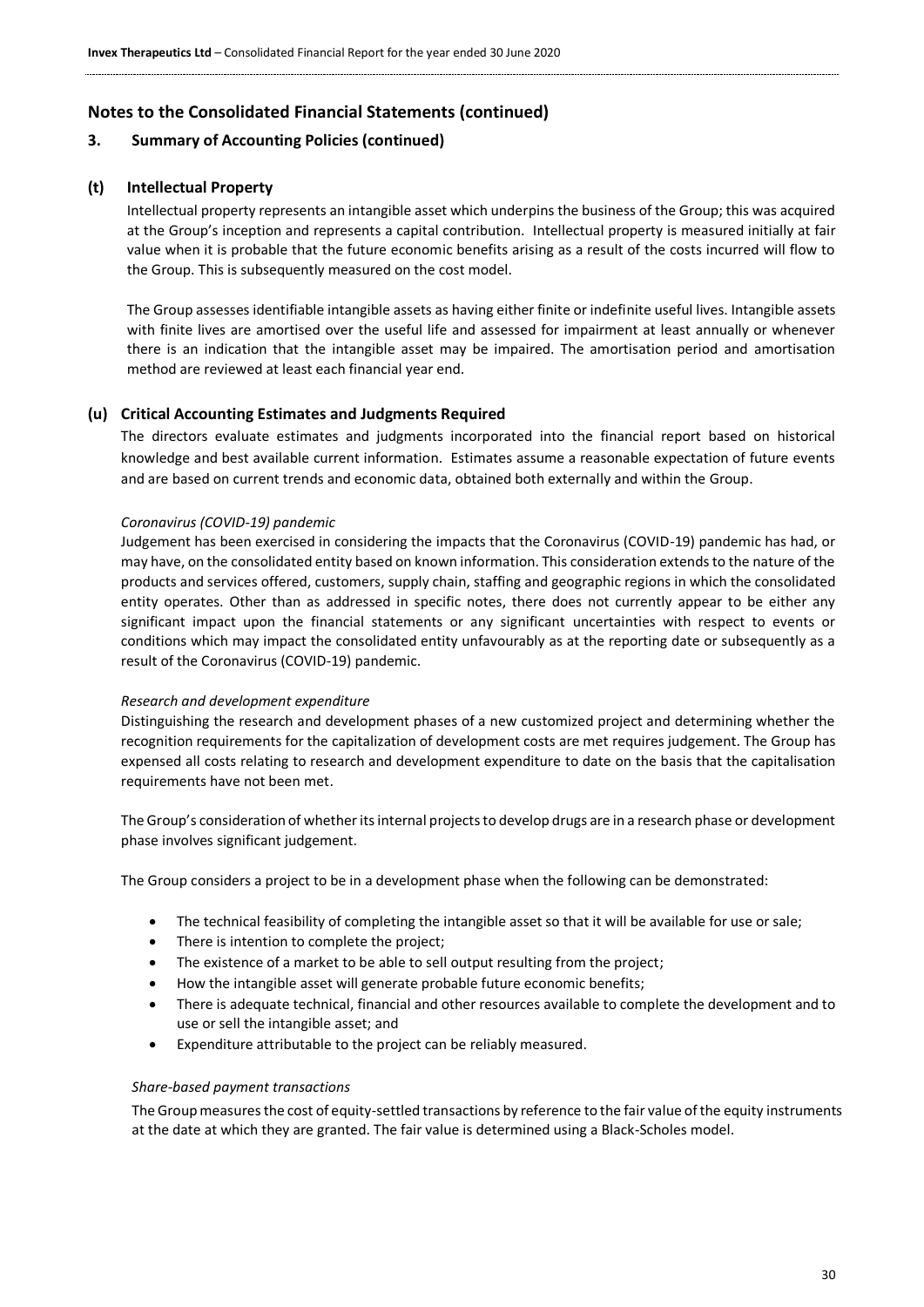## Notes to the Consolidated Financial Statements (continued)

### 3. Summary of Accounting Policies (continued)

### (t) Intellectual Property

Intellectual property represents an intangible asset which underpins the business of the Group; this was acquired at the Group's inception and represents a capital contribution. Intellectual property is measured initially at fair value when it is probable that the future economic benefits arising as a result of the costs incurred will flow to the Group. This is subsequently measured on the cost model.

The Group assesses identifiable intangible assets as having either finite or indefinite useful lives. Intangible assets with finite lives are amortised over the useful life and assessed for impairment at least annually or whenever there is an indication that the intangible asset may be impaired. The amortisation period and amortisation method are reviewed at least each financial year end.

### (u) Critical Accounting Estimates and Judgments Required

The directors evaluate estimates and judgments incorporated into the financial report based on historical knowledge and best available current information. Estimates assume a reasonable expectation of future events and are based on current trends and economic data, obtained both externally and within the Group.

*Coronavirus (COVID-19) pandemic*

Judgement has been exercised in considering the impacts that the Coronavirus (COVID-19) pandemic has had, or may have, on the consolidated entity based on known information. This consideration extends to the nature of the products and services offered, customers, supply chain, staffing and geographic regions in which the consolidated entity operates. Other than as addressed in specific notes, there does not currently appear to be either any significant impact upon the financial statements or any significant uncertainties with respect to events or conditions which may impact the consolidated entity unfavourably as at the reporting date or subsequently as a result of the Coronavirus (COVID-19) pandemic.

*Research and development expenditure*

Distinguishing the research and development phases of a new customized project and determining whether the recognition requirements for the capitalization of development costs are met requires judgement. The Group has expensed all costs relating to research and development expenditure to date on the basis that the capitalisation requirements have not been met.

The Group's consideration of whether its internal projects to develop drugs are in a research phase or development phase involves significant judgement.

The Group considers a project to be in a development phase when the following can be demonstrated:

- The technical feasibility of completing the intangible asset so that it will be available for use or sale;
- There is intention to complete the project;
- The existence of a market to be able to sell output resulting from the project;
- How the intangible asset will generate probable future economic benefits;
- There is adequate technical, financial and other resources available to complete the development and to use or sell the intangible asset; and
- Expenditure attributable to the project can be reliably measured.

*Share-based payment transactions*

The Group measures the cost of equity-settled transactions by reference to the fair value of the equity instruments at the date at which they are granted. The fair value is determined using a Black-Scholes model.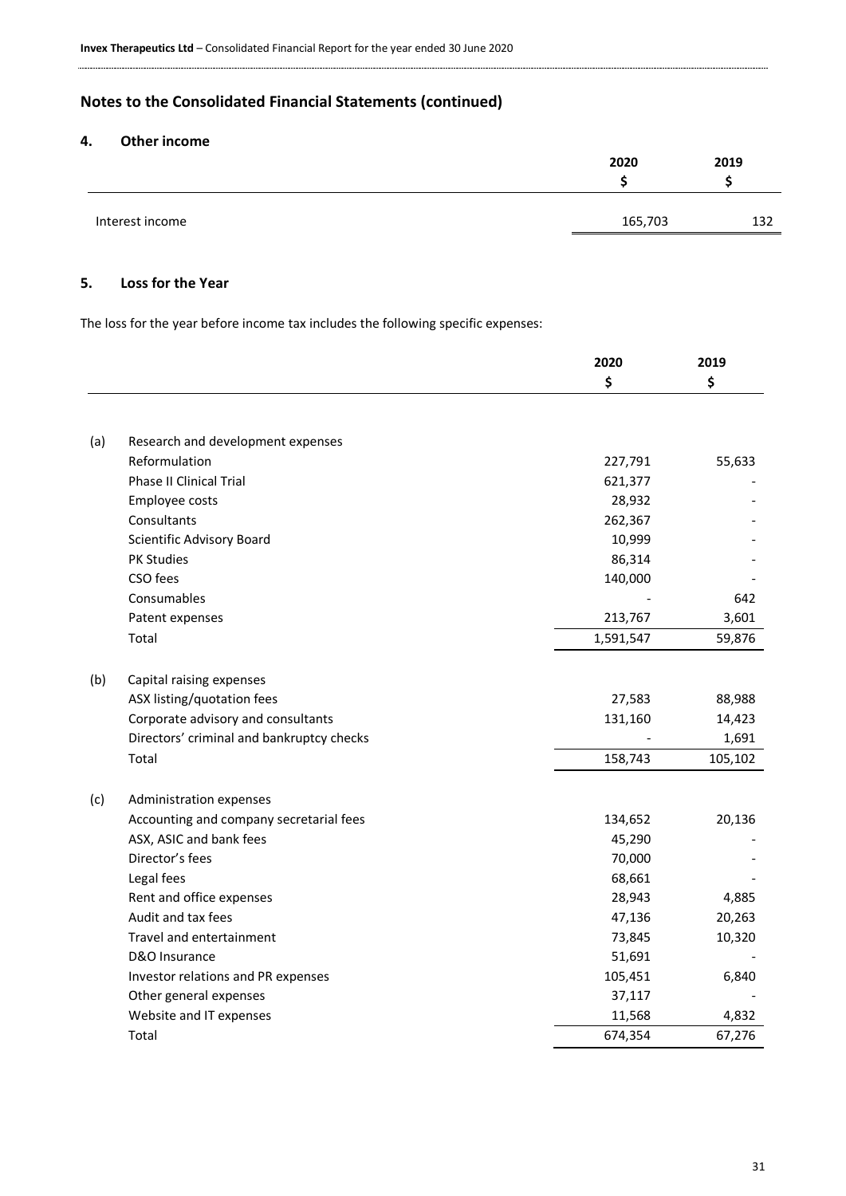## Notes to the Consolidated Financial Statements (continued)

### 4. Other income

| | 2020 $ | 2019 $ |
|---|---|---|
| Interest income | 165,703 | 132 |

### 5. Loss for the Year

The loss for the year before income tax includes the following specific expenses:

| | | 2020 $ | 2019 $ |
|---|---|---|---|
| (a) | Research and development expenses | | |
| | Reformulation | 227,791 | 55,633 |
| | Phase II Clinical Trial | 621,377 | - |
| | Employee costs | 28,932 | - |
| | Consultants | 262,367 | - |
| | Scientific Advisory Board | 10,999 | - |
| | PK Studies | 86,314 | - |
| | CSO fees | 140,000 | - |
| | Consumables | - | 642 |
| | Patent expenses | 213,767 | 3,601 |
| | Total | 1,591,547 | 59,876 |
| (b) | Capital raising expenses | | |
| | ASX listing/quotation fees | 27,583 | 88,988 |
| | Corporate advisory and consultants | 131,160 | 14,423 |
| | Directors' criminal and bankruptcy checks | - | 1,691 |
| | Total | 158,743 | 105,102 |
| (c) | Administration expenses | | |
| | Accounting and company secretarial fees | 134,652 | 20,136 |
| | ASX, ASIC and bank fees | 45,290 | - |
| | Director's fees | 70,000 | - |
| | Legal fees | 68,661 | - |
| | Rent and office expenses | 28,943 | 4,885 |
| | Audit and tax fees | 47,136 | 20,263 |
| | Travel and entertainment | 73,845 | 10,320 |
| | D&O Insurance | 51,691 | - |
| | Investor relations and PR expenses | 105,451 | 6,840 |
| | Other general expenses | 37,117 | - |
| | Website and IT expenses | 11,568 | 4,832 |
| | Total | 674,354 | 67,276 |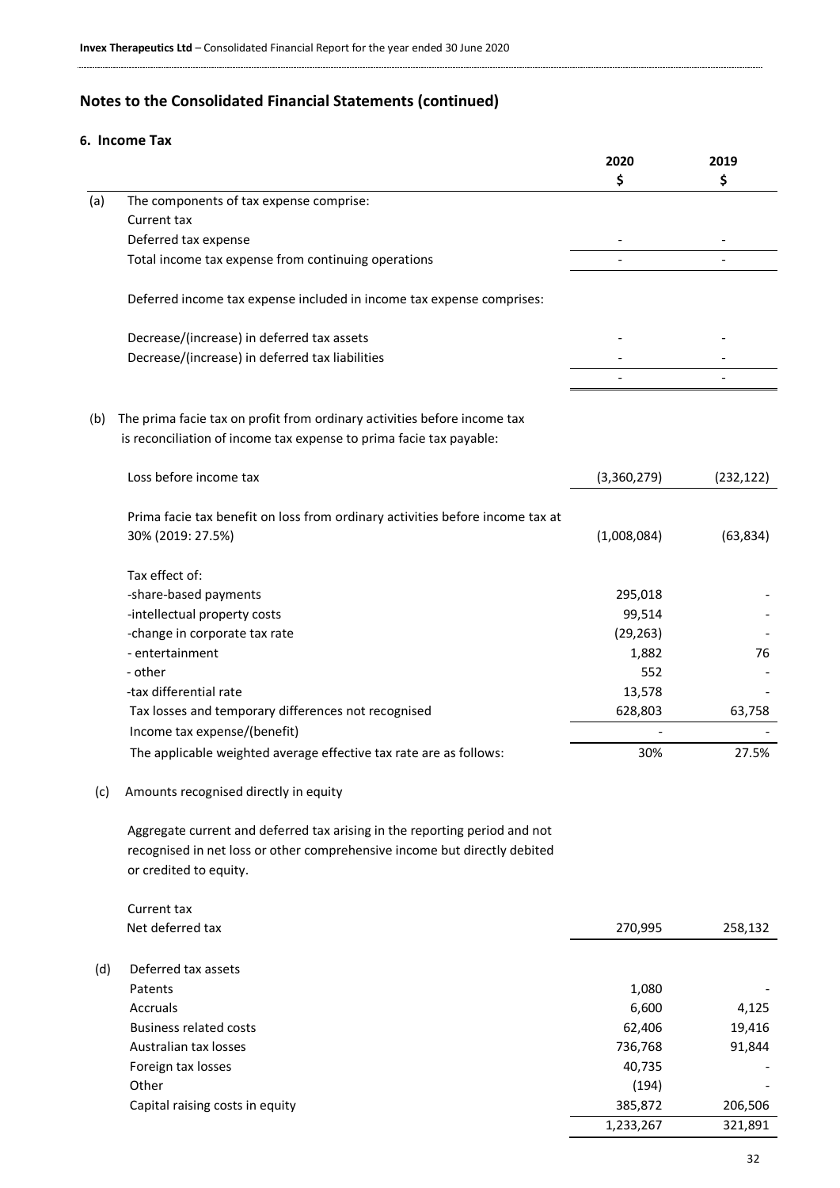## Notes to the Consolidated Financial Statements (continued)

### 6. Income Tax

| | | 2020 $ | 2019 $ |
|---|---|---|---|
| (a) | The components of tax expense comprise: | | |
| | Current tax | | |
| | Deferred tax expense | - | - |
| | Total income tax expense from continuing operations | - | - |
| | | | |
| | Deferred income tax expense included in income tax expense comprises: | | |
| | | | |
| | Decrease/(increase) in deferred tax assets | - | - |
| | Decrease/(increase) in deferred tax liabilities | - | - |
| | | - | - |
| | | | |
| (b) | The prima facie tax on profit from ordinary activities before income tax is reconciliation of income tax expense to prima facie tax payable: | | |
| | | | |
| | Loss before income tax | (3,360,279) | (232,122) |
| | | | |
| | Prima facie tax benefit on loss from ordinary activities before income tax at 30% (2019: 27.5%) | (1,008,084) | (63,834) |
| | | | |
| | Tax effect of: | | |
| | -share-based payments | 295,018 | - |
| | -intellectual property costs | 99,514 | - |
| | -change in corporate tax rate | (29,263) | - |
| | - entertainment | 1,882 | 76 |
| | - other | 552 | - |
| | -tax differential rate | 13,578 | - |
| | Tax losses and temporary differences not recognised | 628,803 | 63,758 |
| | Income tax expense/(benefit) | - | - |
| | The applicable weighted average effective tax rate are as follows: | 30% | 27.5% |
| | | | |
| (c) | Amounts recognised directly in equity | | |
| | | | |
| | Aggregate current and deferred tax arising in the reporting period and not recognised in net loss or other comprehensive income but directly debited or credited to equity. | | |
| | | | |
| | Current tax | | |
| | Net deferred tax | 270,995 | 258,132 |
| | | | |
| (d) | Deferred tax assets | | |
| | Patents | 1,080 | - |
| | Accruals | 6,600 | 4,125 |
| | Business related costs | 62,406 | 19,416 |
| | Australian tax losses | 736,768 | 91,844 |
| | Foreign tax losses | 40,735 | - |
| | Other | (194) | - |
| | Capital raising costs in equity | 385,872 | 206,506 |
| | | 1,233,267 | 321,891 |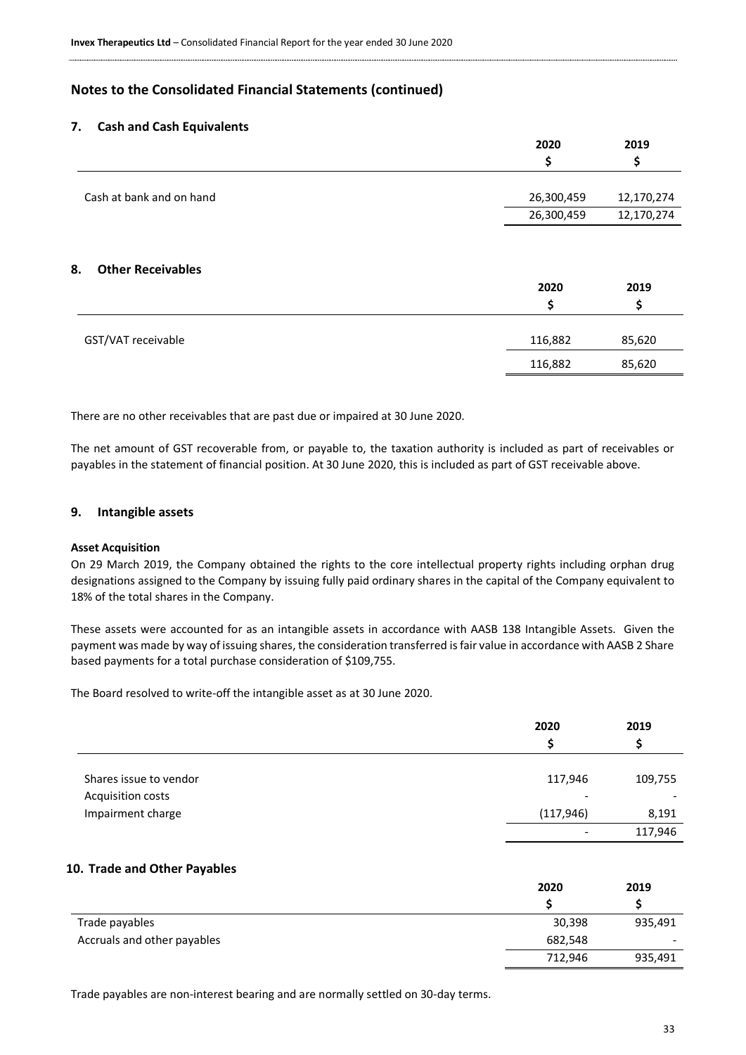## Notes to the Consolidated Financial Statements (continued)

### 7. Cash and Cash Equivalents

| | 2020<br>$ | 2019<br>$ |
|---|---|---|
| Cash at bank and on hand | 26,300,459 | 12,170,274 |
| | 26,300,459 | 12,170,274 |

### 8. Other Receivables

| | 2020<br>$ | 2019<br>$ |
|---|---|---|
| GST/VAT receivable | 116,882 | 85,620 |
| | 116,882 | 85,620 |

There are no other receivables that are past due or impaired at 30 June 2020.

The net amount of GST recoverable from, or payable to, the taxation authority is included as part of receivables or payables in the statement of financial position. At 30 June 2020, this is included as part of GST receivable above.

### 9. Intangible assets

**Asset Acquisition**

On 29 March 2019, the Company obtained the rights to the core intellectual property rights including orphan drug designations assigned to the Company by issuing fully paid ordinary shares in the capital of the Company equivalent to 18% of the total shares in the Company.

These assets were accounted for as an intangible assets in accordance with AASB 138 Intangible Assets. Given the payment was made by way of issuing shares, the consideration transferred is fair value in accordance with AASB 2 Share based payments for a total purchase consideration of $109,755.

The Board resolved to write-off the intangible asset as at 30 June 2020.

| | 2020<br>$ | 2019<br>$ |
|---|---|---|
| Shares issue to vendor | 117,946 | 109,755 |
| Acquisition costs | - | - |
| Impairment charge | (117,946) | 8,191 |
| | - | 117,946 |

### 10. Trade and Other Payables

| | 2020<br>$ | 2019<br>$ |
|---|---|---|
| Trade payables | 30,398 | 935,491 |
| Accruals and other payables | 682,548 | - |
| | 712,946 | 935,491 |

Trade payables are non-interest bearing and are normally settled on 30-day terms.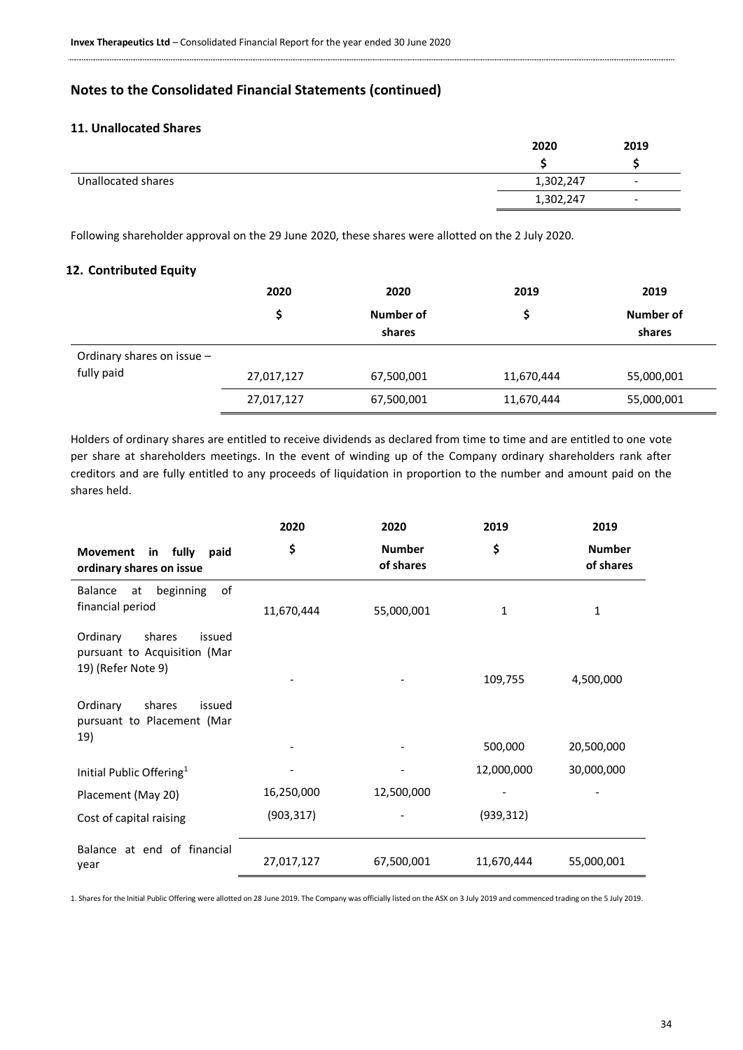## Notes to the Consolidated Financial Statements (continued)

### 11. Unallocated Shares

| | 2020 | 2019 |
|---|---|---|
| | $ | $ |
| Unallocated shares | 1,302,247 | - |
| | 1,302,247 | - |

Following shareholder approval on the 29 June 2020, these shares were allotted on the 2 July 2020.

### 12. Contributed Equity

| | 2020 | 2020 | 2019 | 2019 |
|---|---|---|---|---|
| | $ | Number of shares | $ | Number of shares |
| Ordinary shares on issue – fully paid | 27,017,127 | 67,500,001 | 11,670,444 | 55,000,001 |
| | 27,017,127 | 67,500,001 | 11,670,444 | 55,000,001 |

Holders of ordinary shares are entitled to receive dividends as declared from time to time and are entitled to one vote per share at shareholders meetings. In the event of winding up of the Company ordinary shareholders rank after creditors and are fully entitled to any proceeds of liquidation in proportion to the number and amount paid on the shares held.

| | 2020 | 2020 | 2019 | 2019 |
|---|---|---|---|---|
| **Movement in fully paid ordinary shares on issue** | $ | Number of shares | $ | Number of shares |
| Balance at beginning of financial period | 11,670,444 | 55,000,001 | 1 | 1 |
| Ordinary shares issued pursuant to Acquisition (Mar 19) (Refer Note 9) | - | - | 109,755 | 4,500,000 |
| Ordinary shares issued pursuant to Placement (Mar 19) | - | - | 500,000 | 20,500,000 |
| Initial Public Offering[1] | - | - | 12,000,000 | 30,000,000 |
| Placement (May 20) | 16,250,000 | 12,500,000 | - | - |
| Cost of capital raising | (903,317) | - | (939,312) | |
| Balance at end of financial year | 27,017,127 | 67,500,001 | 11,670,444 | 55,000,001 |

1. Shares for the Initial Public Offering were allotted on 28 June 2019. The Company was officially listed on the ASX on 3 July 2019 and commenced trading on the 5 July 2019.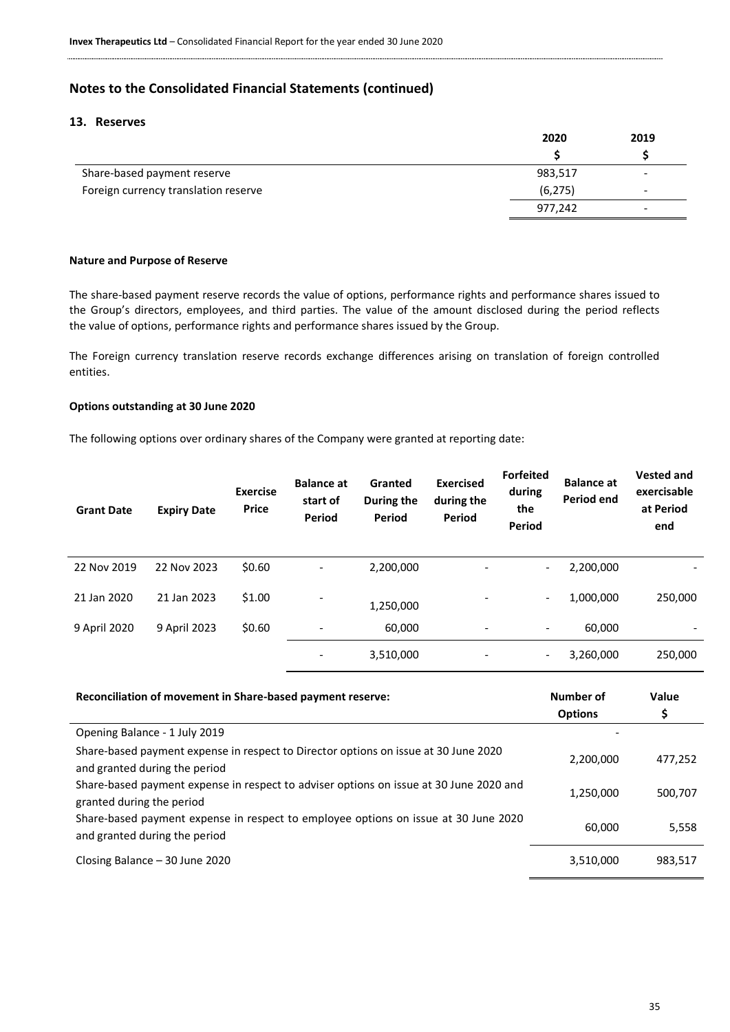## Notes to the Consolidated Financial Statements (continued)

### 13. Reserves

| | 2020 | 2019 |
|---|---|---|
| | $ | $ |
| Share-based payment reserve | 983,517 | - |
| Foreign currency translation reserve | (6,275) | - |
| | 977,242 | - |

**Nature and Purpose of Reserve**

The share-based payment reserve records the value of options, performance rights and performance shares issued to the Group's directors, employees, and third parties. The value of the amount disclosed during the period reflects the value of options, performance rights and performance shares issued by the Group.

The Foreign currency translation reserve records exchange differences arising on translation of foreign controlled entities.

**Options outstanding at 30 June 2020**

The following options over ordinary shares of the Company were granted at reporting date:

| Grant Date | Expiry Date | Exercise Price | Balance at start of Period | Granted During the Period | Exercised during the Period | Forfeited during the Period | Balance at Period end | Vested and exercisable at Period end |
|---|---|---|---|---|---|---|---|---|
| 22 Nov 2019 | 22 Nov 2023 | $0.60 | - | 2,200,000 | - | - | 2,200,000 | - |
| 21 Jan 2020 | 21 Jan 2023 | $1.00 | - | 1,250,000 | - | - | 1,000,000 | 250,000 |
| 9 April 2020 | 9 April 2023 | $0.60 | - | 60,000 | - | - | 60,000 | - |
| | | | - | 3,510,000 | - | - | 3,260,000 | 250,000 |

| Reconciliation of movement in Share-based payment reserve: | Number of Options | Value $ |
|---|---|---|
| Opening Balance - 1 July 2019 | - | |
| Share-based payment expense in respect to Director options on issue at 30 June 2020 and granted during the period | 2,200,000 | 477,252 |
| Share-based payment expense in respect to adviser options on issue at 30 June 2020 and granted during the period | 1,250,000 | 500,707 |
| Share-based payment expense in respect to employee options on issue at 30 June 2020 and granted during the period | 60,000 | 5,558 |
| Closing Balance – 30 June 2020 | 3,510,000 | 983,517 |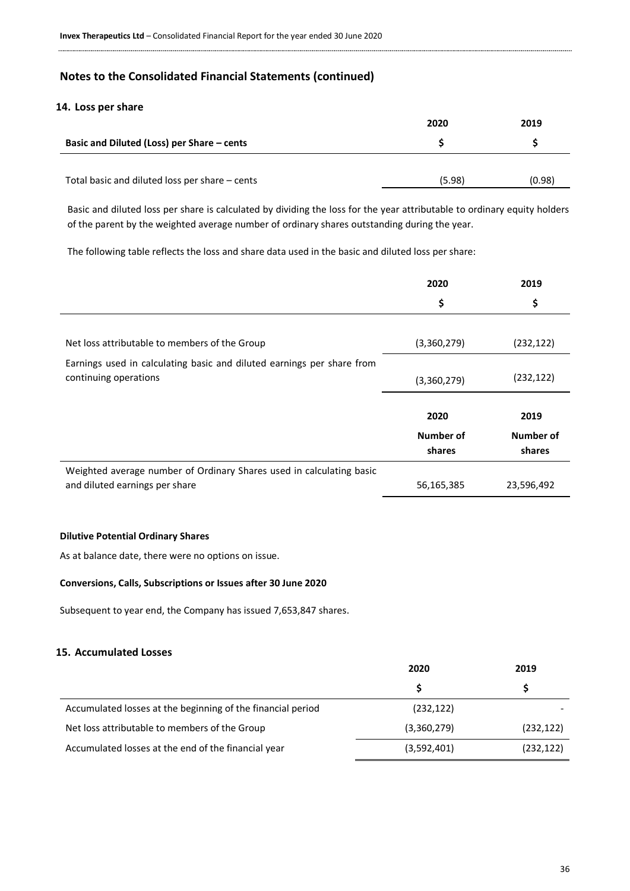## Notes to the Consolidated Financial Statements (continued)

### 14. Loss per share

| | 2020 | 2019 |
|---|---|---|
| **Basic and Diluted (Loss) per Share – cents** | **$** | **$** |
| Total basic and diluted loss per share – cents | (5.98) | (0.98) |

Basic and diluted loss per share is calculated by dividing the loss for the year attributable to ordinary equity holders of the parent by the weighted average number of ordinary shares outstanding during the year.

The following table reflects the loss and share data used in the basic and diluted loss per share:

| | 2020 | 2019 |
|---|---|---|
| | **$** | **$** |
| Net loss attributable to members of the Group | (3,360,279) | (232,122) |
| Earnings used in calculating basic and diluted earnings per share from continuing operations | (3,360,279) | (232,122) |
| | **2020** | **2019** |
| | **Number of shares** | **Number of shares** |
| Weighted average number of Ordinary Shares used in calculating basic and diluted earnings per share | 56,165,385 | 23,596,492 |

**Dilutive Potential Ordinary Shares**

As at balance date, there were no options on issue.

**Conversions, Calls, Subscriptions or Issues after 30 June 2020**

Subsequent to year end, the Company has issued 7,653,847 shares.

### 15. Accumulated Losses

| | 2020 | 2019 |
|---|---|---|
| | **$** | **$** |
| Accumulated losses at the beginning of the financial period | (232,122) | - |
| Net loss attributable to members of the Group | (3,360,279) | (232,122) |
| Accumulated losses at the end of the financial year | (3,592,401) | (232,122) |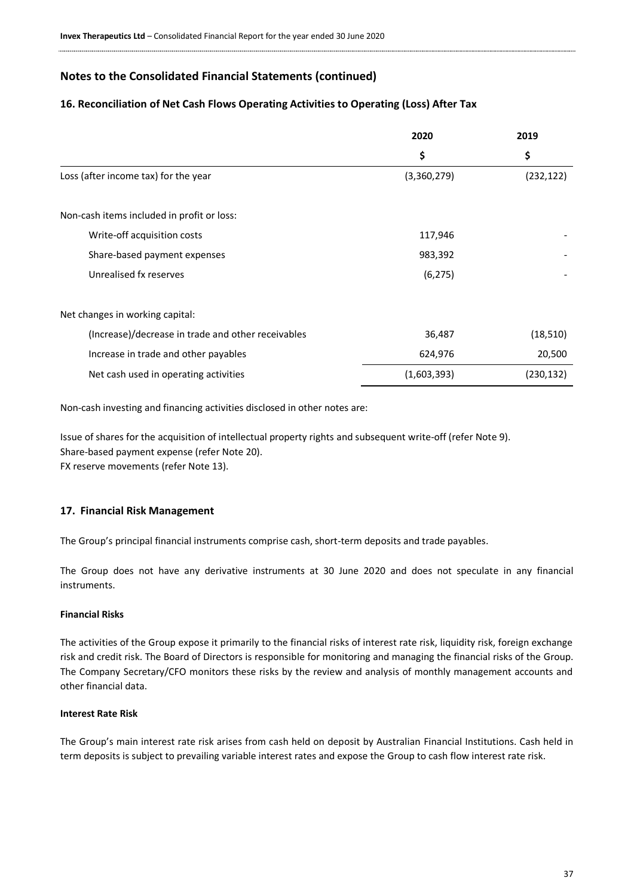## Notes to the Consolidated Financial Statements (continued)

### 16. Reconciliation of Net Cash Flows Operating Activities to Operating (Loss) After Tax

| | 2020 | 2019 |
|---|---|---|
| | $ | $ |
| Loss (after income tax) for the year | (3,360,279) | (232,122) |
| Non-cash items included in profit or loss: | | |
| Write-off acquisition costs | 117,946 | - |
| Share-based payment expenses | 983,392 | - |
| Unrealised fx reserves | (6,275) | - |
| Net changes in working capital: | | |
| (Increase)/decrease in trade and other receivables | 36,487 | (18,510) |
| Increase in trade and other payables | 624,976 | 20,500 |
| Net cash used in operating activities | (1,603,393) | (230,132) |

Non-cash investing and financing activities disclosed in other notes are:

Issue of shares for the acquisition of intellectual property rights and subsequent write-off (refer Note 9).
Share-based payment expense (refer Note 20).
FX reserve movements (refer Note 13).

### 17. Financial Risk Management

The Group's principal financial instruments comprise cash, short-term deposits and trade payables.

The Group does not have any derivative instruments at 30 June 2020 and does not speculate in any financial instruments.

**Financial Risks**

The activities of the Group expose it primarily to the financial risks of interest rate risk, liquidity risk, foreign exchange risk and credit risk. The Board of Directors is responsible for monitoring and managing the financial risks of the Group. The Company Secretary/CFO monitors these risks by the review and analysis of monthly management accounts and other financial data.

**Interest Rate Risk**

The Group's main interest rate risk arises from cash held on deposit by Australian Financial Institutions. Cash held in term deposits is subject to prevailing variable interest rates and expose the Group to cash flow interest rate risk.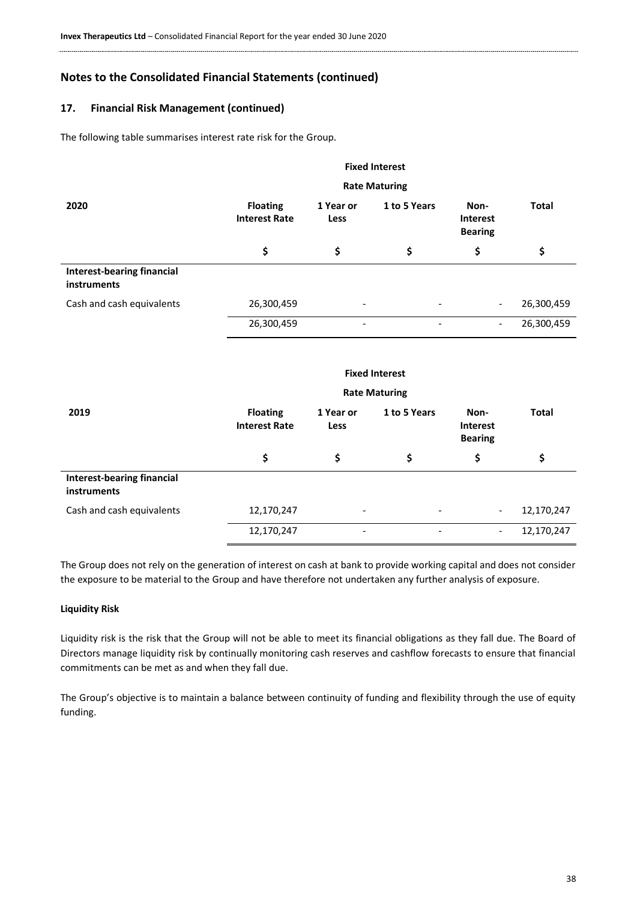## Notes to the Consolidated Financial Statements (continued)

### 17. Financial Risk Management (continued)

The following table summarises interest rate risk for the Group.

| 2020 | Floating Interest Rate | Fixed Interest Rate Maturing 1 Year or Less | Fixed Interest Rate Maturing 1 to 5 Years | Non-Interest Bearing | Total |
|---|---|---|---|---|---|
| | $ | $ | $ | $ | $ |
| **Interest-bearing financial instruments** | | | | | |
| Cash and cash equivalents | 26,300,459 | - | - | - | 26,300,459 |
| | 26,300,459 | - | - | - | 26,300,459 |

| 2019 | Floating Interest Rate | Fixed Interest Rate Maturing 1 Year or Less | Fixed Interest Rate Maturing 1 to 5 Years | Non-Interest Bearing | Total |
|---|---|---|---|---|---|
| | $ | $ | $ | $ | $ |
| **Interest-bearing financial instruments** | | | | | |
| Cash and cash equivalents | 12,170,247 | - | - | - | 12,170,247 |
| | 12,170,247 | - | - | - | 12,170,247 |

The Group does not rely on the generation of interest on cash at bank to provide working capital and does not consider the exposure to be material to the Group and have therefore not undertaken any further analysis of exposure.

**Liquidity Risk**

Liquidity risk is the risk that the Group will not be able to meet its financial obligations as they fall due. The Board of Directors manage liquidity risk by continually monitoring cash reserves and cashflow forecasts to ensure that financial commitments can be met as and when they fall due.

The Group's objective is to maintain a balance between continuity of funding and flexibility through the use of equity funding.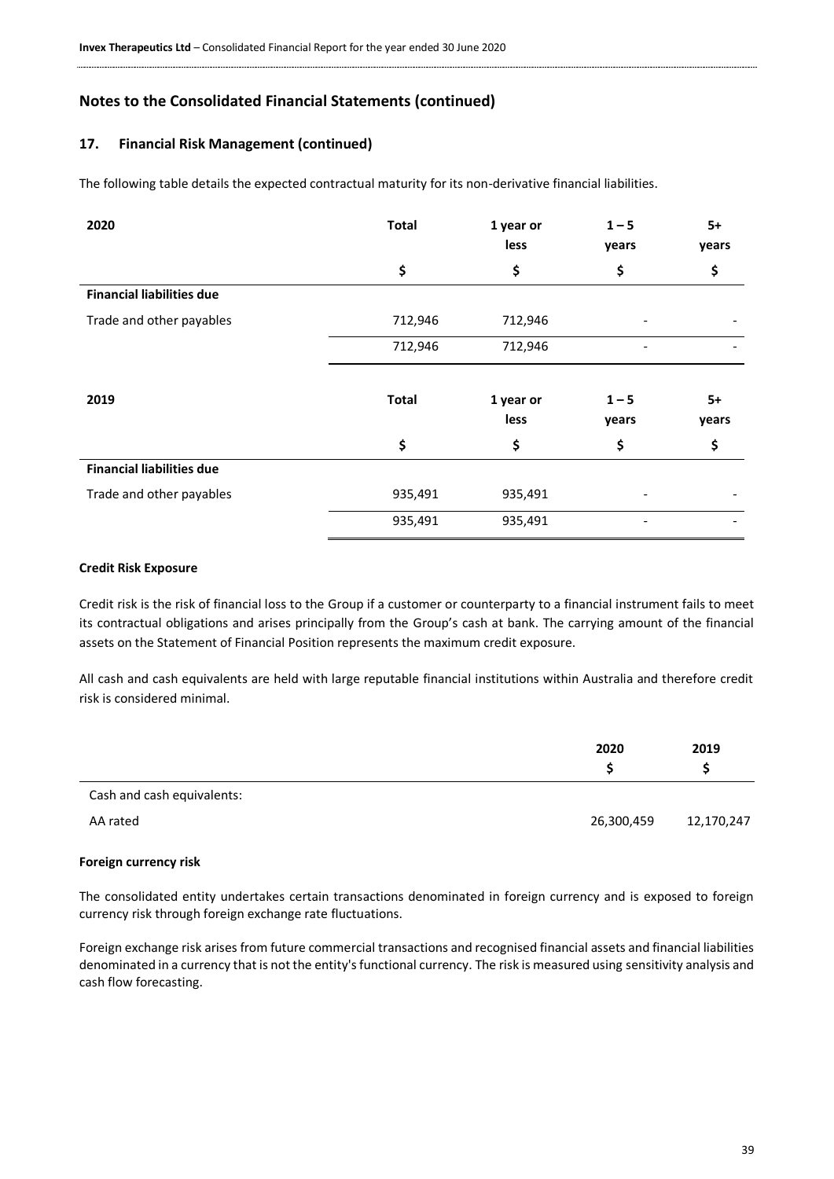## Notes to the Consolidated Financial Statements (continued)

### 17. Financial Risk Management (continued)

The following table details the expected contractual maturity for its non-derivative financial liabilities.

| 2020 | Total | 1 year or less | 1 – 5 years | 5+ years |
|---|---|---|---|---|
| | $ | $ | $ | $ |
| **Financial liabilities due** | | | | |
| Trade and other payables | 712,946 | 712,946 | - | - |
| | 712,946 | 712,946 | - | - |

| 2019 | Total | 1 year or less | 1 – 5 years | 5+ years |
|---|---|---|---|---|
| | $ | $ | $ | $ |
| **Financial liabilities due** | | | | |
| Trade and other payables | 935,491 | 935,491 | - | - |
| | 935,491 | 935,491 | - | - |

**Credit Risk Exposure**

Credit risk is the risk of financial loss to the Group if a customer or counterparty to a financial instrument fails to meet its contractual obligations and arises principally from the Group's cash at bank. The carrying amount of the financial assets on the Statement of Financial Position represents the maximum credit exposure.

All cash and cash equivalents are held with large reputable financial institutions within Australia and therefore credit risk is considered minimal.

| | 2020 $ | 2019 $ |
|---|---|---|
| Cash and cash equivalents: | | |
| AA rated | 26,300,459 | 12,170,247 |

**Foreign currency risk**

The consolidated entity undertakes certain transactions denominated in foreign currency and is exposed to foreign currency risk through foreign exchange rate fluctuations.

Foreign exchange risk arises from future commercial transactions and recognised financial assets and financial liabilities denominated in a currency that is not the entity's functional currency. The risk is measured using sensitivity analysis and cash flow forecasting.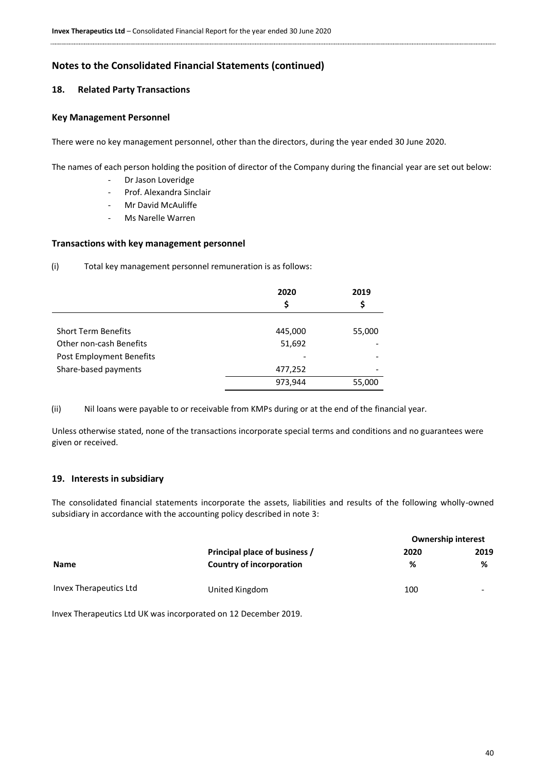## Notes to the Consolidated Financial Statements (continued)

### 18. Related Party Transactions

#### Key Management Personnel

There were no key management personnel, other than the directors, during the year ended 30 June 2020.

The names of each person holding the position of director of the Company during the financial year are set out below:

- Dr Jason Loveridge
- Prof. Alexandra Sinclair
- Mr David McAuliffe
- Ms Narelle Warren

#### Transactions with key management personnel

(i) Total key management personnel remuneration is as follows:

| | 2020 $ | 2019 $ |
|---|---|---|
| Short Term Benefits | 445,000 | 55,000 |
| Other non-cash Benefits | 51,692 | - |
| Post Employment Benefits | - | - |
| Share-based payments | 477,252 | - |
| | 973,944 | 55,000 |

(ii) Nil loans were payable to or receivable from KMPs during or at the end of the financial year.

Unless otherwise stated, none of the transactions incorporate special terms and conditions and no guarantees were given or received.

### 19. Interests in subsidiary

The consolidated financial statements incorporate the assets, liabilities and results of the following wholly-owned subsidiary in accordance with the accounting policy described in note 3:

| | | Ownership interest | |
|---|---|---|---|
| **Name** | **Principal place of business / Country of incorporation** | **2020 %** | **2019 %** |
| Invex Therapeutics Ltd | United Kingdom | 100 | - |

Invex Therapeutics Ltd UK was incorporated on 12 December 2019.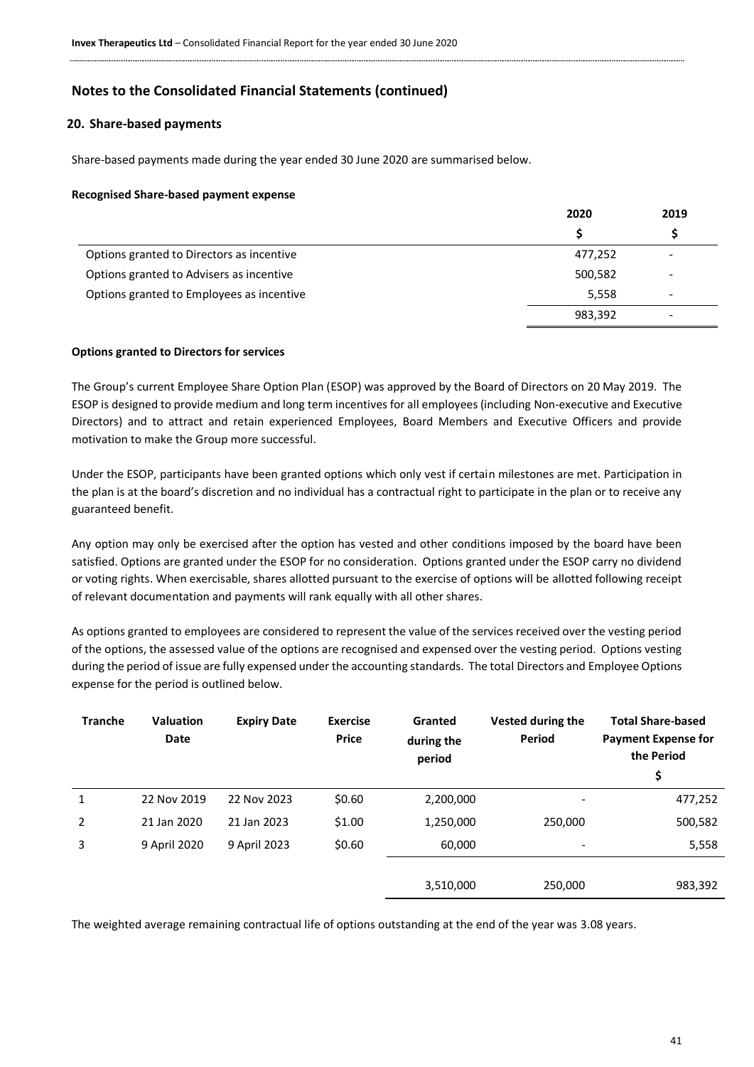## Notes to the Consolidated Financial Statements (continued)

### 20. Share-based payments

Share-based payments made during the year ended 30 June 2020 are summarised below.

**Recognised Share-based payment expense**

| | 2020 | 2019 |
|---|---|---|
| | $ | $ |
| Options granted to Directors as incentive | 477,252 | - |
| Options granted to Advisers as incentive | 500,582 | - |
| Options granted to Employees as incentive | 5,558 | - |
| | 983,392 | - |

**Options granted to Directors for services**

The Group's current Employee Share Option Plan (ESOP) was approved by the Board of Directors on 20 May 2019. The ESOP is designed to provide medium and long term incentives for all employees (including Non-executive and Executive Directors) and to attract and retain experienced Employees, Board Members and Executive Officers and provide motivation to make the Group more successful.

Under the ESOP, participants have been granted options which only vest if certain milestones are met. Participation in the plan is at the board's discretion and no individual has a contractual right to participate in the plan or to receive any guaranteed benefit.

Any option may only be exercised after the option has vested and other conditions imposed by the board have been satisfied. Options are granted under the ESOP for no consideration. Options granted under the ESOP carry no dividend or voting rights. When exercisable, shares allotted pursuant to the exercise of options will be allotted following receipt of relevant documentation and payments will rank equally with all other shares.

As options granted to employees are considered to represent the value of the services received over the vesting period of the options, the assessed value of the options are recognised and expensed over the vesting period. Options vesting during the period of issue are fully expensed under the accounting standards. The total Directors and Employee Options expense for the period is outlined below.

| Tranche | Valuation Date | Expiry Date | Exercise Price | Granted during the period | Vested during the Period | Total Share-based Payment Expense for the Period $ |
|---|---|---|---|---|---|---|
| 1 | 22 Nov 2019 | 22 Nov 2023 | $0.60 | 2,200,000 | - | 477,252 |
| 2 | 21 Jan 2020 | 21 Jan 2023 | $1.00 | 1,250,000 | 250,000 | 500,582 |
| 3 | 9 April 2020 | 9 April 2023 | $0.60 | 60,000 | - | 5,558 |
| | | | | 3,510,000 | 250,000 | 983,392 |

The weighted average remaining contractual life of options outstanding at the end of the year was 3.08 years.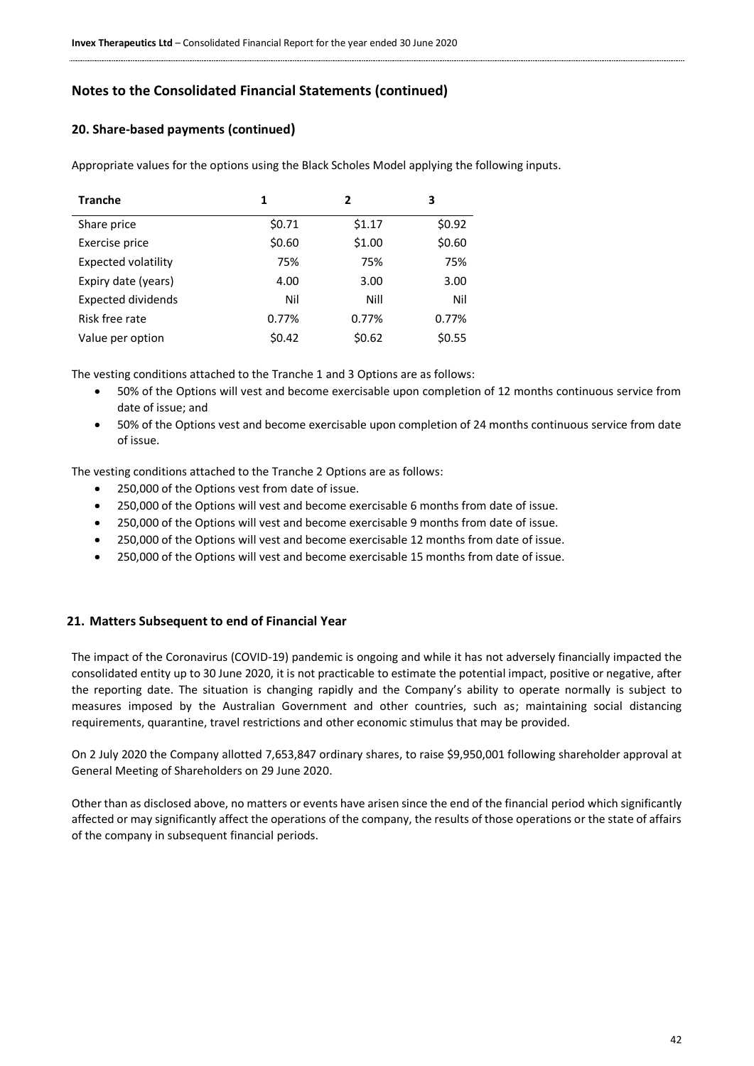## Notes to the Consolidated Financial Statements (continued)

### 20. Share-based payments (continued)

Appropriate values for the options using the Black Scholes Model applying the following inputs.

| Tranche | 1 | 2 | 3 |
|---|---|---|---|
| Share price | $0.71 | $1.17 | $0.92 |
| Exercise price | $0.60 | $1.00 | $0.60 |
| Expected volatility | 75% | 75% | 75% |
| Expiry date (years) | 4.00 | 3.00 | 3.00 |
| Expected dividends | Nil | Nill | Nil |
| Risk free rate | 0.77% | 0.77% | 0.77% |
| Value per option | $0.42 | $0.62 | $0.55 |

The vesting conditions attached to the Tranche 1 and 3 Options are as follows:

- 50% of the Options will vest and become exercisable upon completion of 12 months continuous service from date of issue; and
- 50% of the Options vest and become exercisable upon completion of 24 months continuous service from date of issue.

The vesting conditions attached to the Tranche 2 Options are as follows:

- 250,000 of the Options vest from date of issue.
- 250,000 of the Options will vest and become exercisable 6 months from date of issue.
- 250,000 of the Options will vest and become exercisable 9 months from date of issue.
- 250,000 of the Options will vest and become exercisable 12 months from date of issue.
- 250,000 of the Options will vest and become exercisable 15 months from date of issue.

### 21. Matters Subsequent to end of Financial Year

The impact of the Coronavirus (COVID-19) pandemic is ongoing and while it has not adversely financially impacted the consolidated entity up to 30 June 2020, it is not practicable to estimate the potential impact, positive or negative, after the reporting date. The situation is changing rapidly and the Company's ability to operate normally is subject to measures imposed by the Australian Government and other countries, such as; maintaining social distancing requirements, quarantine, travel restrictions and other economic stimulus that may be provided.

On 2 July 2020 the Company allotted 7,653,847 ordinary shares, to raise $9,950,001 following shareholder approval at General Meeting of Shareholders on 29 June 2020.

Other than as disclosed above, no matters or events have arisen since the end of the financial period which significantly affected or may significantly affect the operations of the company, the results of those operations or the state of affairs of the company in subsequent financial periods.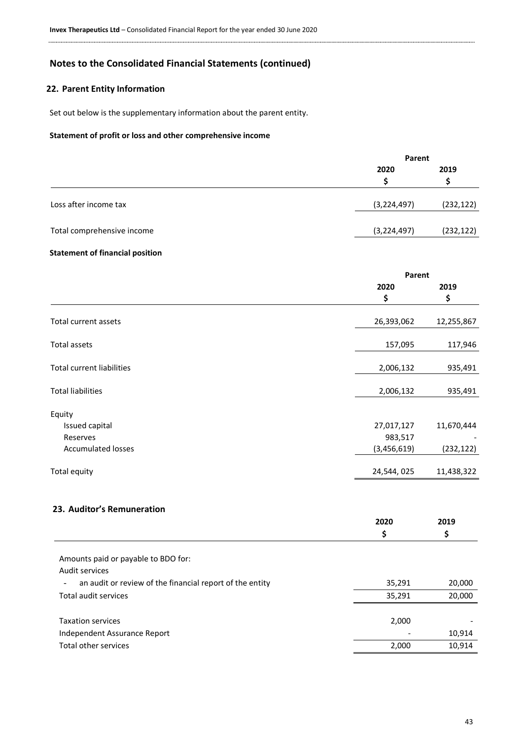## Notes to the Consolidated Financial Statements (continued)

### 22. Parent Entity Information

Set out below is the supplementary information about the parent entity.

**Statement of profit or loss and other comprehensive income**

| | Parent | |
|---|---|---|
| | 2020 | 2019 |
| | $ | $ |
| Loss after income tax | (3,224,497) | (232,122) |
| Total comprehensive income | (3,224,497) | (232,122) |

**Statement of financial position**

| | Parent | |
|---|---|---|
| | 2020 | 2019 |
| | $ | $ |
| Total current assets | 26,393,062 | 12,255,867 |
| Total assets | 157,095 | 117,946 |
| Total current liabilities | 2,006,132 | 935,491 |
| Total liabilities | 2,006,132 | 935,491 |
| Equity | | |
| Issued capital | 27,017,127 | 11,670,444 |
| Reserves | 983,517 | - |
| Accumulated losses | (3,456,619) | (232,122) |
| Total equity | 24,544, 025 | 11,438,322 |

### 23. Auditor's Remuneration

| | 2020 | 2019 |
|---|---|---|
| | $ | $ |
| Amounts paid or payable to BDO for: | | |
| Audit services | | |
| - an audit or review of the financial report of the entity | 35,291 | 20,000 |
| Total audit services | 35,291 | 20,000 |
| Taxation services | 2,000 | - |
| Independent Assurance Report | - | 10,914 |
| Total other services | 2,000 | 10,914 |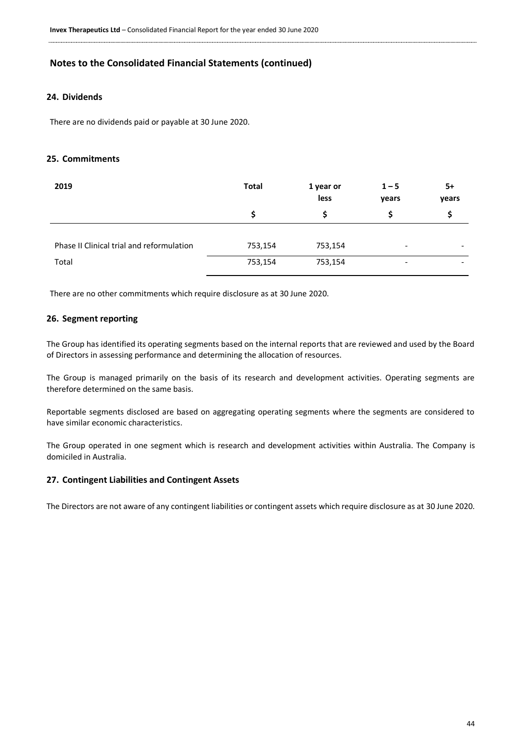## Notes to the Consolidated Financial Statements (continued)

### 24. Dividends

There are no dividends paid or payable at 30 June 2020.

### 25. Commitments

| 2019 | Total | 1 year or less | 1 – 5 years | 5+ years |
|---|---|---|---|---|
| | $ | $ | $ | $ |
| Phase II Clinical trial and reformulation | 753,154 | 753,154 | - | - |
| Total | 753,154 | 753,154 | - | - |

There are no other commitments which require disclosure as at 30 June 2020.

### 26. Segment reporting

The Group has identified its operating segments based on the internal reports that are reviewed and used by the Board of Directors in assessing performance and determining the allocation of resources.

The Group is managed primarily on the basis of its research and development activities. Operating segments are therefore determined on the same basis.

Reportable segments disclosed are based on aggregating operating segments where the segments are considered to have similar economic characteristics.

The Group operated in one segment which is research and development activities within Australia. The Company is domiciled in Australia.

### 27. Contingent Liabilities and Contingent Assets

The Directors are not aware of any contingent liabilities or contingent assets which require disclosure as at 30 June 2020.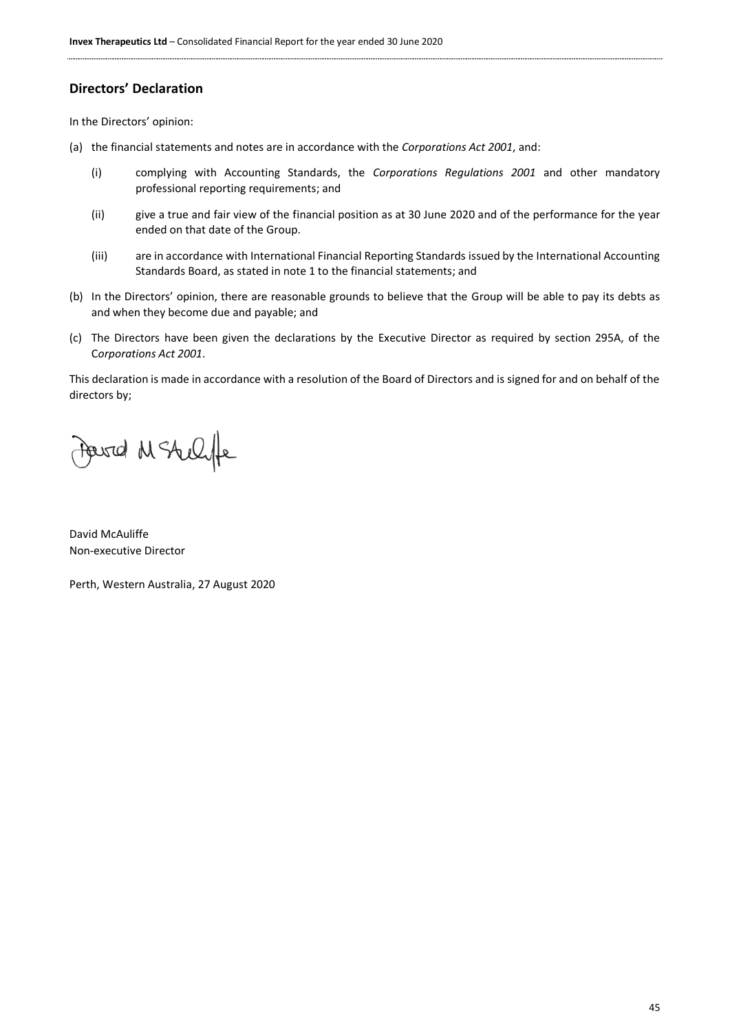## Directors' Declaration

In the Directors' opinion:

(a) the financial statements and notes are in accordance with the *Corporations Act 2001*, and:

  (i) complying with Accounting Standards, the *Corporations Regulations 2001* and other mandatory professional reporting requirements; and

  (ii) give a true and fair view of the financial position as at 30 June 2020 and of the performance for the year ended on that date of the Group.

  (iii) are in accordance with International Financial Reporting Standards issued by the International Accounting Standards Board, as stated in note 1 to the financial statements; and

(b) In the Directors' opinion, there are reasonable grounds to believe that the Group will be able to pay its debts as and when they become due and payable; and

(c) The Directors have been given the declarations by the Executive Director as required by section 295A, of the C*orporations Act 2001*.

This declaration is made in accordance with a resolution of the Board of Directors and is signed for and on behalf of the directors by;

David McAuliffe
Non-executive Director

Perth, Western Australia, 27 August 2020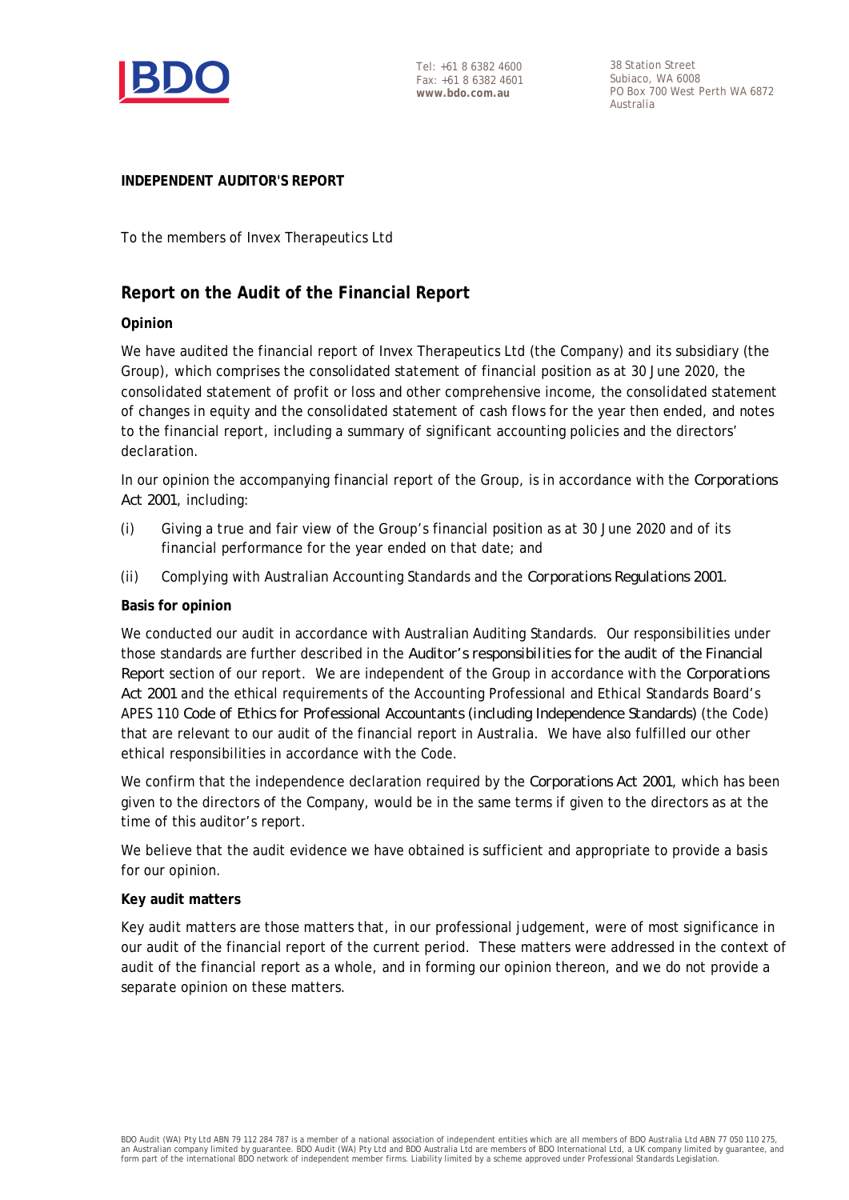**INDEPENDENT AUDITOR'S REPORT**

To the members of Invex Therapeutics Ltd

## Report on the Audit of the Financial Report

**Opinion**

We have audited the financial report of Invex Therapeutics Ltd (the Company) and its subsidiary (the Group), which comprises the consolidated statement of financial position as at 30 June 2020, the consolidated statement of profit or loss and other comprehensive income, the consolidated statement of changes in equity and the consolidated statement of cash flows for the year then ended, and notes to the financial report, including a summary of significant accounting policies and the directors' declaration.

In our opinion the accompanying financial report of the Group, is in accordance with the *Corporations Act 2001*, including:

(i) Giving a true and fair view of the Group's financial position as at 30 June 2020 and of its financial performance for the year ended on that date; and

(ii) Complying with Australian Accounting Standards and the *Corporations Regulations 2001*.

**Basis for opinion**

We conducted our audit in accordance with Australian Auditing Standards. Our responsibilities under those standards are further described in the *Auditor's responsibilities for the audit of the Financial Report* section of our report. We are independent of the Group in accordance with the *Corporations Act 2001* and the ethical requirements of the Accounting Professional and Ethical Standards Board's APES 110 *Code of Ethics for Professional Accountants (including Independence Standards)* (the Code) that are relevant to our audit of the financial report in Australia. We have also fulfilled our other ethical responsibilities in accordance with the Code.

We confirm that the independence declaration required by the *Corporations Act 2001*, which has been given to the directors of the Company, would be in the same terms if given to the directors as at the time of this auditor's report.

We believe that the audit evidence we have obtained is sufficient and appropriate to provide a basis for our opinion.

**Key audit matters**

Key audit matters are those matters that, in our professional judgement, were of most significance in our audit of the financial report of the current period. These matters were addressed in the context of audit of the financial report as a whole, and in forming our opinion thereon, and we do not provide a separate opinion on these matters.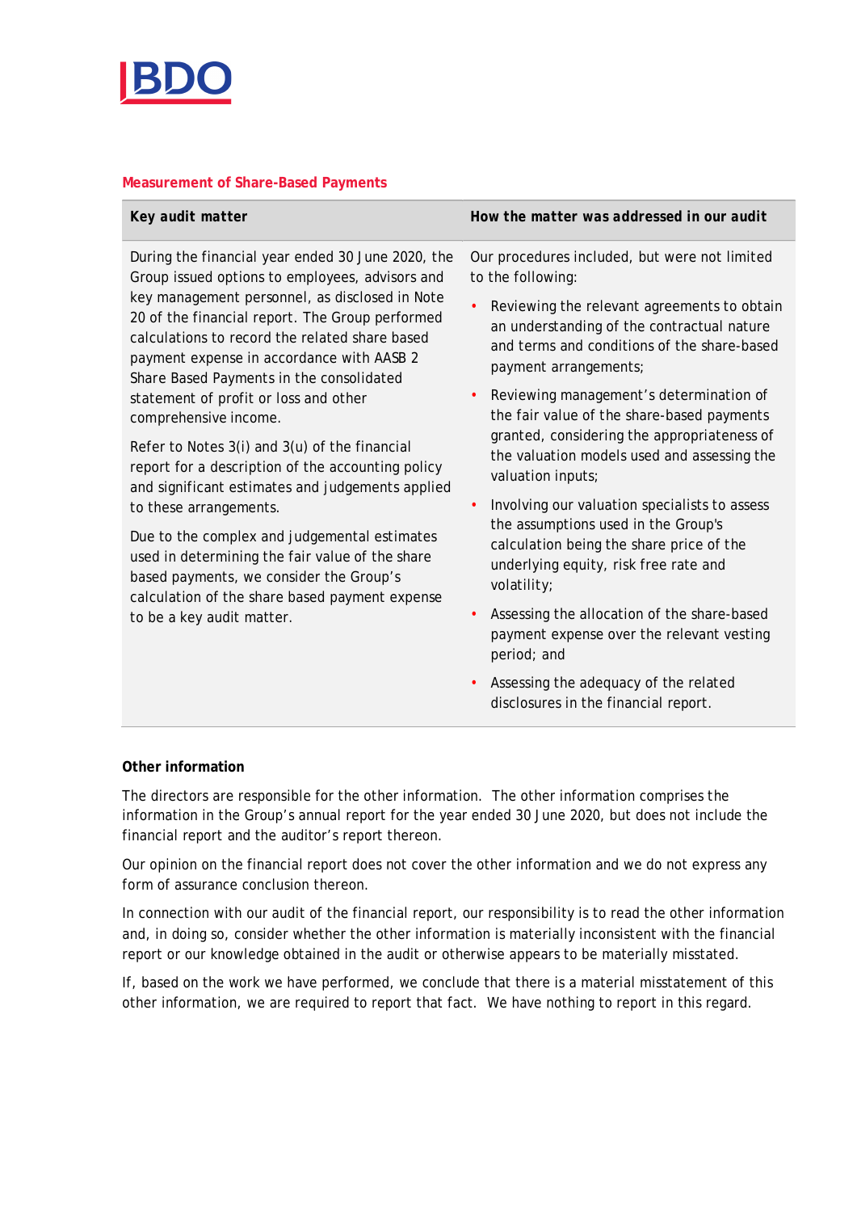### Measurement of Share-Based Payments

| Key audit matter | How the matter was addressed in our audit |
|---|---|
| During the financial year ended 30 June 2020, the Group issued options to employees, advisors and key management personnel, as disclosed in Note 20 of the financial report. The Group performed calculations to record the related share based payment expense in accordance with AASB 2 Share Based Payments in the consolidated statement of profit or loss and other comprehensive income.<br><br>Refer to Notes 3(i) and 3(u) of the financial report for a description of the accounting policy and significant estimates and judgements applied to these arrangements.<br><br>Due to the complex and judgemental estimates used in determining the fair value of the share based payments, we consider the Group's calculation of the share based payment expense to be a key audit matter. | Our procedures included, but were not limited to the following:<br><br>• Reviewing the relevant agreements to obtain an understanding of the contractual nature and terms and conditions of the share-based payment arrangements;<br>• Reviewing management's determination of the fair value of the share-based payments granted, considering the appropriateness of the valuation models used and assessing the valuation inputs;<br>• Involving our valuation specialists to assess the assumptions used in the Group's calculation being the share price of the underlying equity, risk free rate and volatility;<br>• Assessing the allocation of the share-based payment expense over the relevant vesting period; and<br>• Assessing the adequacy of the related disclosures in the financial report. |

**Other information**

The directors are responsible for the other information. The other information comprises the information in the Group's annual report for the year ended 30 June 2020, but does not include the financial report and the auditor's report thereon.

Our opinion on the financial report does not cover the other information and we do not express any form of assurance conclusion thereon.

In connection with our audit of the financial report, our responsibility is to read the other information and, in doing so, consider whether the other information is materially inconsistent with the financial report or our knowledge obtained in the audit or otherwise appears to be materially misstated.

If, based on the work we have performed, we conclude that there is a material misstatement of this other information, we are required to report that fact. We have nothing to report in this regard.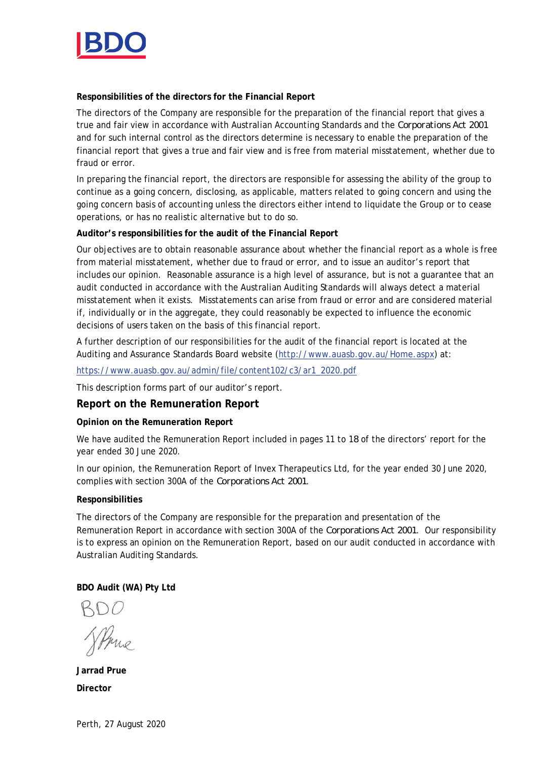**Responsibilities of the directors for the Financial Report**

The directors of the Company are responsible for the preparation of the financial report that gives a true and fair view in accordance with Australian Accounting Standards and the *Corporations Act 2001* and for such internal control as the directors determine is necessary to enable the preparation of the financial report that gives a true and fair view and is free from material misstatement, whether due to fraud or error.

In preparing the financial report, the directors are responsible for assessing the ability of the group to continue as a going concern, disclosing, as applicable, matters related to going concern and using the going concern basis of accounting unless the directors either intend to liquidate the Group or to cease operations, or has no realistic alternative but to do so.

**Auditor's responsibilities for the audit of the Financial Report**

Our objectives are to obtain reasonable assurance about whether the financial report as a whole is free from material misstatement, whether due to fraud or error, and to issue an auditor's report that includes our opinion. Reasonable assurance is a high level of assurance, but is not a guarantee that an audit conducted in accordance with the Australian Auditing Standards will always detect a material misstatement when it exists. Misstatements can arise from fraud or error and are considered material if, individually or in the aggregate, they could reasonably be expected to influence the economic decisions of users taken on the basis of this financial report.

A further description of our responsibilities for the audit of the financial report is located at the Auditing and Assurance Standards Board website (http://www.auasb.gov.au/Home.aspx) at:

https://www.auasb.gov.au/admin/file/content102/c3/ar1_2020.pdf

This description forms part of our auditor's report.

## Report on the Remuneration Report

**Opinion on the Remuneration Report**

We have audited the Remuneration Report included in pages 11 to 18 of the directors' report for the year ended 30 June 2020.

In our opinion, the Remuneration Report of Invex Therapeutics Ltd, for the year ended 30 June 2020, complies with section 300A of the *Corporations Act 2001*.

**Responsibilities**

The directors of the Company are responsible for the preparation and presentation of the Remuneration Report in accordance with section 300A of the *Corporations Act 2001*. Our responsibility is to express an opinion on the Remuneration Report, based on our audit conducted in accordance with Australian Auditing Standards.

**BDO Audit (WA) Pty Ltd**

BDO

**Jarrad Prue**

**Director**

Perth, 27 August 2020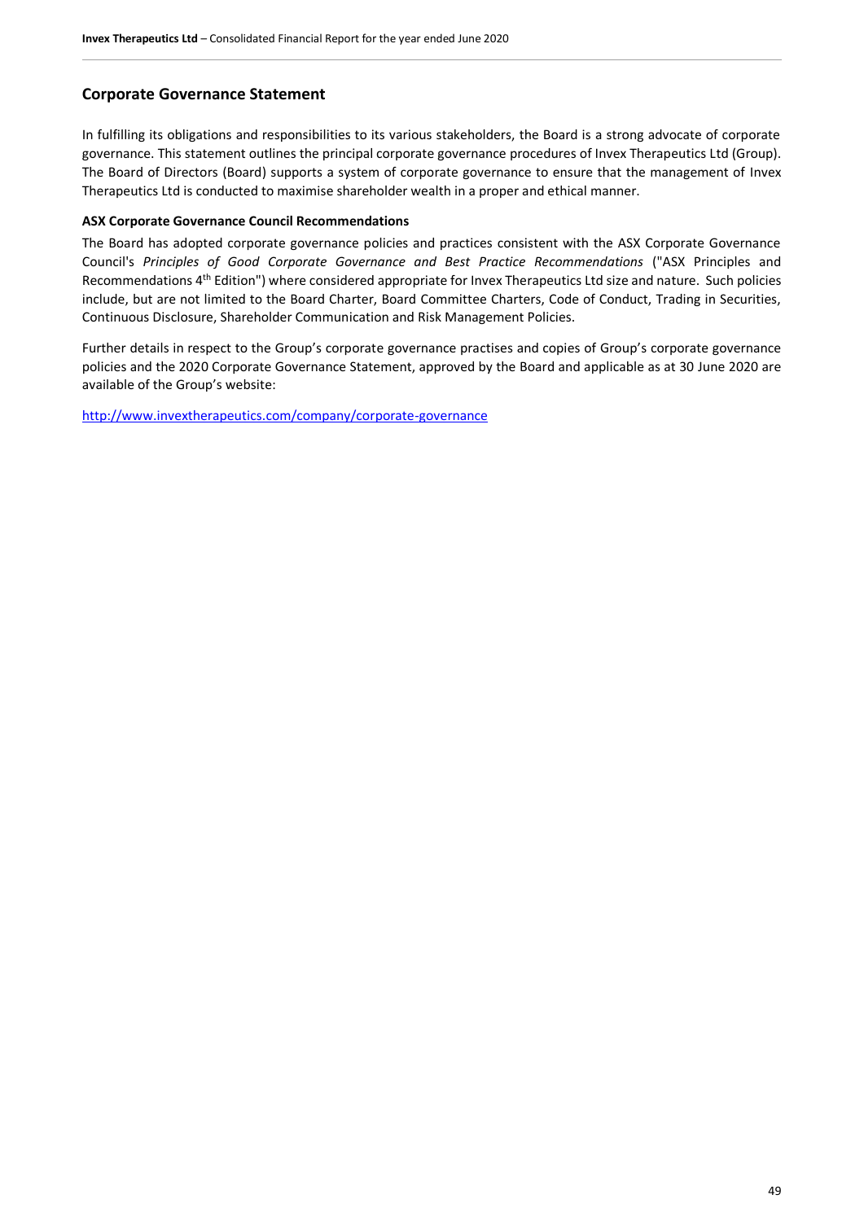## Corporate Governance Statement

In fulfilling its obligations and responsibilities to its various stakeholders, the Board is a strong advocate of corporate governance. This statement outlines the principal corporate governance procedures of Invex Therapeutics Ltd (Group). The Board of Directors (Board) supports a system of corporate governance to ensure that the management of Invex Therapeutics Ltd is conducted to maximise shareholder wealth in a proper and ethical manner.

**ASX Corporate Governance Council Recommendations**

The Board has adopted corporate governance policies and practices consistent with the ASX Corporate Governance Council's *Principles of Good Corporate Governance and Best Practice Recommendations* ("ASX Principles and Recommendations 4th Edition") where considered appropriate for Invex Therapeutics Ltd size and nature. Such policies include, but are not limited to the Board Charter, Board Committee Charters, Code of Conduct, Trading in Securities, Continuous Disclosure, Shareholder Communication and Risk Management Policies.

Further details in respect to the Group's corporate governance practises and copies of Group's corporate governance policies and the 2020 Corporate Governance Statement, approved by the Board and applicable as at 30 June 2020 are available of the Group's website:

http://www.invextherapeutics.com/company/corporate-governance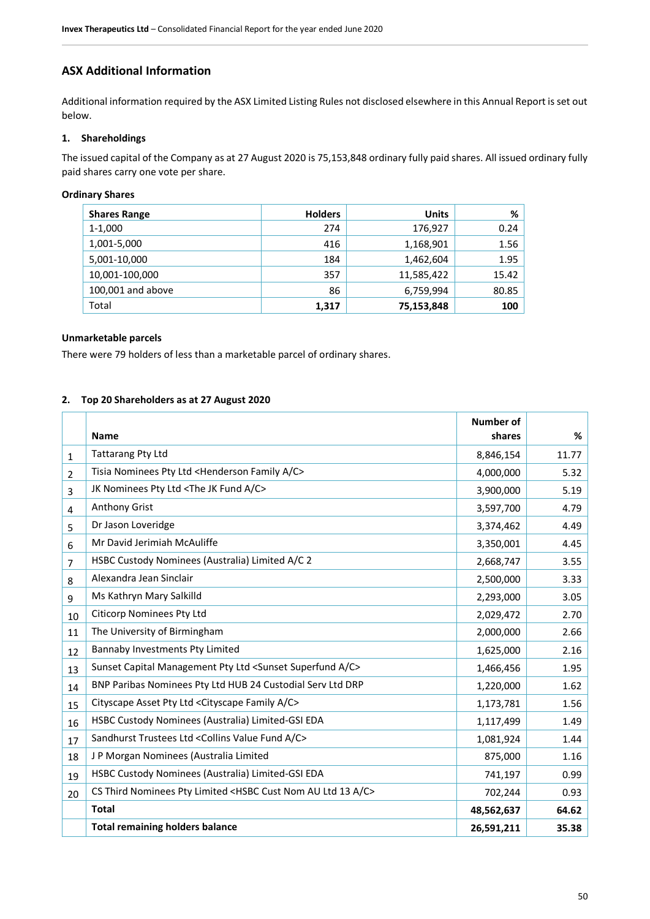## ASX Additional Information

Additional information required by the ASX Limited Listing Rules not disclosed elsewhere in this Annual Report is set out below.

### 1. Shareholdings

The issued capital of the Company as at 27 August 2020 is 75,153,848 ordinary fully paid shares. All issued ordinary fully paid shares carry one vote per share.

**Ordinary Shares**

| Shares Range | Holders | Units | % |
|---|---|---|---|
| 1-1,000 | 274 | 176,927 | 0.24 |
| 1,001-5,000 | 416 | 1,168,901 | 1.56 |
| 5,001-10,000 | 184 | 1,462,604 | 1.95 |
| 10,001-100,000 | 357 | 11,585,422 | 15.42 |
| 100,001 and above | 86 | 6,759,994 | 80.85 |
| Total | **1,317** | **75,153,848** | **100** |

**Unmarketable parcels**

There were 79 holders of less than a marketable parcel of ordinary shares.

### 2. Top 20 Shareholders as at 27 August 2020

| | Name | Number of shares | % |
|---|---|---|---|
| 1 | Tattarang Pty Ltd | 8,846,154 | 11.77 |
| 2 | Tisia Nominees Pty Ltd <Henderson Family A/C> | 4,000,000 | 5.32 |
| 3 | JK Nominees Pty Ltd <The JK Fund A/C> | 3,900,000 | 5.19 |
| 4 | Anthony Grist | 3,597,700 | 4.79 |
| 5 | Dr Jason Loveridge | 3,374,462 | 4.49 |
| 6 | Mr David Jerimiah McAuliffe | 3,350,001 | 4.45 |
| 7 | HSBC Custody Nominees (Australia) Limited A/C 2 | 2,668,747 | 3.55 |
| 8 | Alexandra Jean Sinclair | 2,500,000 | 3.33 |
| 9 | Ms Kathryn Mary Salkilld | 2,293,000 | 3.05 |
| 10 | Citicorp Nominees Pty Ltd | 2,029,472 | 2.70 |
| 11 | The University of Birmingham | 2,000,000 | 2.66 |
| 12 | Bannaby Investments Pty Limited | 1,625,000 | 2.16 |
| 13 | Sunset Capital Management Pty Ltd <Sunset Superfund A/C> | 1,466,456 | 1.95 |
| 14 | BNP Paribas Nominees Pty Ltd HUB 24 Custodial Serv Ltd DRP | 1,220,000 | 1.62 |
| 15 | Cityscape Asset Pty Ltd <Cityscape Family A/C> | 1,173,781 | 1.56 |
| 16 | HSBC Custody Nominees (Australia) Limited-GSI EDA | 1,117,499 | 1.49 |
| 17 | Sandhurst Trustees Ltd <Collins Value Fund A/C> | 1,081,924 | 1.44 |
| 18 | J P Morgan Nominees (Australia Limited | 875,000 | 1.16 |
| 19 | HSBC Custody Nominees (Australia) Limited-GSI EDA | 741,197 | 0.99 |
| 20 | CS Third Nominees Pty Limited <HSBC Cust Nom AU Ltd 13 A/C> | 702,244 | 0.93 |
| | **Total** | **48,562,637** | **64.62** |
| | **Total remaining holders balance** | **26,591,211** | **35.38** |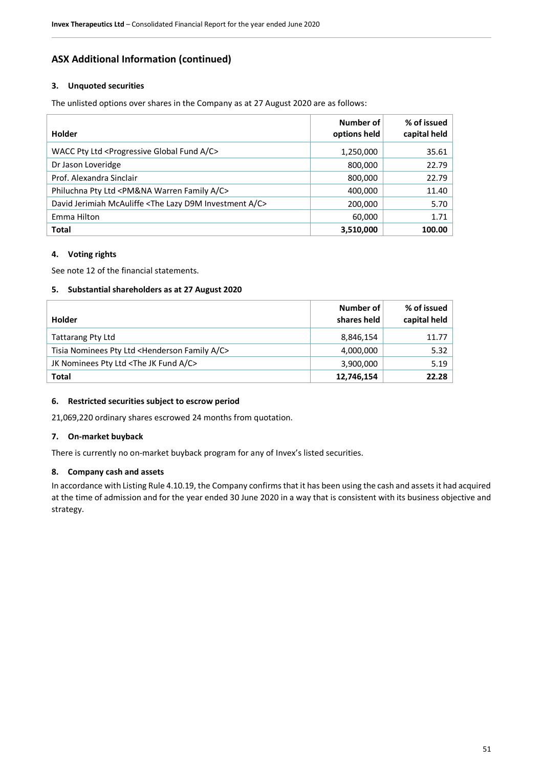## ASX Additional Information (continued)

### 3. Unquoted securities

The unlisted options over shares in the Company as at 27 August 2020 are as follows:

| Holder | Number of options held | % of issued capital held |
|---|---|---|
| WACC Pty Ltd <Progressive Global Fund A/C> | 1,250,000 | 35.61 |
| Dr Jason Loveridge | 800,000 | 22.79 |
| Prof. Alexandra Sinclair | 800,000 | 22.79 |
| Philuchna Pty Ltd <PM&NA Warren Family A/C> | 400,000 | 11.40 |
| David Jerimiah McAuliffe <The Lazy D9M Investment A/C> | 200,000 | 5.70 |
| Emma Hilton | 60,000 | 1.71 |
| **Total** | **3,510,000** | **100.00** |

### 4. Voting rights

See note 12 of the financial statements.

### 5. Substantial shareholders as at 27 August 2020

| Holder | Number of shares held | % of issued capital held |
|---|---|---|
| Tattarang Pty Ltd | 8,846,154 | 11.77 |
| Tisia Nominees Pty Ltd <Henderson Family A/C> | 4,000,000 | 5.32 |
| JK Nominees Pty Ltd <The JK Fund A/C> | 3,900,000 | 5.19 |
| **Total** | **12,746,154** | **22.28** |

### 6. Restricted securities subject to escrow period

21,069,220 ordinary shares escrowed 24 months from quotation.

### 7. On-market buyback

There is currently no on-market buyback program for any of Invex's listed securities.

### 8. Company cash and assets

In accordance with Listing Rule 4.10.19, the Company confirms that it has been using the cash and assets it had acquired at the time of admission and for the year ended 30 June 2020 in a way that is consistent with its business objective and strategy.